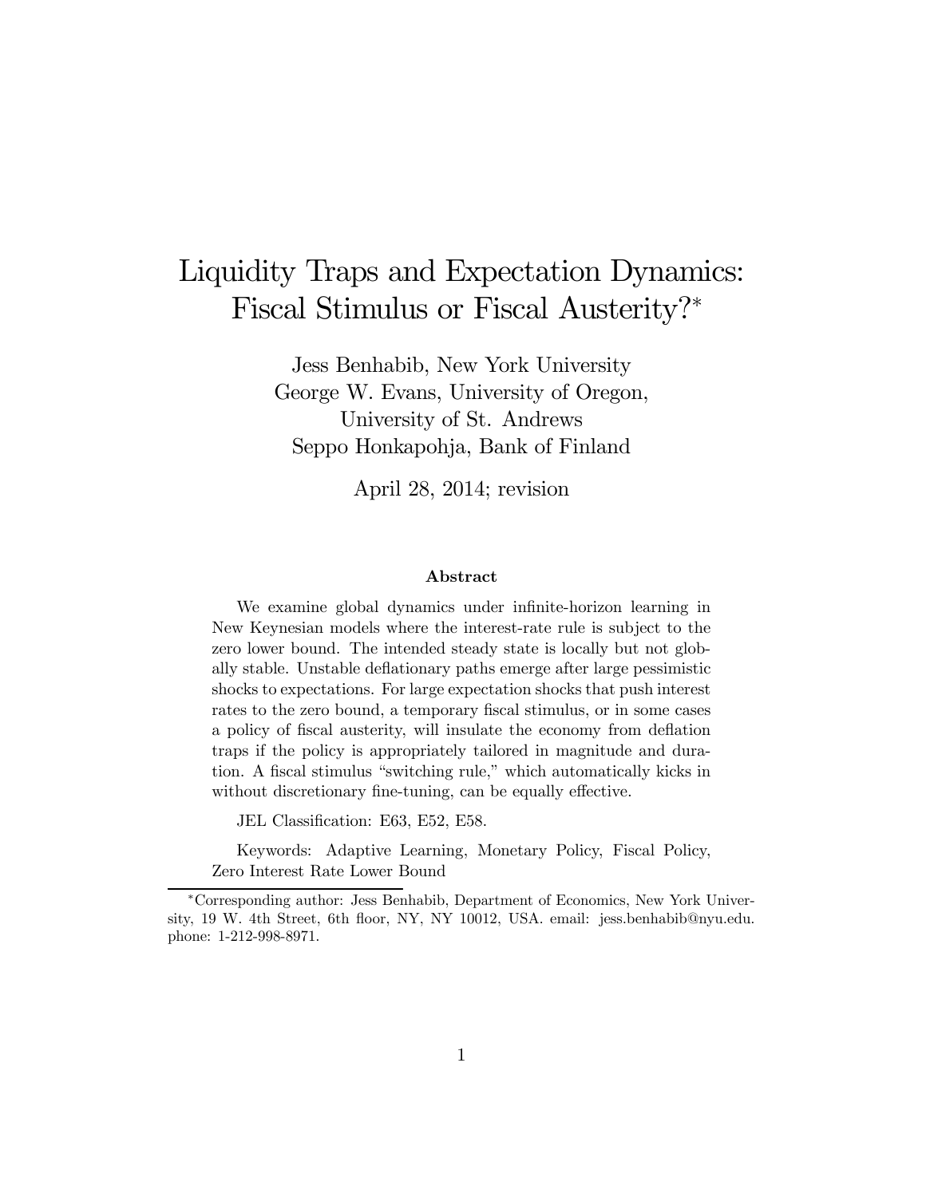# Liquidity Traps and Expectation Dynamics: Fiscal Stimulus or Fiscal Austerity?*

Jess Benhabib, New York University
George W. Evans, University of Oregon,
University of St. Andrews
Seppo Honkapohja, Bank of Finland

April 28, 2014; revision

### Abstract

We examine global dynamics under infinite-horizon learning in New Keynesian models where the interest-rate rule is subject to the zero lower bound. The intended steady state is locally but not globally stable. Unstable deflationary paths emerge after large pessimistic shocks to expectations. For large expectation shocks that push interest rates to the zero bound, a temporary fiscal stimulus, or in some cases a policy of fiscal austerity, will insulate the economy from deflation traps if the policy is appropriately tailored in magnitude and duration. A fiscal stimulus "switching rule," which automatically kicks in without discretionary fine-tuning, can be equally effective.

JEL Classification: E63, E52, E58.

Keywords: Adaptive Learning, Monetary Policy, Fiscal Policy, Zero Interest Rate Lower Bound

*Corresponding author: Jess Benhabib, Department of Economics, New York University, 19 W. 4th Street, 6th floor, NY, NY 10012, USA. email: jess.benhabib@nyu.edu. phone: 1-212-998-8971.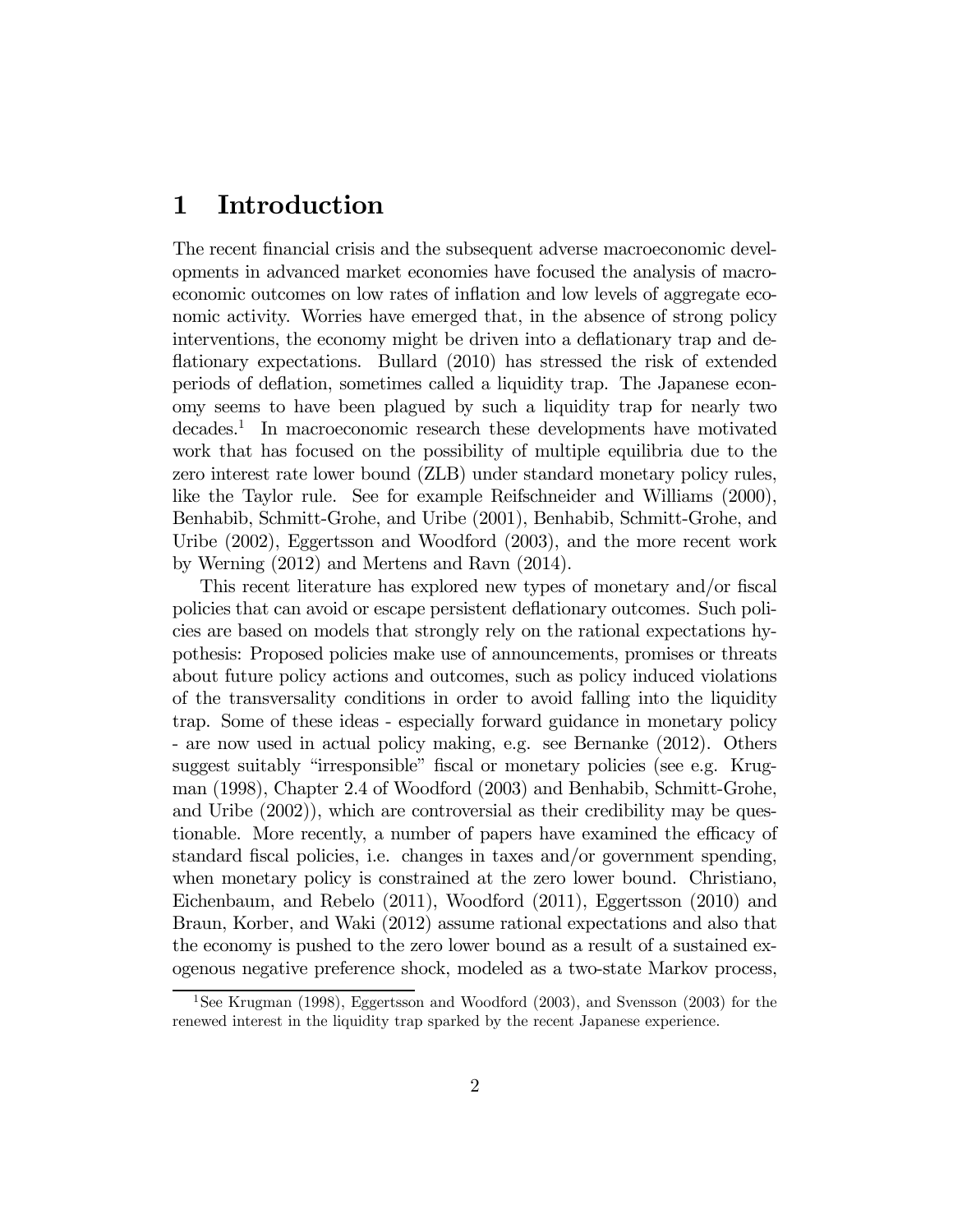# 1 Introduction

The recent financial crisis and the subsequent adverse macroeconomic developments in advanced market economies have focused the analysis of macroeconomic outcomes on low rates of inflation and low levels of aggregate economic activity. Worries have emerged that, in the absence of strong policy interventions, the economy might be driven into a deflationary trap and deflationary expectations. Bullard (2010) has stressed the risk of extended periods of deflation, sometimes called a liquidity trap. The Japanese economy seems to have been plagued by such a liquidity trap for nearly two decades.[1] In macroeconomic research these developments have motivated work that has focused on the possibility of multiple equilibria due to the zero interest rate lower bound (ZLB) under standard monetary policy rules, like the Taylor rule. See for example Reifschneider and Williams (2000), Benhabib, Schmitt-Grohe, and Uribe (2001), Benhabib, Schmitt-Grohe, and Uribe (2002), Eggertsson and Woodford (2003), and the more recent work by Werning (2012) and Mertens and Ravn (2014).

This recent literature has explored new types of monetary and/or fiscal policies that can avoid or escape persistent deflationary outcomes. Such policies are based on models that strongly rely on the rational expectations hypothesis: Proposed policies make use of announcements, promises or threats about future policy actions and outcomes, such as policy induced violations of the transversality conditions in order to avoid falling into the liquidity trap. Some of these ideas - especially forward guidance in monetary policy - are now used in actual policy making, e.g. see Bernanke (2012). Others suggest suitably "irresponsible" fiscal or monetary policies (see e.g. Krugman (1998), Chapter 2.4 of Woodford (2003) and Benhabib, Schmitt-Grohe, and Uribe (2002)), which are controversial as their credibility may be questionable. More recently, a number of papers have examined the efficacy of standard fiscal policies, i.e. changes in taxes and/or government spending, when monetary policy is constrained at the zero lower bound. Christiano, Eichenbaum, and Rebelo (2011), Woodford (2011), Eggertsson (2010) and Braun, Korber, and Waki (2012) assume rational expectations and also that the economy is pushed to the zero lower bound as a result of a sustained exogenous negative preference shock, modeled as a two-state Markov process,

[1] See Krugman (1998), Eggertsson and Woodford (2003), and Svensson (2003) for the renewed interest in the liquidity trap sparked by the recent Japanese experience.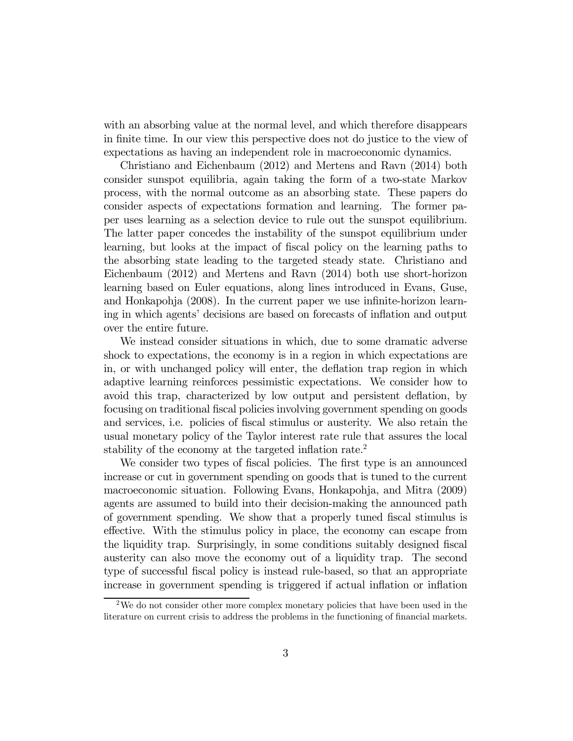with an absorbing value at the normal level, and which therefore disappears in finite time. In our view this perspective does not do justice to the view of expectations as having an independent role in macroeconomic dynamics.

Christiano and Eichenbaum (2012) and Mertens and Ravn (2014) both consider sunspot equilibria, again taking the form of a two-state Markov process, with the normal outcome as an absorbing state. These papers do consider aspects of expectations formation and learning. The former paper uses learning as a selection device to rule out the sunspot equilibrium. The latter paper concedes the instability of the sunspot equilibrium under learning, but looks at the impact of fiscal policy on the learning paths to the absorbing state leading to the targeted steady state. Christiano and Eichenbaum (2012) and Mertens and Ravn (2014) both use short-horizon learning based on Euler equations, along lines introduced in Evans, Guse, and Honkapohja (2008). In the current paper we use infinite-horizon learning in which agents' decisions are based on forecasts of inflation and output over the entire future.

We instead consider situations in which, due to some dramatic adverse shock to expectations, the economy is in a region in which expectations are in, or with unchanged policy will enter, the deflation trap region in which adaptive learning reinforces pessimistic expectations. We consider how to avoid this trap, characterized by low output and persistent deflation, by focusing on traditional fiscal policies involving government spending on goods and services, i.e. policies of fiscal stimulus or austerity. We also retain the usual monetary policy of the Taylor interest rate rule that assures the local stability of the economy at the targeted inflation rate.[2]

We consider two types of fiscal policies. The first type is an announced increase or cut in government spending on goods that is tuned to the current macroeconomic situation. Following Evans, Honkapohja, and Mitra (2009) agents are assumed to build into their decision-making the announced path of government spending. We show that a properly tuned fiscal stimulus is effective. With the stimulus policy in place, the economy can escape from the liquidity trap. Surprisingly, in some conditions suitably designed fiscal austerity can also move the economy out of a liquidity trap. The second type of successful fiscal policy is instead rule-based, so that an appropriate increase in government spending is triggered if actual inflation or inflation

[2]We do not consider other more complex monetary policies that have been used in the literature on current crisis to address the problems in the functioning of financial markets.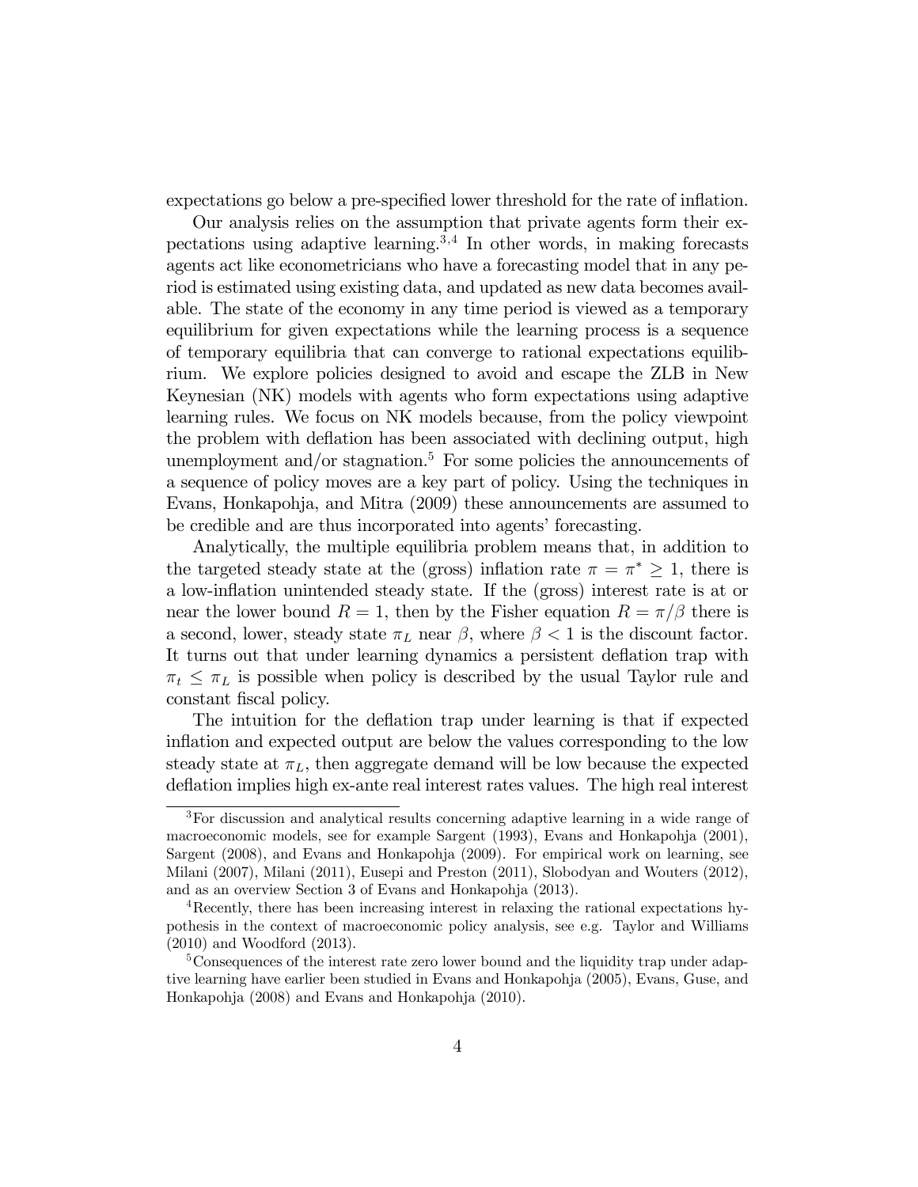expectations go below a pre-specified lower threshold for the rate of inflation.

Our analysis relies on the assumption that private agents form their expectations using adaptive learning.[3,4] In other words, in making forecasts agents act like econometricians who have a forecasting model that in any period is estimated using existing data, and updated as new data becomes available. The state of the economy in any time period is viewed as a temporary equilibrium for given expectations while the learning process is a sequence of temporary equilibria that can converge to rational expectations equilibrium. We explore policies designed to avoid and escape the ZLB in New Keynesian (NK) models with agents who form expectations using adaptive learning rules. We focus on NK models because, from the policy viewpoint the problem with deflation has been associated with declining output, high unemployment and/or stagnation.[5] For some policies the announcements of a sequence of policy moves are a key part of policy. Using the techniques in Evans, Honkapohja, and Mitra (2009) these announcements are assumed to be credible and are thus incorporated into agents' forecasting.

Analytically, the multiple equilibria problem means that, in addition to the targeted steady state at the (gross) inflation rate $\pi = \pi^* \geq 1$, there is a low-inflation unintended steady state. If the (gross) interest rate is at or near the lower bound $R = 1$, then by the Fisher equation $R = \pi/\beta$ there is a second, lower, steady state $\pi_L$ near $\beta$, where $\beta < 1$ is the discount factor. It turns out that under learning dynamics a persistent deflation trap with $\pi_t \leq \pi_L$ is possible when policy is described by the usual Taylor rule and constant fiscal policy.

The intuition for the deflation trap under learning is that if expected inflation and expected output are below the values corresponding to the low steady state at $\pi_L$, then aggregate demand will be low because the expected deflation implies high ex-ante real interest rates values. The high real interest

---

[3] For discussion and analytical results concerning adaptive learning in a wide range of macroeconomic models, see for example Sargent (1993), Evans and Honkapohja (2001), Sargent (2008), and Evans and Honkapohja (2009). For empirical work on learning, see Milani (2007), Milani (2011), Eusepi and Preston (2011), Slobodyan and Wouters (2012), and as an overview Section 3 of Evans and Honkapohja (2013).

[4] Recently, there has been increasing interest in relaxing the rational expectations hypothesis in the context of macroeconomic policy analysis, see e.g. Taylor and Williams (2010) and Woodford (2013).

[5] Consequences of the interest rate zero lower bound and the liquidity trap under adaptive learning have earlier been studied in Evans and Honkapohja (2005), Evans, Guse, and Honkapohja (2008) and Evans and Honkapohja (2010).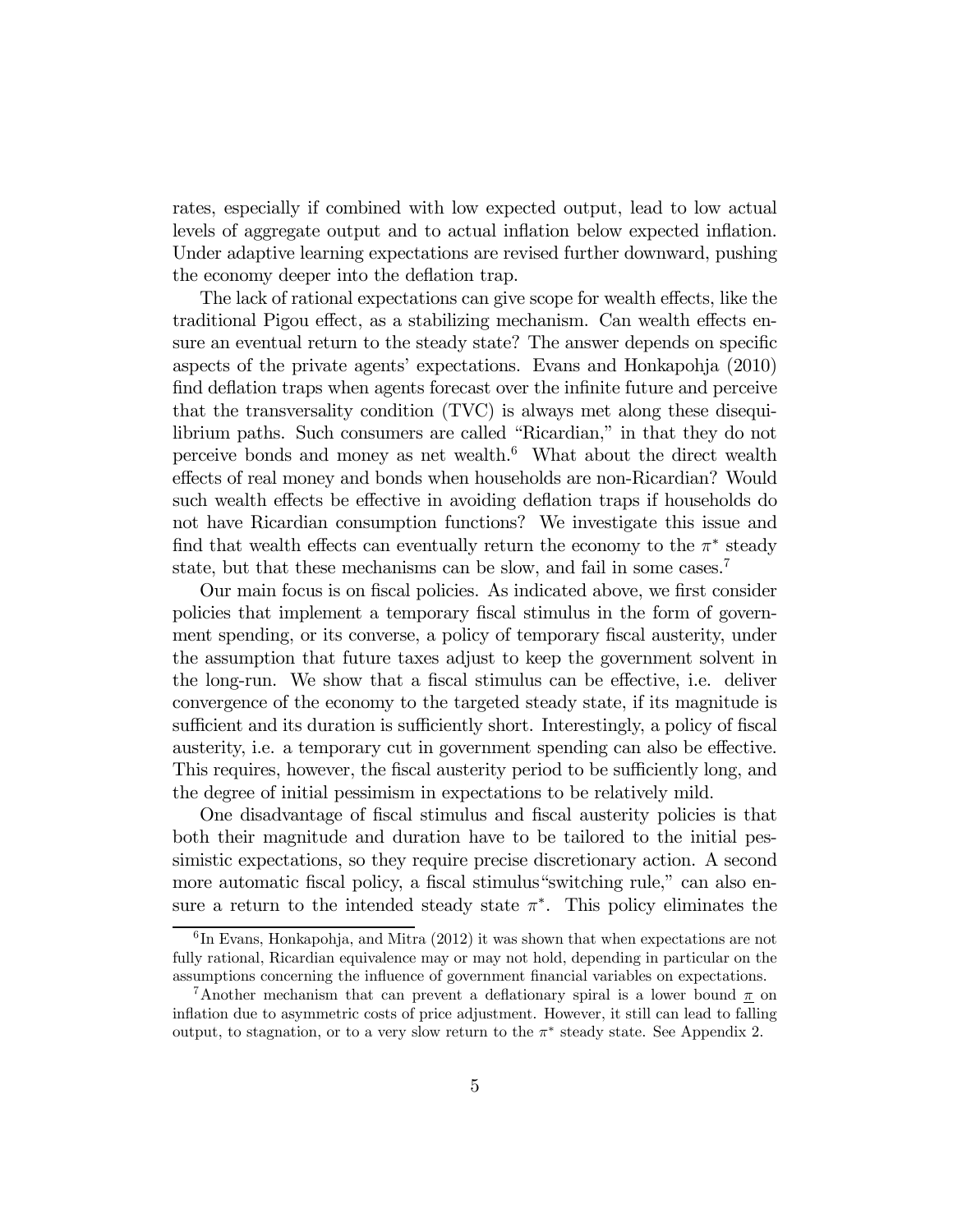rates, especially if combined with low expected output, lead to low actual levels of aggregate output and to actual inflation below expected inflation. Under adaptive learning expectations are revised further downward, pushing the economy deeper into the deflation trap.

The lack of rational expectations can give scope for wealth effects, like the traditional Pigou effect, as a stabilizing mechanism. Can wealth effects ensure an eventual return to the steady state? The answer depends on specific aspects of the private agents' expectations. Evans and Honkapohja (2010) find deflation traps when agents forecast over the infinite future and perceive that the transversality condition (TVC) is always met along these disequilibrium paths. Such consumers are called "Ricardian," in that they do not perceive bonds and money as net wealth.[6] What about the direct wealth effects of real money and bonds when households are non-Ricardian? Would such wealth effects be effective in avoiding deflation traps if households do not have Ricardian consumption functions? We investigate this issue and find that wealth effects can eventually return the economy to the $\pi^*$ steady state, but that these mechanisms can be slow, and fail in some cases.[7]

Our main focus is on fiscal policies. As indicated above, we first consider policies that implement a temporary fiscal stimulus in the form of government spending, or its converse, a policy of temporary fiscal austerity, under the assumption that future taxes adjust to keep the government solvent in the long-run. We show that a fiscal stimulus can be effective, i.e. deliver convergence of the economy to the targeted steady state, if its magnitude is sufficient and its duration is sufficiently short. Interestingly, a policy of fiscal austerity, i.e. a temporary cut in government spending can also be effective. This requires, however, the fiscal austerity period to be sufficiently long, and the degree of initial pessimism in expectations to be relatively mild.

One disadvantage of fiscal stimulus and fiscal austerity policies is that both their magnitude and duration have to be tailored to the initial pessimistic expectations, so they require precise discretionary action. A second more automatic fiscal policy, a fiscal stimulus "switching rule," can also ensure a return to the intended steady state $\pi^*$. This policy eliminates the

---

[6] In Evans, Honkapohja, and Mitra (2012) it was shown that when expectations are not fully rational, Ricardian equivalence may or may not hold, depending in particular on the assumptions concerning the influence of government financial variables on expectations.

[7] Another mechanism that can prevent a deflationary spiral is a lower bound $\underline{\pi}$ on inflation due to asymmetric costs of price adjustment. However, it still can lead to falling output, to stagnation, or to a very slow return to the $\pi^*$ steady state. See Appendix 2.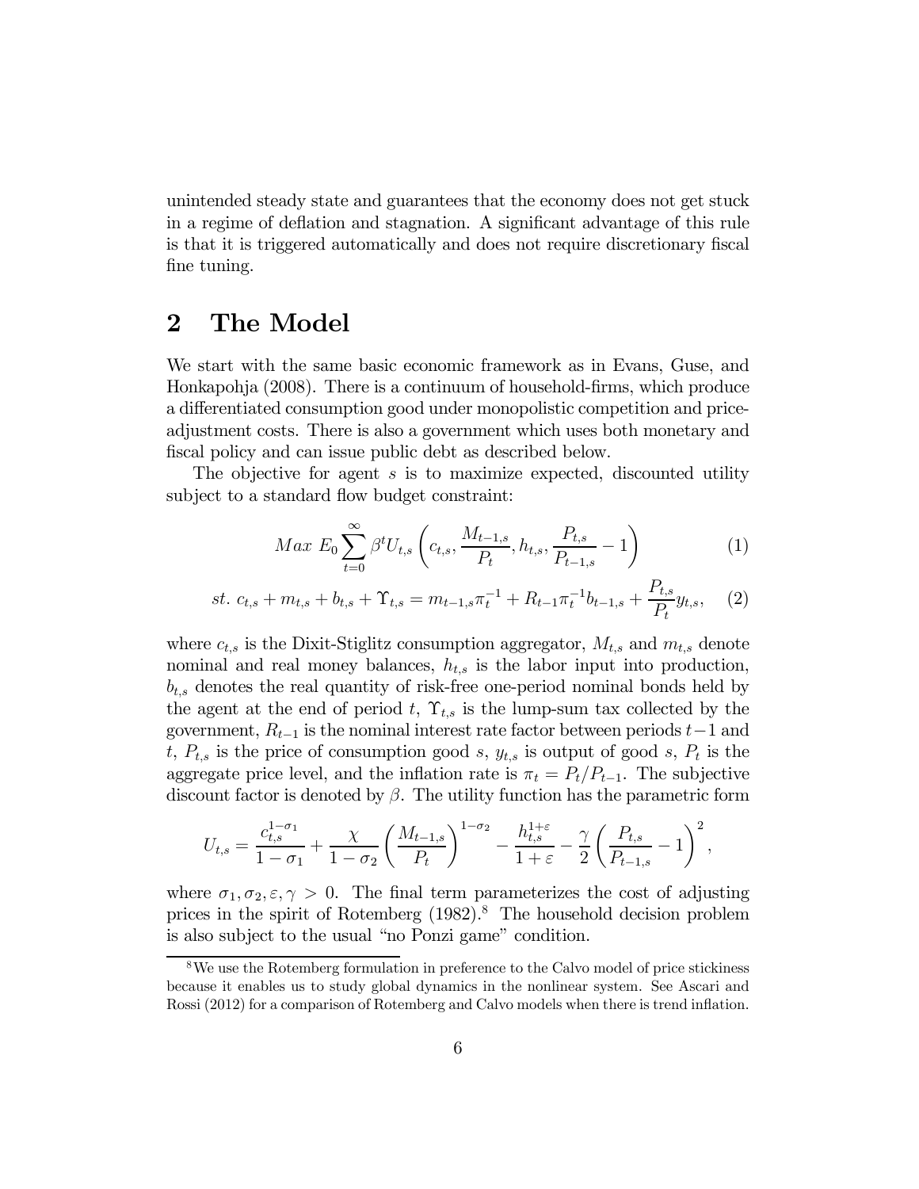unintended steady state and guarantees that the economy does not get stuck in a regime of deflation and stagnation. A significant advantage of this rule is that it is triggered automatically and does not require discretionary fiscal fine tuning.

## 2 The Model

We start with the same basic economic framework as in Evans, Guse, and Honkapohja (2008). There is a continuum of household-firms, which produce a differentiated consumption good under monopolistic competition and price-adjustment costs. There is also a government which uses both monetary and fiscal policy and can issue public debt as described below.

The objective for agent $s$ is to maximize expected, discounted utility subject to a standard flow budget constraint:

$$Max\ E_0 \sum_{t=0}^{\infty} \beta^t U_{t,s}\left(c_{t,s}, \frac{M_{t-1,s}}{P_t}, h_{t,s}, \frac{P_{t,s}}{P_{t-1,s}} - 1\right) \tag{1}$$

$$st.\ c_{t,s} + m_{t,s} + b_{t,s} + \Upsilon_{t,s} = m_{t-1,s}\pi_t^{-1} + R_{t-1}\pi_t^{-1}b_{t-1,s} + \frac{P_{t,s}}{P_t}y_{t,s}, \tag{2}$$

where $c_{t,s}$ is the Dixit-Stiglitz consumption aggregator, $M_{t,s}$ and $m_{t,s}$ denote nominal and real money balances, $h_{t,s}$ is the labor input into production, $b_{t,s}$ denotes the real quantity of risk-free one-period nominal bonds held by the agent at the end of period $t$, $\Upsilon_{t,s}$ is the lump-sum tax collected by the government, $R_{t-1}$ is the nominal interest rate factor between periods $t-1$ and $t$, $P_{t,s}$ is the price of consumption good $s$, $y_{t,s}$ is output of good $s$, $P_t$ is the aggregate price level, and the inflation rate is $\pi_t = P_t/P_{t-1}$. The subjective discount factor is denoted by $\beta$. The utility function has the parametric form

$$U_{t,s} = \frac{c_{t,s}^{1-\sigma_1}}{1-\sigma_1} + \frac{\chi}{1-\sigma_2}\left(\frac{M_{t-1,s}}{P_t}\right)^{1-\sigma_2} - \frac{h_{t,s}^{1+\varepsilon}}{1+\varepsilon} - \frac{\gamma}{2}\left(\frac{P_{t,s}}{P_{t-1,s}} - 1\right)^2,$$

where $\sigma_1, \sigma_2, \varepsilon, \gamma > 0$. The final term parameterizes the cost of adjusting prices in the spirit of Rotemberg (1982).[8] The household decision problem is also subject to the usual "no Ponzi game" condition.

[8] We use the Rotemberg formulation in preference to the Calvo model of price stickiness because it enables us to study global dynamics in the nonlinear system. See Ascari and Rossi (2012) for a comparison of Rotemberg and Calvo models when there is trend inflation.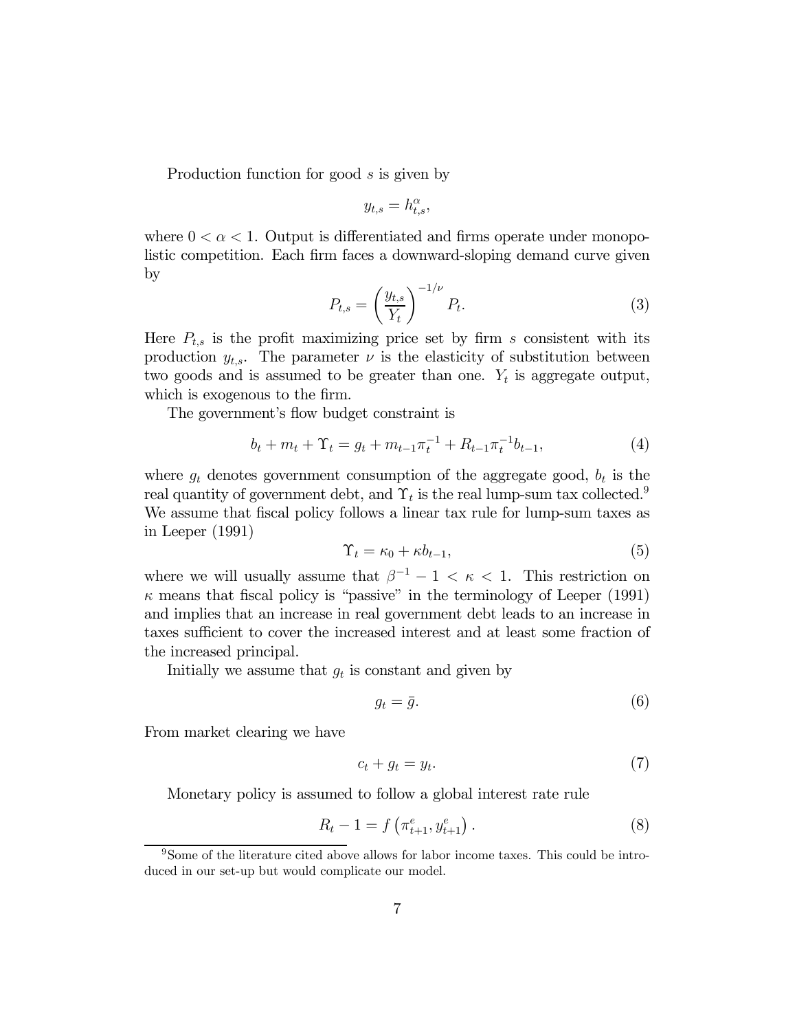Production function for good $s$ is given by

$$y_{t,s} = h_{t,s}^{\alpha},$$

where $0 < \alpha < 1$. Output is differentiated and firms operate under monopolistic competition. Each firm faces a downward-sloping demand curve given by

$$P_{t,s} = \left( \frac{y_{t,s}}{Y_t} \right)^{-1/\nu} P_t. \tag{3}$$

Here $P_{t,s}$ is the profit maximizing price set by firm $s$ consistent with its production $y_{t,s}$. The parameter $\nu$ is the elasticity of substitution between two goods and is assumed to be greater than one. $Y_t$ is aggregate output, which is exogenous to the firm.

The government's flow budget constraint is

$$b_t + m_t + \Upsilon_t = g_t + m_{t-1}\pi_t^{-1} + R_{t-1}\pi_t^{-1}b_{t-1}, \tag{4}$$

where $g_t$ denotes government consumption of the aggregate good, $b_t$ is the real quantity of government debt, and $\Upsilon_t$ is the real lump-sum tax collected.[9] We assume that fiscal policy follows a linear tax rule for lump-sum taxes as in Leeper (1991)

$$\Upsilon_t = \kappa_0 + \kappa b_{t-1}, \tag{5}$$

where we will usually assume that $\beta^{-1} - 1 < \kappa < 1$. This restriction on $\kappa$ means that fiscal policy is "passive" in the terminology of Leeper (1991) and implies that an increase in real government debt leads to an increase in taxes sufficient to cover the increased interest and at least some fraction of the increased principal.

Initially we assume that $g_t$ is constant and given by

$$g_t = \bar{g}. \tag{6}$$

From market clearing we have

$$c_t + g_t = y_t. \tag{7}$$

Monetary policy is assumed to follow a global interest rate rule

$$R_t - 1 = f\left(\pi_{t+1}^e, y_{t+1}^e\right). \tag{8}$$

[9] Some of the literature cited above allows for labor income taxes. This could be introduced in our set-up but would complicate our model.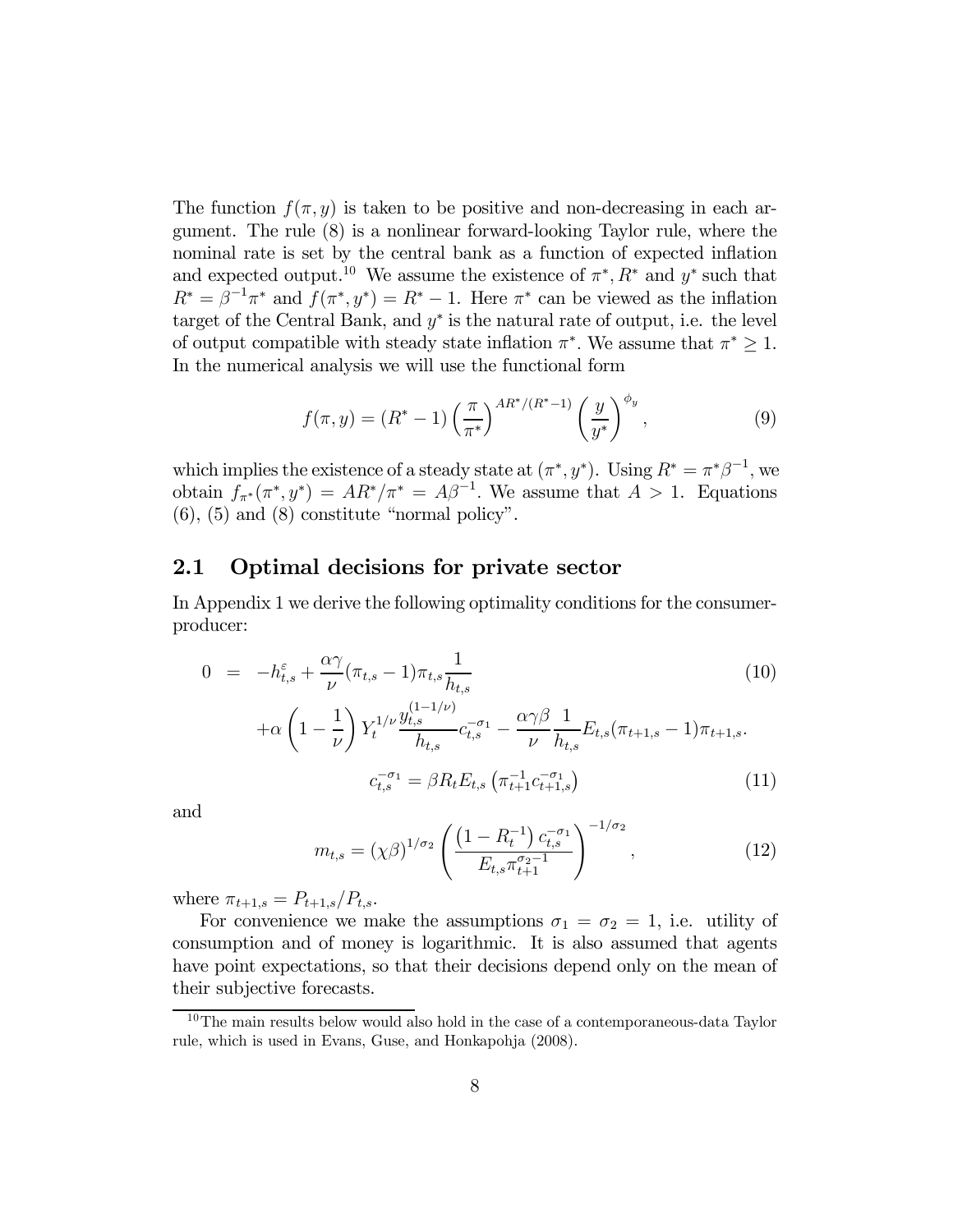The function $f(\pi, y)$ is taken to be positive and non-decreasing in each argument. The rule (8) is a nonlinear forward-looking Taylor rule, where the nominal rate is set by the central bank as a function of expected inflation and expected output.[10] We assume the existence of $\pi^*, R^*$ and $y^*$ such that $R^* = \beta^{-1}\pi^*$ and $f(\pi^*, y^*) = R^* - 1$. Here $\pi^*$ can be viewed as the inflation target of the Central Bank, and $y^*$ is the natural rate of output, i.e. the level of output compatible with steady state inflation $\pi^*$. We assume that $\pi^* \geq 1$. In the numerical analysis we will use the functional form

$$f(\pi, y) = (R^* - 1)\left(\frac{\pi}{\pi^*}\right)^{AR^*/(R^*-1)}\left(\frac{y}{y^*}\right)^{\phi_y}, \tag{9}$$

which implies the existence of a steady state at $(\pi^*, y^*)$. Using $R^* = \pi^*\beta^{-1}$, we obtain $f_{\pi^*}(\pi^*, y^*) = AR^*/\pi^* = A\beta^{-1}$. We assume that $A > 1$. Equations (6), (5) and (8) constitute "normal policy".

## 2.1 Optimal decisions for private sector

In Appendix 1 we derive the following optimality conditions for the consumer-producer:

$$\begin{aligned} 0 &= -h_{t,s}^{\varepsilon} + \frac{\alpha\gamma}{\nu}(\pi_{t,s} - 1)\pi_{t,s}\frac{1}{h_{t,s}} \qquad (10) \\ &+\alpha\left(1 - \frac{1}{\nu}\right)Y_t^{1/\nu}\frac{y_{t,s}^{(1-1/\nu)}}{h_{t,s}}c_{t,s}^{-\sigma_1} - \frac{\alpha\gamma\beta}{\nu}\frac{1}{h_{t,s}}E_{t,s}(\pi_{t+1,s} - 1)\pi_{t+1,s}. \end{aligned}$$

$$c_{t,s}^{-\sigma_1} = \beta R_t E_{t,s}\left(\pi_{t+1}^{-1}c_{t+1,s}^{-\sigma_1}\right) \tag{11}$$

and

$$m_{t,s} = (\chi\beta)^{1/\sigma_2}\left(\frac{\left(1 - R_t^{-1}\right)c_{t,s}^{-\sigma_1}}{E_{t,s}\pi_{t+1}^{\sigma_2 - 1}}\right)^{-1/\sigma_2}, \tag{12}$$

where $\pi_{t+1,s} = P_{t+1,s}/P_{t,s}$.

For convenience we make the assumptions $\sigma_1 = \sigma_2 = 1$, i.e. utility of consumption and of money is logarithmic. It is also assumed that agents have point expectations, so that their decisions depend only on the mean of their subjective forecasts.

[10] The main results below would also hold in the case of a contemporaneous-data Taylor rule, which is used in Evans, Guse, and Honkapohja (2008).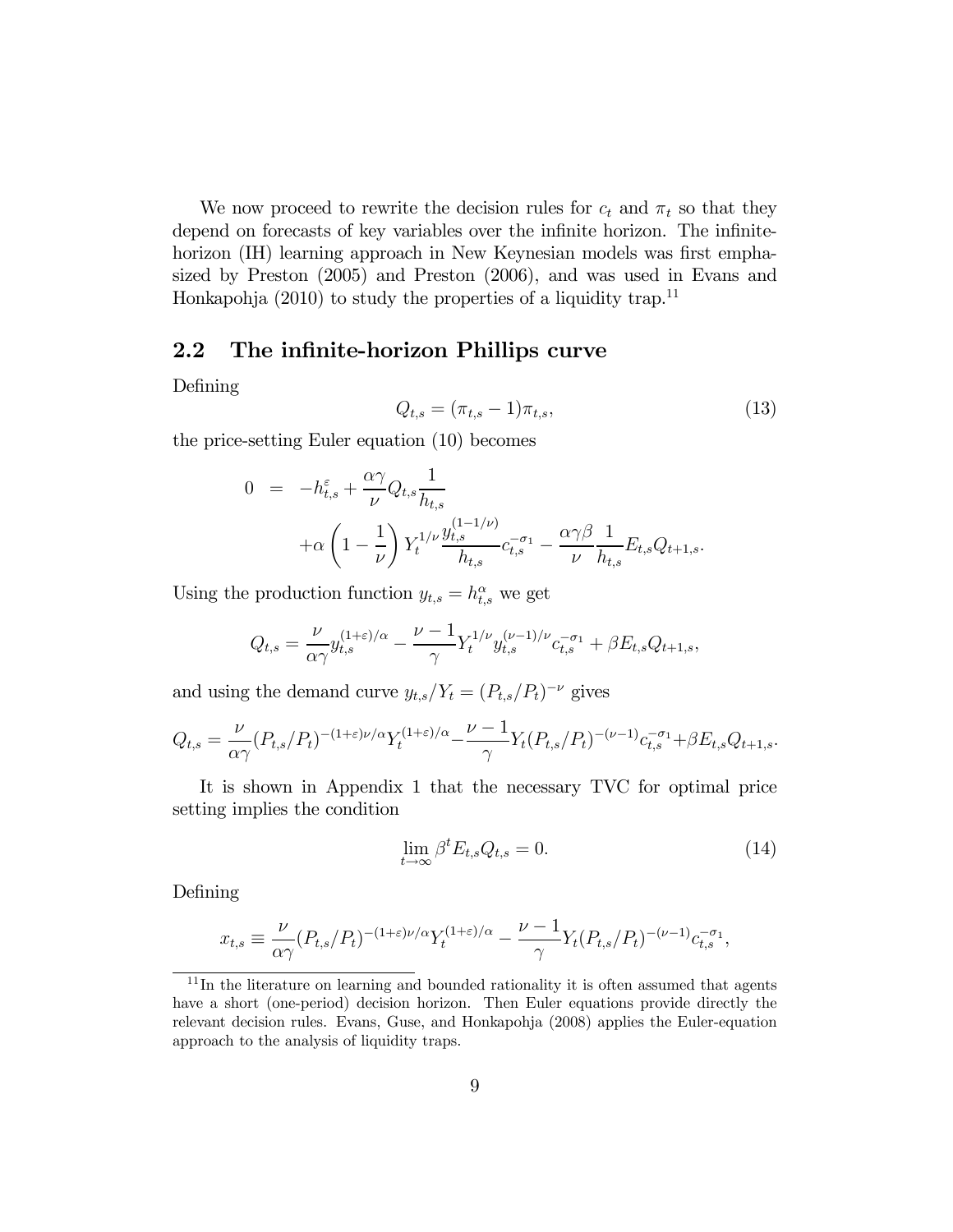We now proceed to rewrite the decision rules for $c_t$ and $\pi_t$ so that they depend on forecasts of key variables over the infinite horizon. The infinite-horizon (IH) learning approach in New Keynesian models was first emphasized by Preston (2005) and Preston (2006), and was used in Evans and Honkapohja (2010) to study the properties of a liquidity trap.[11]

## 2.2 The infinite-horizon Phillips curve

Defining

$$Q_{t,s} = (\pi_{t,s} - 1)\pi_{t,s}, \tag{13}$$

the price-setting Euler equation (10) becomes

$$\begin{aligned} 0 &= -h_{t,s}^{\varepsilon} + \frac{\alpha\gamma}{\nu} Q_{t,s} \frac{1}{h_{t,s}} \\ &\quad + \alpha\left(1 - \frac{1}{\nu}\right) Y_t^{1/\nu} \frac{y_{t,s}^{(1-1/\nu)}}{h_{t,s}} c_{t,s}^{-\sigma_1} - \frac{\alpha\gamma\beta}{\nu} \frac{1}{h_{t,s}} E_{t,s} Q_{t+1,s}. \end{aligned}$$

Using the production function $y_{t,s} = h_{t,s}^{\alpha}$ we get

$$Q_{t,s} = \frac{\nu}{\alpha\gamma} y_{t,s}^{(1+\varepsilon)/\alpha} - \frac{\nu - 1}{\gamma} Y_t^{1/\nu} y_{t,s}^{(\nu-1)/\nu} c_{t,s}^{-\sigma_1} + \beta E_{t,s} Q_{t+1,s},$$

and using the demand curve $y_{t,s}/Y_t = (P_{t,s}/P_t)^{-\nu}$ gives

$$Q_{t,s} = \frac{\nu}{\alpha\gamma} (P_{t,s}/P_t)^{-(1+\varepsilon)\nu/\alpha} Y_t^{(1+\varepsilon)/\alpha} - \frac{\nu - 1}{\gamma} Y_t (P_{t,s}/P_t)^{-(\nu-1)} c_{t,s}^{-\sigma_1} + \beta E_{t,s} Q_{t+1,s}.$$

It is shown in Appendix 1 that the necessary TVC for optimal price setting implies the condition

$$\lim_{t\to\infty} \beta^t E_{t,s} Q_{t,s} = 0. \tag{14}$$

Defining

$$x_{t,s} \equiv \frac{\nu}{\alpha\gamma} (P_{t,s}/P_t)^{-(1+\varepsilon)\nu/\alpha} Y_t^{(1+\varepsilon)/\alpha} - \frac{\nu - 1}{\gamma} Y_t (P_{t,s}/P_t)^{-(\nu-1)} c_{t,s}^{-\sigma_1},$$

[11] In the literature on learning and bounded rationality it is often assumed that agents have a short (one-period) decision horizon. Then Euler equations provide directly the relevant decision rules. Evans, Guse, and Honkapohja (2008) applies the Euler-equation approach to the analysis of liquidity traps.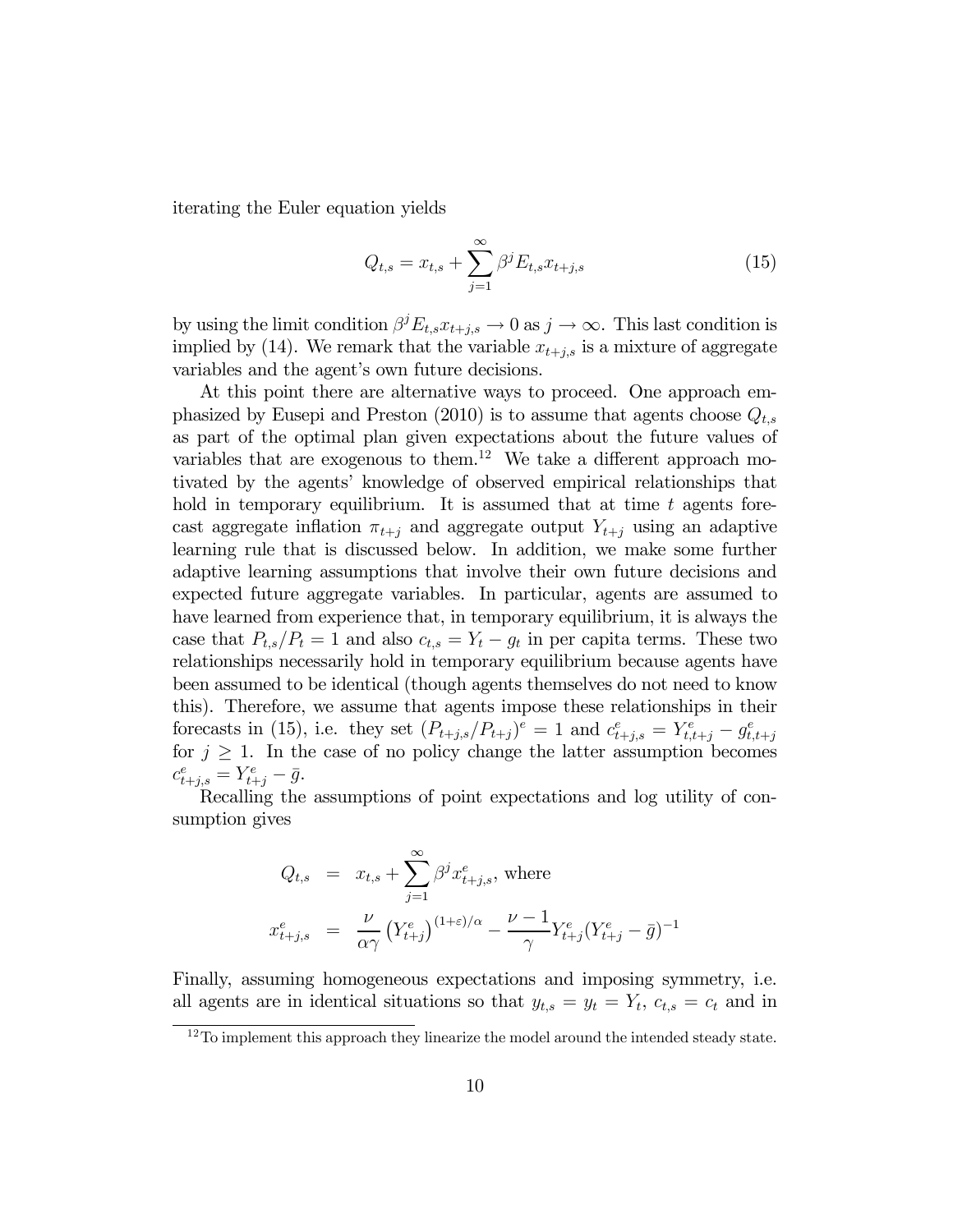iterating the Euler equation yields

$$Q_{t,s} = x_{t,s} + \sum_{j=1}^{\infty} \beta^j E_{t,s} x_{t+j,s} \tag{15}$$

by using the limit condition $\beta^j E_{t,s} x_{t+j,s} \to 0$ as $j \to \infty$. This last condition is implied by (14). We remark that the variable $x_{t+j,s}$ is a mixture of aggregate variables and the agent's own future decisions.

At this point there are alternative ways to proceed. One approach emphasized by Eusepi and Preston (2010) is to assume that agents choose $Q_{t,s}$ as part of the optimal plan given expectations about the future values of variables that are exogenous to them.[12] We take a different approach motivated by the agents' knowledge of observed empirical relationships that hold in temporary equilibrium. It is assumed that at time $t$ agents forecast aggregate inflation $\pi_{t+j}$ and aggregate output $Y_{t+j}$ using an adaptive learning rule that is discussed below. In addition, we make some further adaptive learning assumptions that involve their own future decisions and expected future aggregate variables. In particular, agents are assumed to have learned from experience that, in temporary equilibrium, it is always the case that $P_{t,s}/P_t = 1$ and also $c_{t,s} = Y_t - g_t$ in per capita terms. These two relationships necessarily hold in temporary equilibrium because agents have been assumed to be identical (though agents themselves do not need to know this). Therefore, we assume that agents impose these relationships in their forecasts in (15), i.e. they set $(P_{t+j,s}/P_{t+j})^e = 1$ and $c^e_{t+j,s} = Y^e_{t,t+j} - g^e_{t,t+j}$ for $j \geq 1$. In the case of no policy change the latter assumption becomes $c^e_{t+j,s} = Y^e_{t+j} - \bar{g}$.

Recalling the assumptions of point expectations and log utility of consumption gives

$$\begin{aligned} Q_{t,s} &= x_{t,s} + \sum_{j=1}^{\infty} \beta^j x^e_{t+j,s}, \text{ where} \\ x^e_{t+j,s} &= \frac{\nu}{\alpha\gamma} \left(Y^e_{t+j}\right)^{(1+\varepsilon)/\alpha} - \frac{\nu - 1}{\gamma} Y^e_{t+j} (Y^e_{t+j} - \bar{g})^{-1} \end{aligned}$$

Finally, assuming homogeneous expectations and imposing symmetry, i.e. all agents are in identical situations so that $y_{t,s} = y_t = Y_t$, $c_{t,s} = c_t$ and in

[12] To implement this approach they linearize the model around the intended steady state.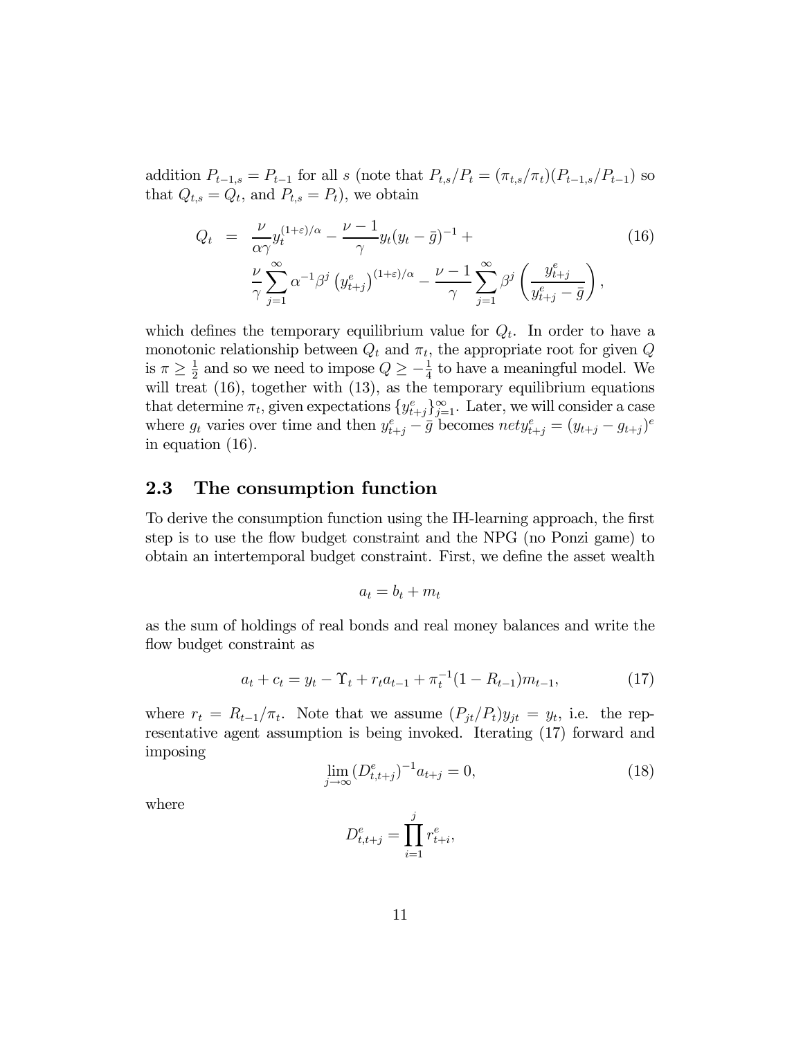addition $P_{t-1,s} = P_{t-1}$ for all $s$ (note that $P_{t,s}/P_t = (\pi_{t,s}/\pi_t)(P_{t-1,s}/P_{t-1})$ so that $Q_{t,s} = Q_t$, and $P_{t,s} = P_t$), we obtain

$$
\begin{aligned}
Q_t &= \frac{\nu}{\alpha\gamma} y_t^{(1+\varepsilon)/\alpha} - \frac{\nu-1}{\gamma} y_t (y_t - \bar{g})^{-1} + \\
&\quad \frac{\nu}{\gamma} \sum_{j=1}^{\infty} \alpha^{-1} \beta^j \left(y_{t+j}^e\right)^{(1+\varepsilon)/\alpha} - \frac{\nu-1}{\gamma} \sum_{j=1}^{\infty} \beta^j \left(\frac{y_{t+j}^e}{y_{t+j}^e - \bar{g}}\right),
\end{aligned} \tag{16}
$$

which defines the temporary equilibrium value for $Q_t$. In order to have a monotonic relationship between $Q_t$ and $\pi_t$, the appropriate root for given $Q$ is $\pi \geq \frac{1}{2}$ and so we need to impose $Q \geq -\frac{1}{4}$ to have a meaningful model. We will treat (16), together with (13), as the temporary equilibrium equations that determine $\pi_t$, given expectations $\{y_{t+j}^e\}_{j=1}^{\infty}$. Later, we will consider a case where $g_t$ varies over time and then $y_{t+j}^e - \bar{g}$ becomes $nety_{t+j}^e = (y_{t+j} - g_{t+j})^e$ in equation (16).

## 2.3 The consumption function

To derive the consumption function using the IH-learning approach, the first step is to use the flow budget constraint and the NPG (no Ponzi game) to obtain an intertemporal budget constraint. First, we define the asset wealth

$$a_t = b_t + m_t$$

as the sum of holdings of real bonds and real money balances and write the flow budget constraint as

$$a_t + c_t = y_t - \Upsilon_t + r_t a_{t-1} + \pi_t^{-1}(1 - R_{t-1}) m_{t-1}, \tag{17}$$

where $r_t = R_{t-1}/\pi_t$. Note that we assume $(P_{jt}/P_t) y_{jt} = y_t$, i.e. the representative agent assumption is being invoked. Iterating (17) forward and imposing

$$\lim_{j\to\infty} (D_{t,t+j}^e)^{-1} a_{t+j} = 0, \tag{18}$$

where

$$D_{t,t+j}^e = \prod_{i=1}^{j} r_{t+i}^e,$$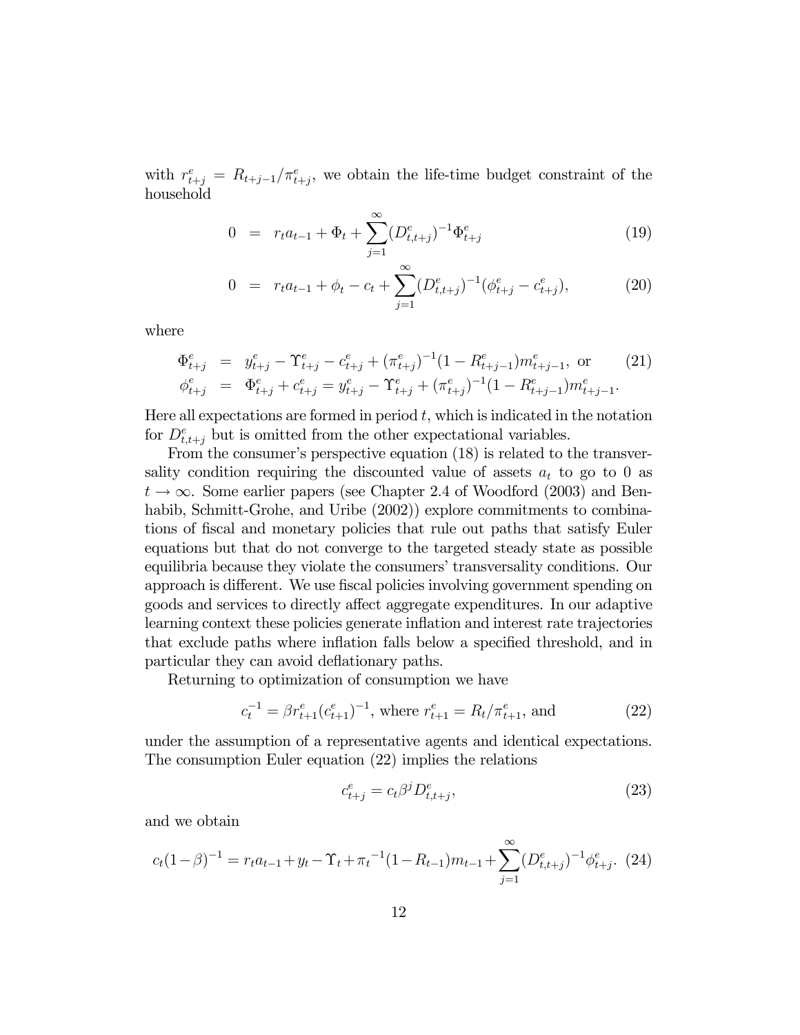with $r^e_{t+j} = R_{t+j-1}/\pi^e_{t+j}$, we obtain the life-time budget constraint of the household

$$
\begin{aligned}
0 &= r_t a_{t-1} + \Phi_t + \sum_{j=1}^{\infty} (D^e_{t,t+j})^{-1} \Phi^e_{t+j} && (19) \\
0 &= r_t a_{t-1} + \phi_t - c_t + \sum_{j=1}^{\infty} (D^e_{t,t+j})^{-1} (\phi^e_{t+j} - c^e_{t+j}), && (20)
\end{aligned}
$$

where

$$
\begin{aligned}
\Phi^e_{t+j} &= y^e_{t+j} - \Upsilon^e_{t+j} - c^e_{t+j} + (\pi^e_{t+j})^{-1}(1 - R^e_{t+j-1}) m^e_{t+j-1}, \text{ or} && (21) \\
\phi^e_{t+j} &= \Phi^e_{t+j} + c^e_{t+j} = y^e_{t+j} - \Upsilon^e_{t+j} + (\pi^e_{t+j})^{-1}(1 - R^e_{t+j-1}) m^e_{t+j-1}.
\end{aligned}
$$

Here all expectations are formed in period $t$, which is indicated in the notation for $D^e_{t,t+j}$ but is omitted from the other expectational variables.

From the consumer's perspective equation (18) is related to the transversality condition requiring the discounted value of assets $a_t$ to go to 0 as $t \to \infty$. Some earlier papers (see Chapter 2.4 of Woodford (2003) and Benhabib, Schmitt-Grohe, and Uribe (2002)) explore commitments to combinations of fiscal and monetary policies that rule out paths that satisfy Euler equations but that do not converge to the targeted steady state as possible equilibria because they violate the consumers' transversality conditions. Our approach is different. We use fiscal policies involving government spending on goods and services to directly affect aggregate expenditures. In our adaptive learning context these policies generate inflation and interest rate trajectories that exclude paths where inflation falls below a specified threshold, and in particular they can avoid deflationary paths.

Returning to optimization of consumption we have

$$
c_t^{-1} = \beta r^e_{t+1} (c^e_{t+1})^{-1}, \text{ where } r^e_{t+1} = R_t/\pi^e_{t+1}, \text{ and} \tag{22}
$$

under the assumption of a representative agents and identical expectations. The consumption Euler equation (22) implies the relations

$$
c^e_{t+j} = c_t \beta^j D^e_{t,t+j}, \tag{23}
$$

and we obtain

$$
c_t(1-\beta)^{-1} = r_t a_{t-1} + y_t - \Upsilon_t + {\pi_t}^{-1}(1 - R_{t-1}) m_{t-1} + \sum_{j=1}^{\infty} (D^e_{t,t+j})^{-1} \phi^e_{t+j}. \tag{24}
$$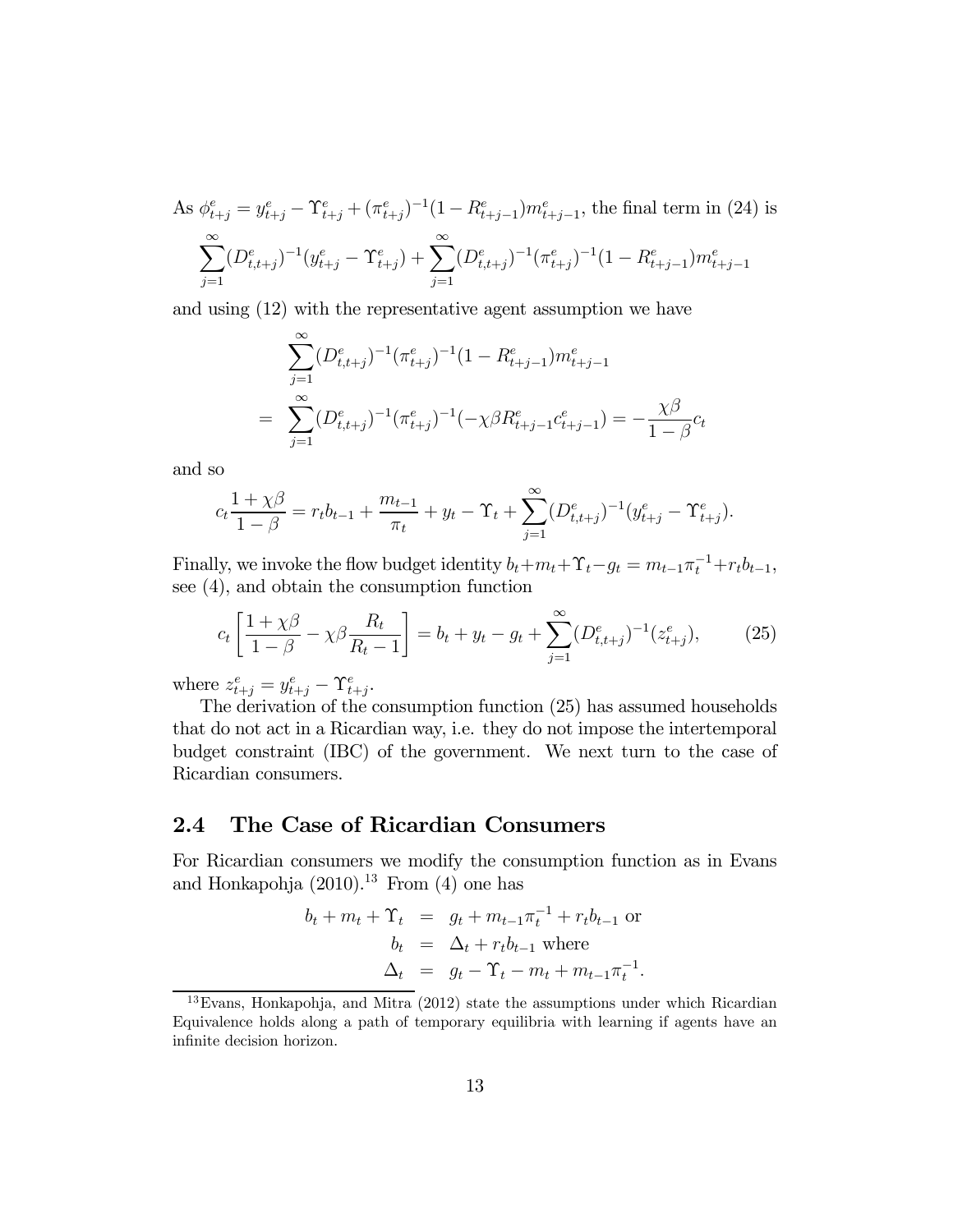As $\phi^e_{t+j} = y^e_{t+j} - \Upsilon^e_{t+j} + (\pi^e_{t+j})^{-1}(1 - R^e_{t+j-1})m^e_{t+j-1}$, the final term in (24) is

$$\sum_{j=1}^{\infty}(D^e_{t,t+j})^{-1}(y^e_{t+j} - \Upsilon^e_{t+j}) + \sum_{j=1}^{\infty}(D^e_{t,t+j})^{-1}(\pi^e_{t+j})^{-1}(1 - R^e_{t+j-1})m^e_{t+j-1}$$

and using (12) with the representative agent assumption we have

$$\begin{aligned} & \sum_{j=1}^{\infty}(D^e_{t,t+j})^{-1}(\pi^e_{t+j})^{-1}(1 - R^e_{t+j-1})m^e_{t+j-1} \\ = & \sum_{j=1}^{\infty}(D^e_{t,t+j})^{-1}(\pi^e_{t+j})^{-1}(-\chi\beta R^e_{t+j-1}c^e_{t+j-1}) = -\frac{\chi\beta}{1-\beta}c_t \end{aligned}$$

and so

$$c_t\frac{1+\chi\beta}{1-\beta} = r_t b_{t-1} + \frac{m_{t-1}}{\pi_t} + y_t - \Upsilon_t + \sum_{j=1}^{\infty}(D^e_{t,t+j})^{-1}(y^e_{t+j} - \Upsilon^e_{t+j}).$$

Finally, we invoke the flow budget identity $b_t + m_t + \Upsilon_t - g_t = m_{t-1}\pi_t^{-1} + r_t b_{t-1}$, see (4), and obtain the consumption function

$$c_t\left[\frac{1+\chi\beta}{1-\beta} - \chi\beta\frac{R_t}{R_t-1}\right] = b_t + y_t - g_t + \sum_{j=1}^{\infty}(D^e_{t,t+j})^{-1}(z^e_{t+j}), \qquad (25)$$

where $z^e_{t+j} = y^e_{t+j} - \Upsilon^e_{t+j}$.

The derivation of the consumption function (25) has assumed households that do not act in a Ricardian way, i.e. they do not impose the intertemporal budget constraint (IBC) of the government. We next turn to the case of Ricardian consumers.

## 2.4 The Case of Ricardian Consumers

For Ricardian consumers we modify the consumption function as in Evans and Honkapohja (2010).[13] From (4) one has

$$\begin{aligned} b_t + m_t + \Upsilon_t &= g_t + m_{t-1}\pi_t^{-1} + r_t b_{t-1} \text{ or} \\ b_t &= \Delta_t + r_t b_{t-1} \text{ where} \\ \Delta_t &= g_t - \Upsilon_t - m_t + m_{t-1}\pi_t^{-1}. \end{aligned}$$

[13] Evans, Honkapohja, and Mitra (2012) state the assumptions under which Ricardian Equivalence holds along a path of temporary equilibria with learning if agents have an infinite decision horizon.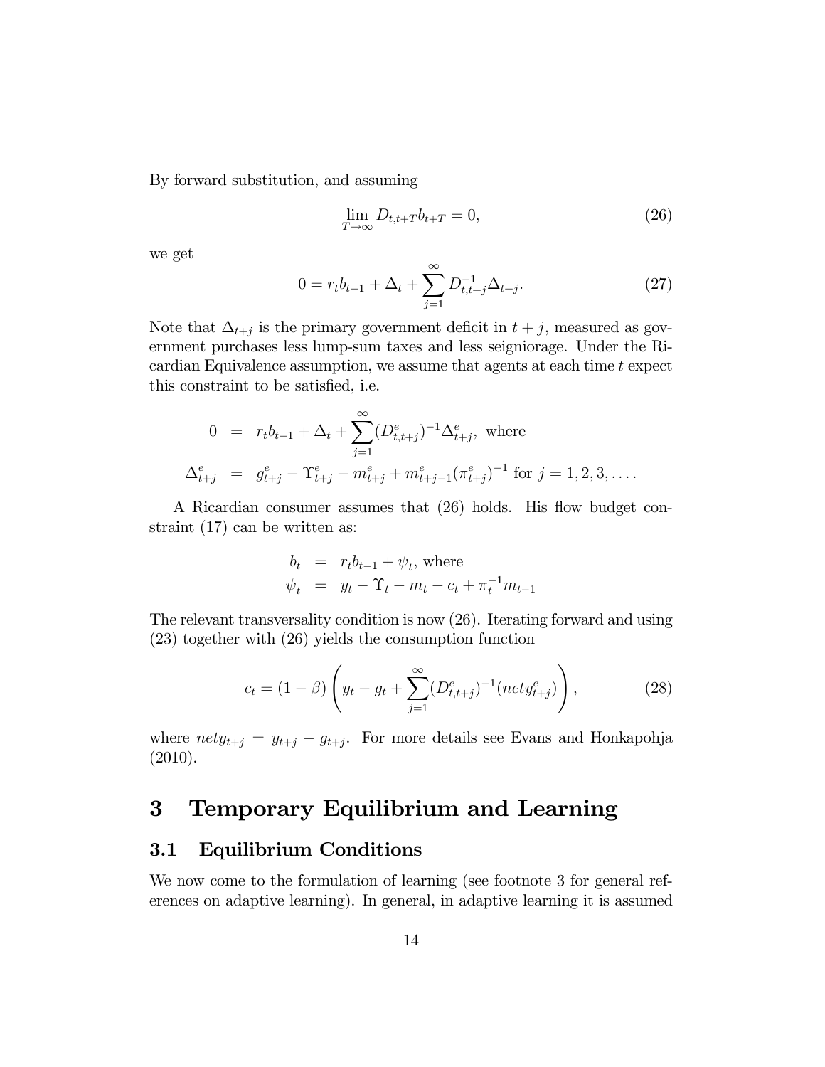By forward substitution, and assuming

$$\lim_{T\to\infty} D_{t,t+T} b_{t+T} = 0, \tag{26}$$

we get

$$0 = r_t b_{t-1} + \Delta_t + \sum_{j=1}^{\infty} D_{t,t+j}^{-1} \Delta_{t+j}. \tag{27}$$

Note that $\Delta_{t+j}$ is the primary government deficit in $t+j$, measured as government purchases less lump-sum taxes and less seigniorage. Under the Ricardian Equivalence assumption, we assume that agents at each time $t$ expect this constraint to be satisfied, i.e.

$$\begin{aligned}
0 &= r_t b_{t-1} + \Delta_t + \sum_{j=1}^{\infty} (D_{t,t+j}^e)^{-1} \Delta_{t+j}^e, \text{ where} \\
\Delta_{t+j}^e &= g_{t+j}^e - \Upsilon_{t+j}^e - m_{t+j}^e + m_{t+j-1}^e (\pi_{t+j}^e)^{-1} \text{ for } j = 1, 2, 3, \ldots.
\end{aligned}$$

A Ricardian consumer assumes that (26) holds. His flow budget constraint (17) can be written as:

$$\begin{aligned}
b_t &= r_t b_{t-1} + \psi_t, \text{ where} \\
\psi_t &= y_t - \Upsilon_t - m_t - c_t + \pi_t^{-1} m_{t-1}
\end{aligned}$$

The relevant transversality condition is now (26). Iterating forward and using (23) together with (26) yields the consumption function

$$c_t = (1-\beta)\left( y_t - g_t + \sum_{j=1}^{\infty} (D_{t,t+j}^e)^{-1} (nety_{t+j}^e) \right), \tag{28}$$

where $nety_{t+j} = y_{t+j} - g_{t+j}$. For more details see Evans and Honkapohja (2010).

# 3 Temporary Equilibrium and Learning

## 3.1 Equilibrium Conditions

We now come to the formulation of learning (see footnote 3 for general references on adaptive learning). In general, in adaptive learning it is assumed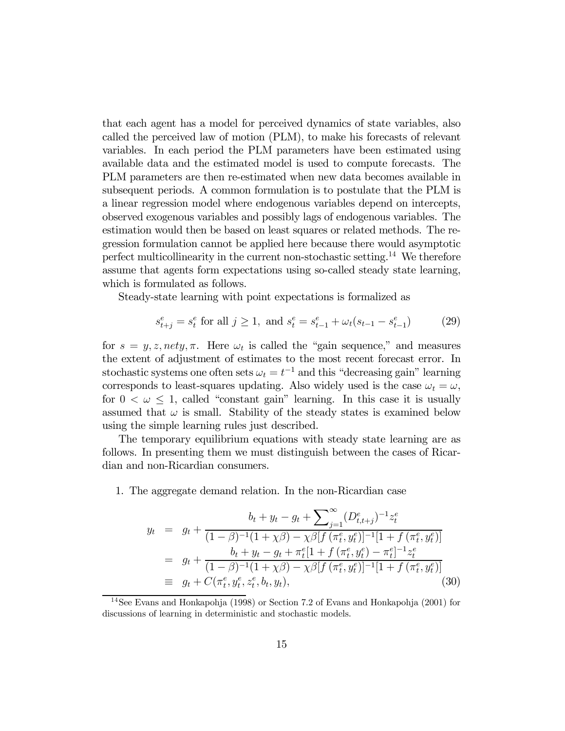that each agent has a model for perceived dynamics of state variables, also called the perceived law of motion (PLM), to make his forecasts of relevant variables. In each period the PLM parameters have been estimated using available data and the estimated model is used to compute forecasts. The PLM parameters are then re-estimated when new data becomes available in subsequent periods. A common formulation is to postulate that the PLM is a linear regression model where endogenous variables depend on intercepts, observed exogenous variables and possibly lags of endogenous variables. The estimation would then be based on least squares or related methods. The regression formulation cannot be applied here because there would asymptotic perfect multicollinearity in the current non-stochastic setting.[14] We therefore assume that agents form expectations using so-called steady state learning, which is formulated as follows.

Steady-state learning with point expectations is formalized as

$$s^e_{t+j} = s^e_t \text{ for all } j \geq 1, \text{ and } s^e_t = s^e_{t-1} + \omega_t (s_{t-1} - s^e_{t-1}) \tag{29}$$

for $s = y, z, nety, \pi$. Here $\omega_t$ is called the "gain sequence," and measures the extent of adjustment of estimates to the most recent forecast error. In stochastic systems one often sets $\omega_t = t^{-1}$ and this "decreasing gain" learning corresponds to least-squares updating. Also widely used is the case $\omega_t = \omega$, for $0 < \omega \leq 1$, called "constant gain" learning. In this case it is usually assumed that $\omega$ is small. Stability of the steady states is examined below using the simple learning rules just described.

The temporary equilibrium equations with steady state learning are as follows. In presenting them we must distinguish between the cases of Ricardian and non-Ricardian consumers.

1. The aggregate demand relation. In the non-Ricardian case

$$\begin{aligned} y_t &= g_t + \frac{b_t + y_t - g_t + \sum_{j=1}^{\infty} (D^e_{t,t+j})^{-1} z^e_t}{(1-\beta)^{-1}(1+\chi\beta) - \chi\beta[f(\pi^e_t, y^e_t)]^{-1}[1 + f(\pi^e_t, y^e_t)]} \\ &= g_t + \frac{b_t + y_t - g_t + \pi^e_t [1 + f(\pi^e_t, y^e_t) - \pi^e_t]^{-1} z^e_t}{(1-\beta)^{-1}(1+\chi\beta) - \chi\beta[f(\pi^e_t, y^e_t)]^{-1}[1 + f(\pi^e_t, y^e_t)]} \\ &\equiv g_t + C(\pi^e_t, y^e_t, z^e_t, b_t, y_t), \end{aligned} \tag{30}$$

[14] See Evans and Honkapohja (1998) or Section 7.2 of Evans and Honkapohja (2001) for discussions of learning in deterministic and stochastic models.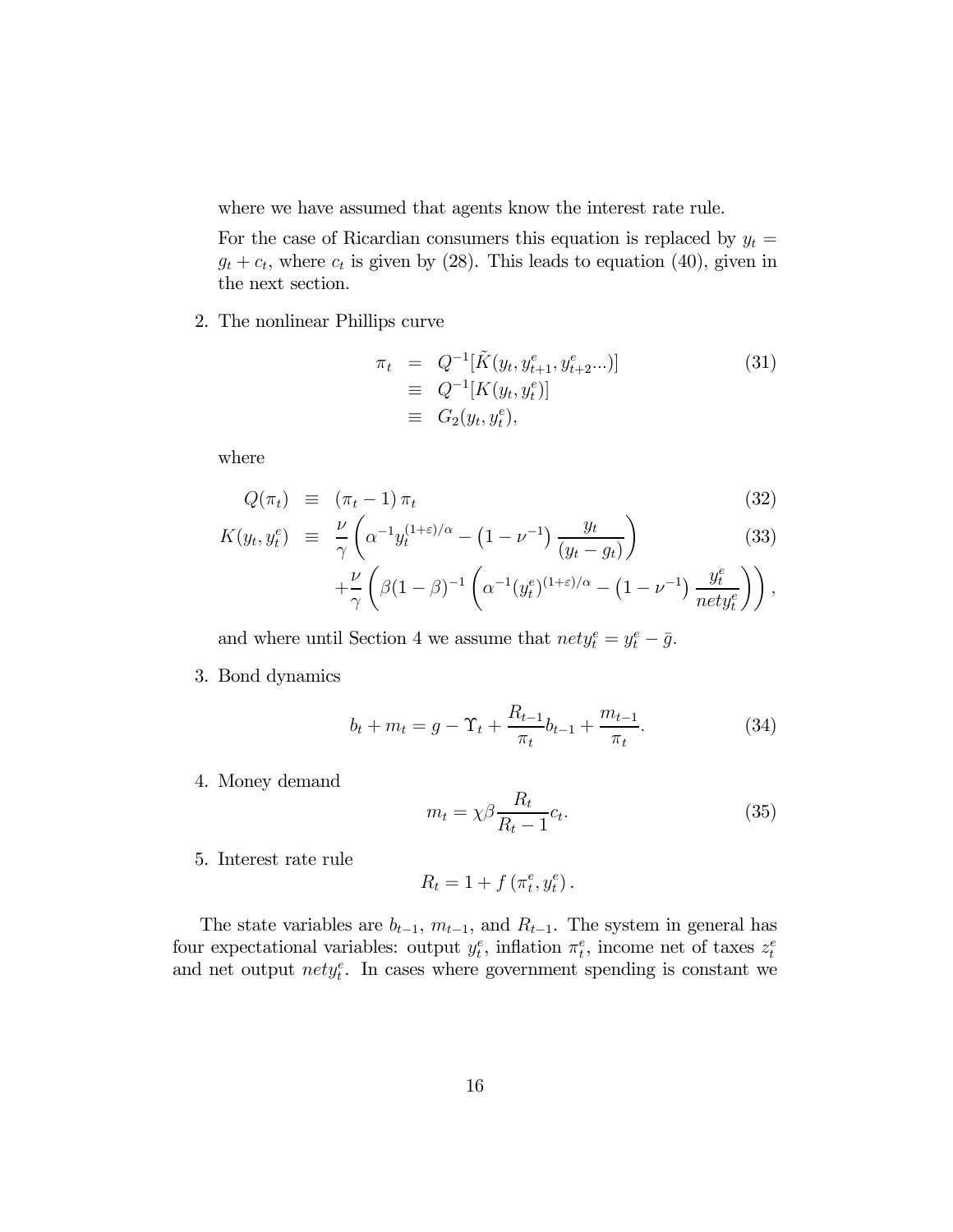where we have assumed that agents know the interest rate rule.

For the case of Ricardian consumers this equation is replaced by $y_t = g_t + c_t$, where $c_t$ is given by (28). This leads to equation (40), given in the next section.

2. The nonlinear Phillips curve

$$
\begin{aligned}
\pi_t &= Q^{-1}[\tilde{K}(y_t, y^e_{t+1}, y^e_{t+2}...)] \\
&\equiv Q^{-1}[K(y_t, y^e_t)] \\
&\equiv G_2(y_t, y^e_t),
\end{aligned} \tag{31}
$$

where

$$
Q(\pi_t) \equiv (\pi_t - 1)\,\pi_t \tag{32}
$$

$$
\begin{aligned}
K(y_t, y^e_t) \equiv\ & \frac{\nu}{\gamma}\left(\alpha^{-1} y_t^{(1+\varepsilon)/\alpha} - \left(1-\nu^{-1}\right)\frac{y_t}{(y_t - g_t)}\right) \\
&+ \frac{\nu}{\gamma}\left(\beta(1-\beta)^{-1}\left(\alpha^{-1}(y^e_t)^{(1+\varepsilon)/\alpha} - \left(1-\nu^{-1}\right)\frac{y^e_t}{nety^e_t}\right)\right),
\end{aligned} \tag{33}
$$

and where until Section 4 we assume that $nety^e_t = y^e_t - \bar{g}$.

3. Bond dynamics

$$
b_t + m_t = g - \Upsilon_t + \frac{R_{t-1}}{\pi_t} b_{t-1} + \frac{m_{t-1}}{\pi_t}. \tag{34}
$$

4. Money demand

$$
m_t = \chi\beta \frac{R_t}{R_t - 1} c_t. \tag{35}
$$

5. Interest rate rule

$$
R_t = 1 + f\left(\pi^e_t, y^e_t\right).
$$

The state variables are $b_{t-1}$, $m_{t-1}$, and $R_{t-1}$. The system in general has four expectational variables: output $y^e_t$, inflation $\pi^e_t$, income net of taxes $z^e_t$ and net output $nety^e_t$. In cases where government spending is constant we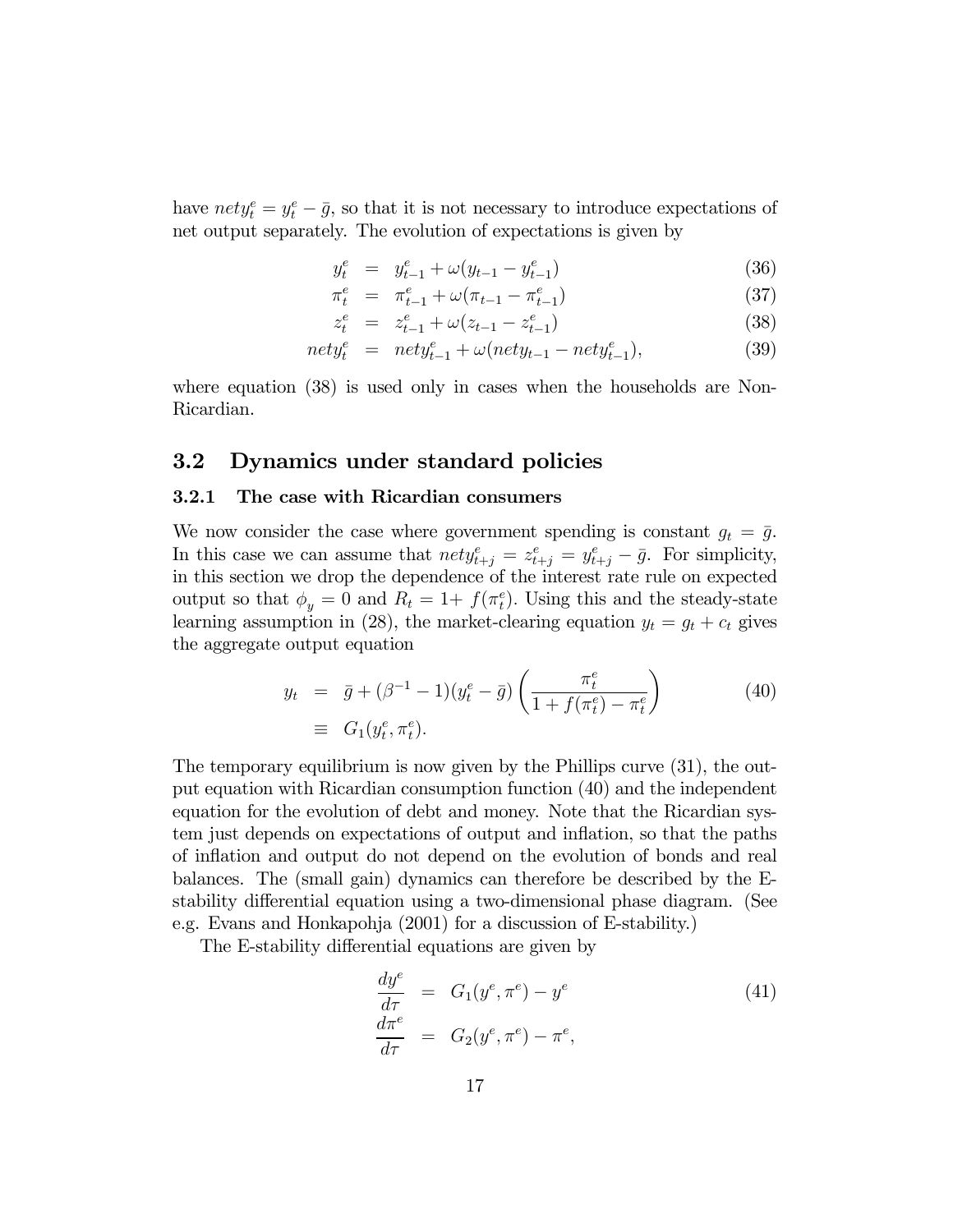have $nety_t^e = y_t^e - \bar{g}$, so that it is not necessary to introduce expectations of net output separately. The evolution of expectations is given by

$$
\begin{aligned}
y_t^e &= y_{t-1}^e + \omega(y_{t-1} - y_{t-1}^e) &(36)\\
\pi_t^e &= \pi_{t-1}^e + \omega(\pi_{t-1} - \pi_{t-1}^e) &(37)\\
z_t^e &= z_{t-1}^e + \omega(z_{t-1} - z_{t-1}^e) &(38)\\
nety_t^e &= nety_{t-1}^e + \omega(nety_{t-1} - nety_{t-1}^e), &(39)
\end{aligned}
$$

where equation (38) is used only in cases when the households are Non-Ricardian.

## 3.2 Dynamics under standard policies

### 3.2.1 The case with Ricardian consumers

We now consider the case where government spending is constant $g_t = \bar{g}$. In this case we can assume that $nety_{t+j}^e = z_{t+j}^e = y_{t+j}^e - \bar{g}$. For simplicity, in this section we drop the dependence of the interest rate rule on expected output so that $\phi_y = 0$ and $R_t = 1 + f(\pi_t^e)$. Using this and the steady-state learning assumption in (28), the market-clearing equation $y_t = g_t + c_t$ gives the aggregate output equation

$$
\begin{aligned}
y_t &= \bar{g} + (\beta^{-1} - 1)(y_t^e - \bar{g})\left(\frac{\pi_t^e}{1 + f(\pi_t^e) - \pi_t^e}\right) \\
&\equiv G_1(y_t^e, \pi_t^e).
\end{aligned} \tag{40}
$$

The temporary equilibrium is now given by the Phillips curve (31), the output equation with Ricardian consumption function (40) and the independent equation for the evolution of debt and money. Note that the Ricardian system just depends on expectations of output and inflation, so that the paths of inflation and output do not depend on the evolution of bonds and real balances. The (small gain) dynamics can therefore be described by the E-stability differential equation using a two-dimensional phase diagram. (See e.g. Evans and Honkapohja (2001) for a discussion of E-stability.)

The E-stability differential equations are given by

$$
\begin{aligned}
\frac{dy^e}{d\tau} &= G_1(y^e, \pi^e) - y^e \\
\frac{d\pi^e}{d\tau} &= G_2(y^e, \pi^e) - \pi^e,
\end{aligned} \tag{41}
$$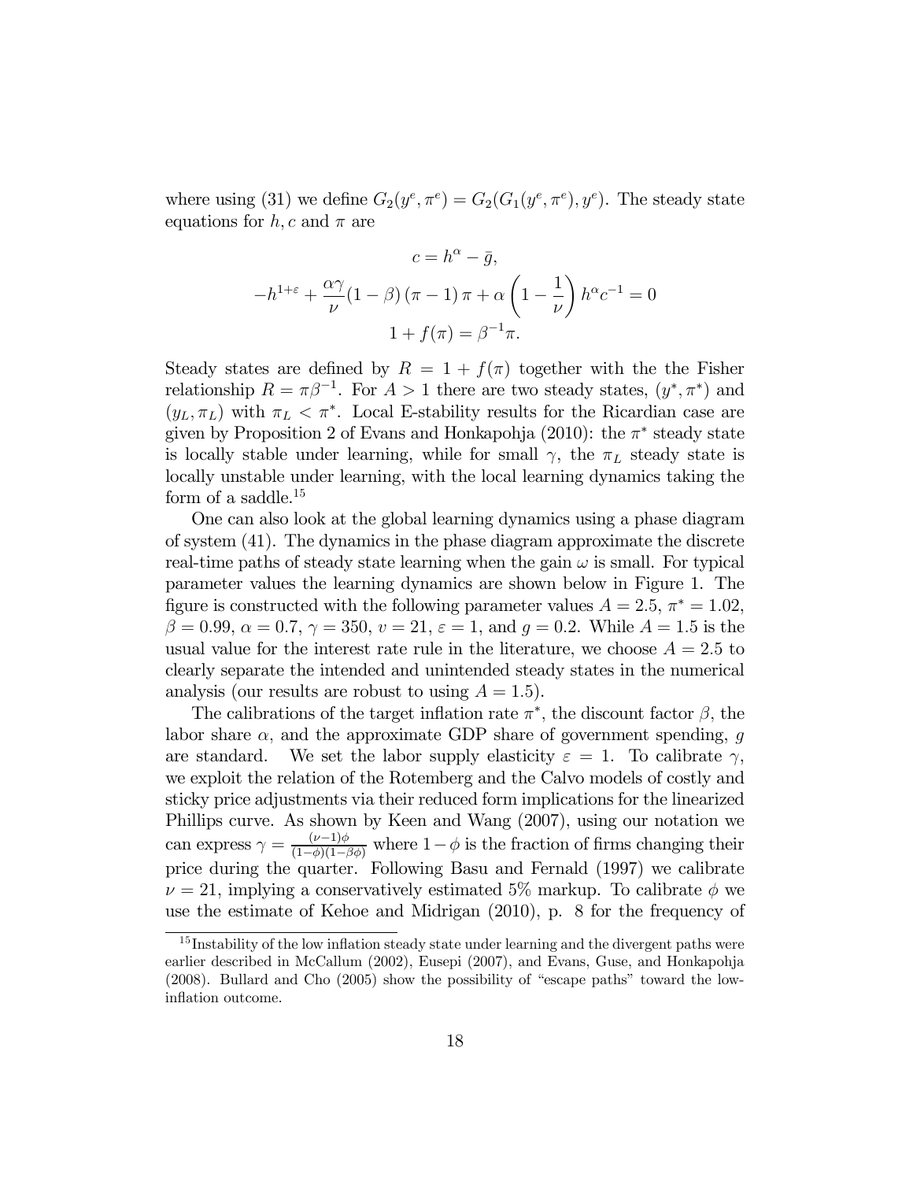where using (31) we define $G_2(y^e, \pi^e) = G_2(G_1(y^e, \pi^e), y^e)$. The steady state equations for $h, c$ and $\pi$ are

$$c = h^\alpha - \bar{g},$$
$$-h^{1+\varepsilon} + \frac{\alpha\gamma}{\nu}(1-\beta)(\pi-1)\pi + \alpha\left(1-\frac{1}{\nu}\right)h^\alpha c^{-1} = 0$$
$$1 + f(\pi) = \beta^{-1}\pi.$$

Steady states are defined by $R = 1 + f(\pi)$ together with the the Fisher relationship $R = \pi\beta^{-1}$. For $A > 1$ there are two steady states, $(y^*, \pi^*)$ and $(y_L, \pi_L)$ with $\pi_L < \pi^*$. Local E-stability results for the Ricardian case are given by Proposition 2 of Evans and Honkapohja (2010): the $\pi^*$ steady state is locally stable under learning, while for small $\gamma$, the $\pi_L$ steady state is locally unstable under learning, with the local learning dynamics taking the form of a saddle.[15]

One can also look at the global learning dynamics using a phase diagram of system (41). The dynamics in the phase diagram approximate the discrete real-time paths of steady state learning when the gain $\omega$ is small. For typical parameter values the learning dynamics are shown below in Figure 1. The figure is constructed with the following parameter values $A = 2.5$, $\pi^* = 1.02$, $\beta = 0.99$, $\alpha = 0.7$, $\gamma = 350$, $v = 21$, $\varepsilon = 1$, and $g = 0.2$. While $A = 1.5$ is the usual value for the interest rate rule in the literature, we choose $A = 2.5$ to clearly separate the intended and unintended steady states in the numerical analysis (our results are robust to using $A = 1.5$).

The calibrations of the target inflation rate $\pi^*$, the discount factor $\beta$, the labor share $\alpha$, and the approximate GDP share of government spending, $g$ are standard. We set the labor supply elasticity $\varepsilon = 1$. To calibrate $\gamma$, we exploit the relation of the Rotemberg and the Calvo models of costly and sticky price adjustments via their reduced form implications for the linearized Phillips curve. As shown by Keen and Wang (2007), using our notation we can express $\gamma = \frac{(\nu-1)\phi}{(1-\phi)(1-\beta\phi)}$ where $1-\phi$ is the fraction of firms changing their price during the quarter. Following Basu and Fernald (1997) we calibrate $\nu = 21$, implying a conservatively estimated 5% markup. To calibrate $\phi$ we use the estimate of Kehoe and Midrigan (2010), p. 8 for the frequency of

[15] Instability of the low inflation steady state under learning and the divergent paths were earlier described in McCallum (2002), Eusepi (2007), and Evans, Guse, and Honkapohja (2008). Bullard and Cho (2005) show the possibility of "escape paths" toward the low-inflation outcome.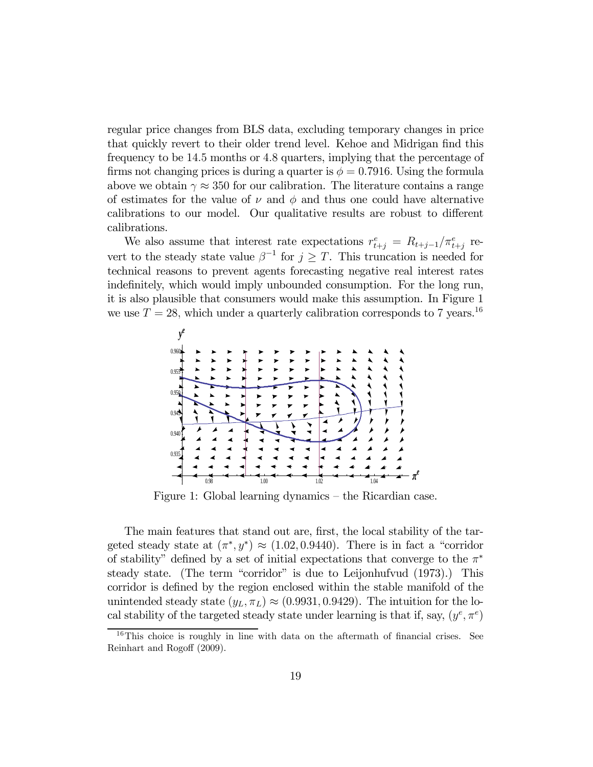regular price changes from BLS data, excluding temporary changes in price that quickly revert to their older trend level. Kehoe and Midrigan find this frequency to be 14.5 months or 4.8 quarters, implying that the percentage of firms not changing prices is during a quarter is $\phi = 0.7916$. Using the formula above we obtain $\gamma \approx 350$ for our calibration. The literature contains a range of estimates for the value of $\nu$ and $\phi$ and thus one could have alternative calibrations to our model. Our qualitative results are robust to different calibrations.

We also assume that interest rate expectations $r^e_{t+j} = R_{t+j-1}/\pi^e_{t+j}$ revert to the steady state value $\beta^{-1}$ for $j \geq T$. This truncation is needed for technical reasons to prevent agents forecasting negative real interest rates indefinitely, which would imply unbounded consumption. For the long run, it is also plausible that consumers would make this assumption. In Figure 1 we use $T = 28$, which under a quarterly calibration corresponds to 7 years.[16]

Figure 1: Global learning dynamics – the Ricardian case.

The main features that stand out are, first, the local stability of the targeted steady state at $(\pi^*, y^*) \approx (1.02, 0.9440)$. There is in fact a "corridor of stability" defined by a set of initial expectations that converge to the $\pi^*$ steady state. (The term "corridor" is due to Leijonhufvud (1973).) This corridor is defined by the region enclosed within the stable manifold of the unintended steady state $(y_L, \pi_L) \approx (0.9931, 0.9429)$. The intuition for the local stability of the targeted steady state under learning is that if, say, $(y^e, \pi^e)$

[16] This choice is roughly in line with data on the aftermath of financial crises. See Reinhart and Rogoff (2009).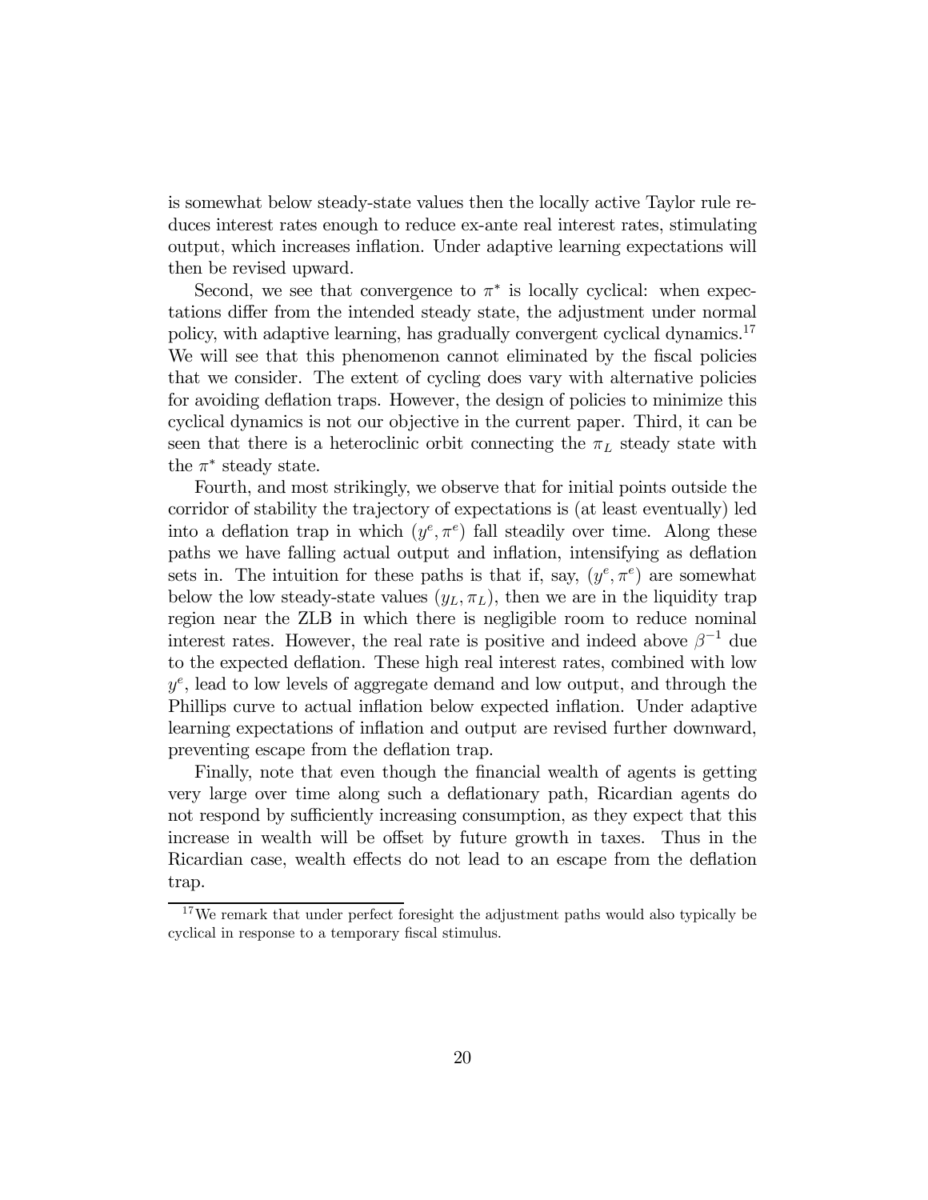is somewhat below steady-state values then the locally active Taylor rule reduces interest rates enough to reduce ex-ante real interest rates, stimulating output, which increases inflation. Under adaptive learning expectations will then be revised upward.

Second, we see that convergence to $\pi^*$ is locally cyclical: when expectations differ from the intended steady state, the adjustment under normal policy, with adaptive learning, has gradually convergent cyclical dynamics.[17] We will see that this phenomenon cannot eliminated by the fiscal policies that we consider. The extent of cycling does vary with alternative policies for avoiding deflation traps. However, the design of policies to minimize this cyclical dynamics is not our objective in the current paper. Third, it can be seen that there is a heteroclinic orbit connecting the $\pi_L$ steady state with the $\pi^*$ steady state.

Fourth, and most strikingly, we observe that for initial points outside the corridor of stability the trajectory of expectations is (at least eventually) led into a deflation trap in which $(y^e, \pi^e)$ fall steadily over time. Along these paths we have falling actual output and inflation, intensifying as deflation sets in. The intuition for these paths is that if, say, $(y^e, \pi^e)$ are somewhat below the low steady-state values $(y_L, \pi_L)$, then we are in the liquidity trap region near the ZLB in which there is negligible room to reduce nominal interest rates. However, the real rate is positive and indeed above $\beta^{-1}$ due to the expected deflation. These high real interest rates, combined with low $y^e$, lead to low levels of aggregate demand and low output, and through the Phillips curve to actual inflation below expected inflation. Under adaptive learning expectations of inflation and output are revised further downward, preventing escape from the deflation trap.

Finally, note that even though the financial wealth of agents is getting very large over time along such a deflationary path, Ricardian agents do not respond by sufficiently increasing consumption, as they expect that this increase in wealth will be offset by future growth in taxes. Thus in the Ricardian case, wealth effects do not lead to an escape from the deflation trap.

[17] We remark that under perfect foresight the adjustment paths would also typically be cyclical in response to a temporary fiscal stimulus.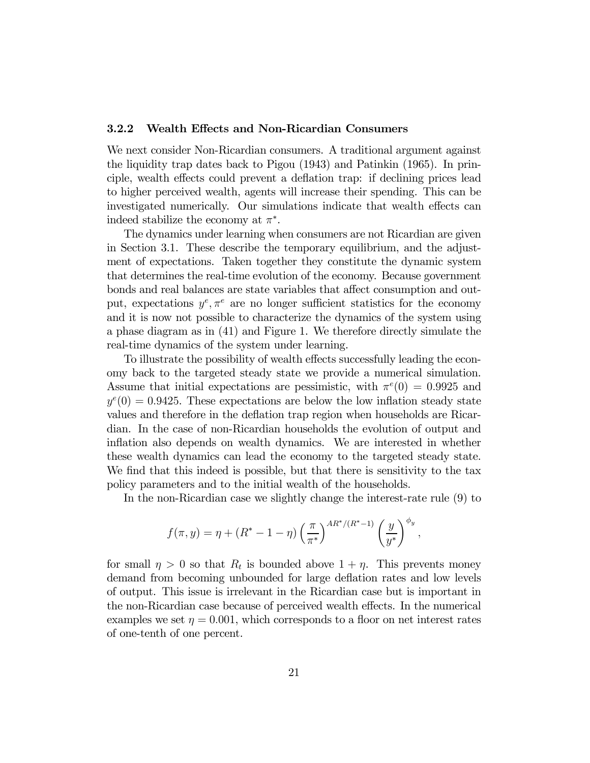### 3.2.2 Wealth Effects and Non-Ricardian Consumers

We next consider Non-Ricardian consumers. A traditional argument against the liquidity trap dates back to Pigou (1943) and Patinkin (1965). In principle, wealth effects could prevent a deflation trap: if declining prices lead to higher perceived wealth, agents will increase their spending. This can be investigated numerically. Our simulations indicate that wealth effects can indeed stabilize the economy at $\pi^*$.

The dynamics under learning when consumers are not Ricardian are given in Section 3.1. These describe the temporary equilibrium, and the adjustment of expectations. Taken together they constitute the dynamic system that determines the real-time evolution of the economy. Because government bonds and real balances are state variables that affect consumption and output, expectations $y^e, \pi^e$ are no longer sufficient statistics for the economy and it is now not possible to characterize the dynamics of the system using a phase diagram as in (41) and Figure 1. We therefore directly simulate the real-time dynamics of the system under learning.

To illustrate the possibility of wealth effects successfully leading the economy back to the targeted steady state we provide a numerical simulation. Assume that initial expectations are pessimistic, with $\pi^e(0) = 0.9925$ and $y^e(0) = 0.9425$. These expectations are below the low inflation steady state values and therefore in the deflation trap region when households are Ricardian. In the case of non-Ricardian households the evolution of output and inflation also depends on wealth dynamics. We are interested in whether these wealth dynamics can lead the economy to the targeted steady state. We find that this indeed is possible, but that there is sensitivity to the tax policy parameters and to the initial wealth of the households.

In the non-Ricardian case we slightly change the interest-rate rule (9) to

$$f(\pi, y) = \eta + (R^* - 1 - \eta)\left(\frac{\pi}{\pi^*}\right)^{AR^*/(R^*-1)}\left(\frac{y}{y^*}\right)^{\phi_y},$$

for small $\eta > 0$ so that $R_t$ is bounded above $1 + \eta$. This prevents money demand from becoming unbounded for large deflation rates and low levels of output. This issue is irrelevant in the Ricardian case but is important in the non-Ricardian case because of perceived wealth effects. In the numerical examples we set $\eta = 0.001$, which corresponds to a floor on net interest rates of one-tenth of one percent.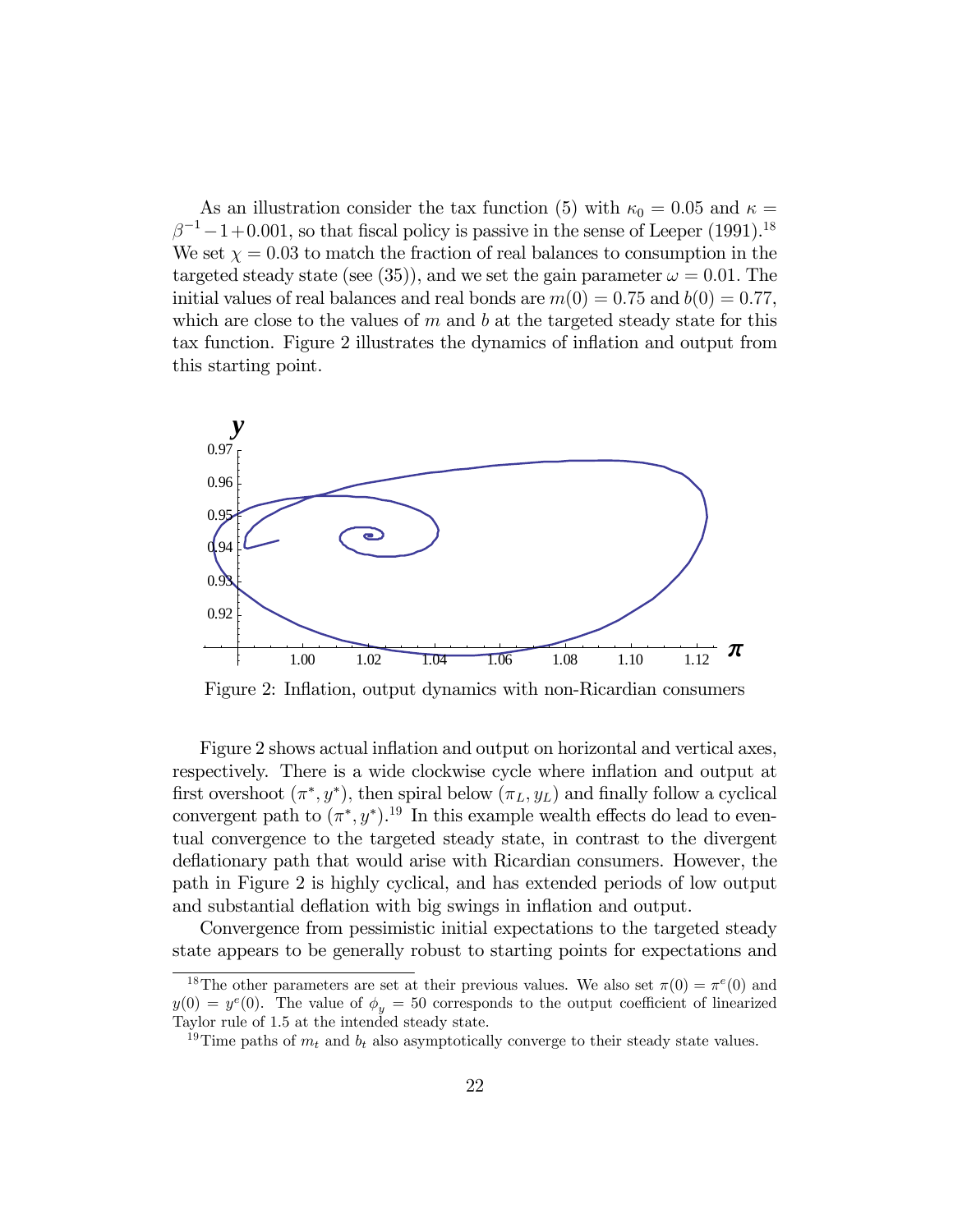As an illustration consider the tax function (5) with $\kappa_0 = 0.05$ and $\kappa = \beta^{-1} - 1 + 0.001$, so that fiscal policy is passive in the sense of Leeper (1991).[18] We set $\chi = 0.03$ to match the fraction of real balances to consumption in the targeted steady state (see (35)), and we set the gain parameter $\omega = 0.01$. The initial values of real balances and real bonds are $m(0) = 0.75$ and $b(0) = 0.77$, which are close to the values of $m$ and $b$ at the targeted steady state for this tax function. Figure 2 illustrates the dynamics of inflation and output from this starting point.

Figure 2: Inflation, output dynamics with non-Ricardian consumers

Figure 2 shows actual inflation and output on horizontal and vertical axes, respectively. There is a wide clockwise cycle where inflation and output at first overshoot $(\pi^*, y^*)$, then spiral below $(\pi_L, y_L)$ and finally follow a cyclical convergent path to $(\pi^*, y^*)$.[19] In this example wealth effects do lead to eventual convergence to the targeted steady state, in contrast to the divergent deflationary path that would arise with Ricardian consumers. However, the path in Figure 2 is highly cyclical, and has extended periods of low output and substantial deflation with big swings in inflation and output.

Convergence from pessimistic initial expectations to the targeted steady state appears to be generally robust to starting points for expectations and

---

[18] The other parameters are set at their previous values. We also set $\pi(0) = \pi^e(0)$ and $y(0) = y^e(0)$. The value of $\phi_y = 50$ corresponds to the output coefficient of linearized Taylor rule of 1.5 at the intended steady state.

[19] Time paths of $m_t$ and $b_t$ also asymptotically converge to their steady state values.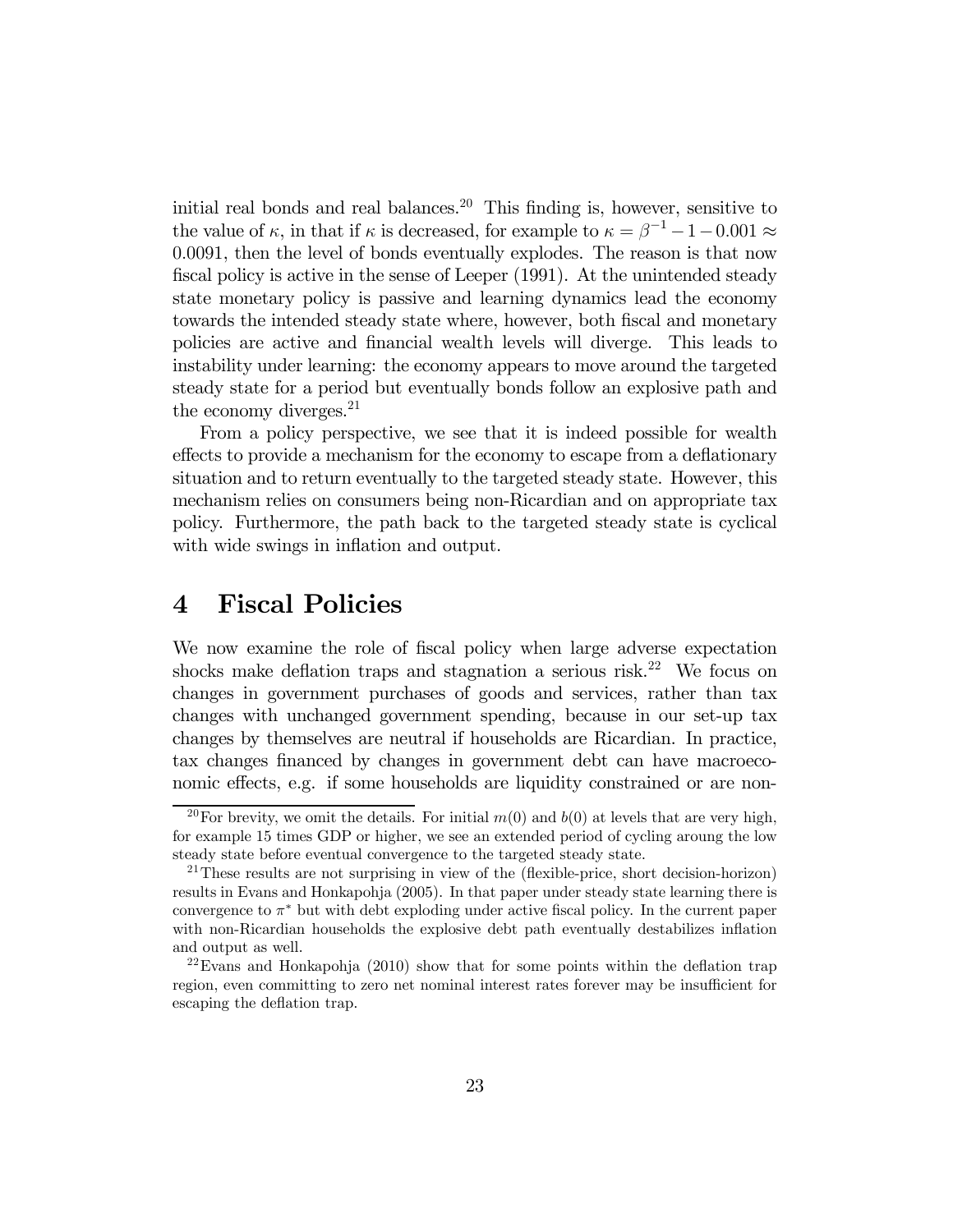initial real bonds and real balances.[20] This finding is, however, sensitive to the value of $\kappa$, in that if $\kappa$ is decreased, for example to $\kappa = \beta^{-1} - 1 - 0.001 \approx 0.0091$, then the level of bonds eventually explodes. The reason is that now fiscal policy is active in the sense of Leeper (1991). At the unintended steady state monetary policy is passive and learning dynamics lead the economy towards the intended steady state where, however, both fiscal and monetary policies are active and financial wealth levels will diverge. This leads to instability under learning: the economy appears to move around the targeted steady state for a period but eventually bonds follow an explosive path and the economy diverges.[21]

From a policy perspective, we see that it is indeed possible for wealth effects to provide a mechanism for the economy to escape from a deflationary situation and to return eventually to the targeted steady state. However, this mechanism relies on consumers being non-Ricardian and on appropriate tax policy. Furthermore, the path back to the targeted steady state is cyclical with wide swings in inflation and output.

# 4 Fiscal Policies

We now examine the role of fiscal policy when large adverse expectation shocks make deflation traps and stagnation a serious risk.[22] We focus on changes in government purchases of goods and services, rather than tax changes with unchanged government spending, because in our set-up tax changes by themselves are neutral if households are Ricardian. In practice, tax changes financed by changes in government debt can have macroeconomic effects, e.g. if some households are liquidity constrained or are non-

[20] For brevity, we omit the details. For initial $m(0)$ and $b(0)$ at levels that are very high, for example 15 times GDP or higher, we see an extended period of cycling aroung the low steady state before eventual convergence to the targeted steady state.

[21] These results are not surprising in view of the (flexible-price, short decision-horizon) results in Evans and Honkapohja (2005). In that paper under steady state learning there is convergence to $\pi^*$ but with debt exploding under active fiscal policy. In the current paper with non-Ricardian households the explosive debt path eventually destabilizes inflation and output as well.

[22] Evans and Honkapohja (2010) show that for some points within the deflation trap region, even committing to zero net nominal interest rates forever may be insufficient for escaping the deflation trap.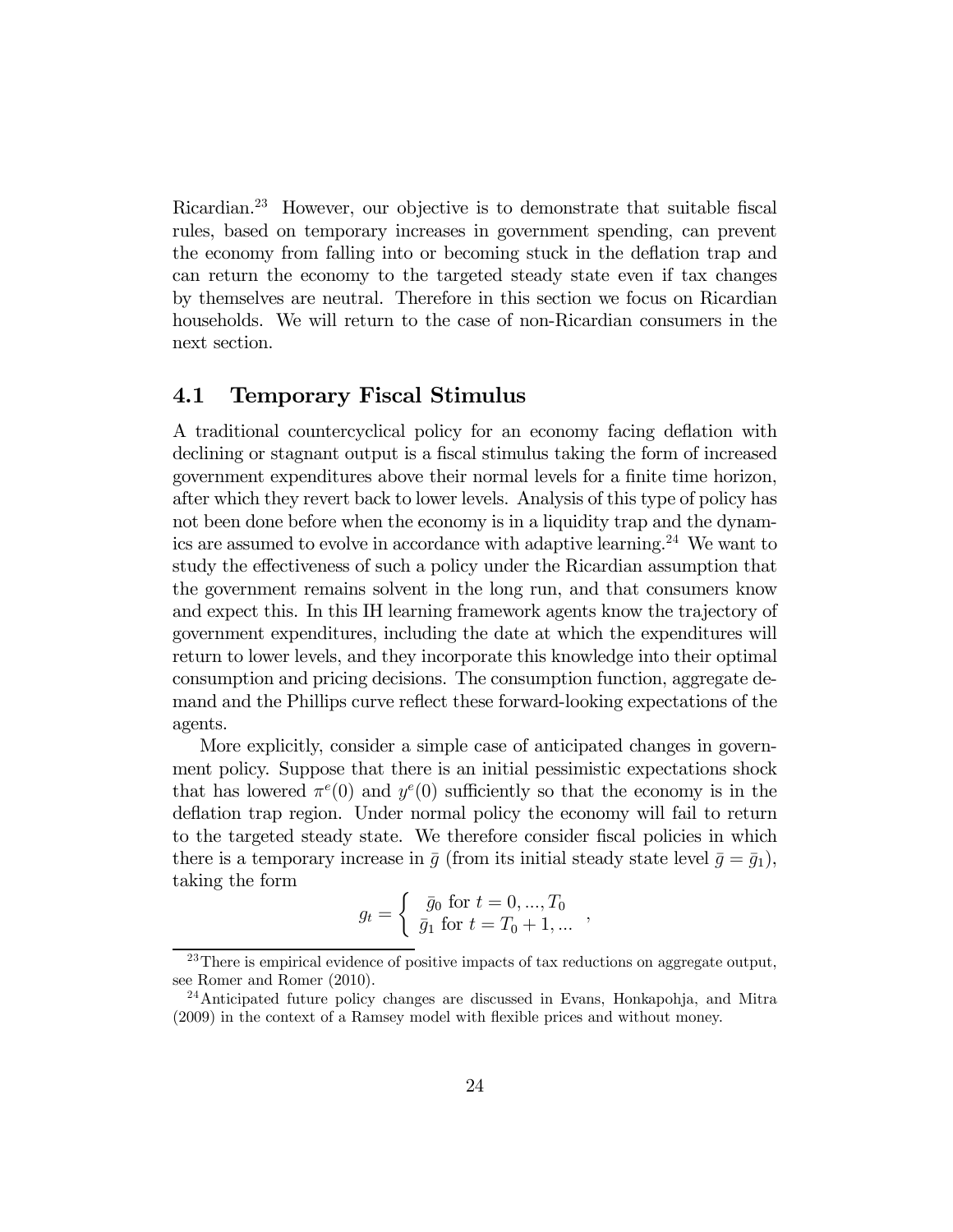Ricardian.[23] However, our objective is to demonstrate that suitable fiscal rules, based on temporary increases in government spending, can prevent the economy from falling into or becoming stuck in the deflation trap and can return the economy to the targeted steady state even if tax changes by themselves are neutral. Therefore in this section we focus on Ricardian households. We will return to the case of non-Ricardian consumers in the next section.

## 4.1 Temporary Fiscal Stimulus

A traditional countercyclical policy for an economy facing deflation with declining or stagnant output is a fiscal stimulus taking the form of increased government expenditures above their normal levels for a finite time horizon, after which they revert back to lower levels. Analysis of this type of policy has not been done before when the economy is in a liquidity trap and the dynamics are assumed to evolve in accordance with adaptive learning.[24] We want to study the effectiveness of such a policy under the Ricardian assumption that the government remains solvent in the long run, and that consumers know and expect this. In this IH learning framework agents know the trajectory of government expenditures, including the date at which the expenditures will return to lower levels, and they incorporate this knowledge into their optimal consumption and pricing decisions. The consumption function, aggregate demand and the Phillips curve reflect these forward-looking expectations of the agents.

More explicitly, consider a simple case of anticipated changes in government policy. Suppose that there is an initial pessimistic expectations shock that has lowered $\pi^e(0)$ and $y^e(0)$ sufficiently so that the economy is in the deflation trap region. Under normal policy the economy will fail to return to the targeted steady state. We therefore consider fiscal policies in which there is a temporary increase in $\bar{g}$ (from its initial steady state level $\bar{g} = \bar{g}_1$), taking the form

$$g_t = \begin{cases} \bar{g}_0 \text{ for } t = 0, ..., T_0 \\ \bar{g}_1 \text{ for } t = T_0 + 1, ... \end{cases},$$

[23] There is empirical evidence of positive impacts of tax reductions on aggregate output, see Romer and Romer (2010).

[24] Anticipated future policy changes are discussed in Evans, Honkapohja, and Mitra (2009) in the context of a Ramsey model with flexible prices and without money.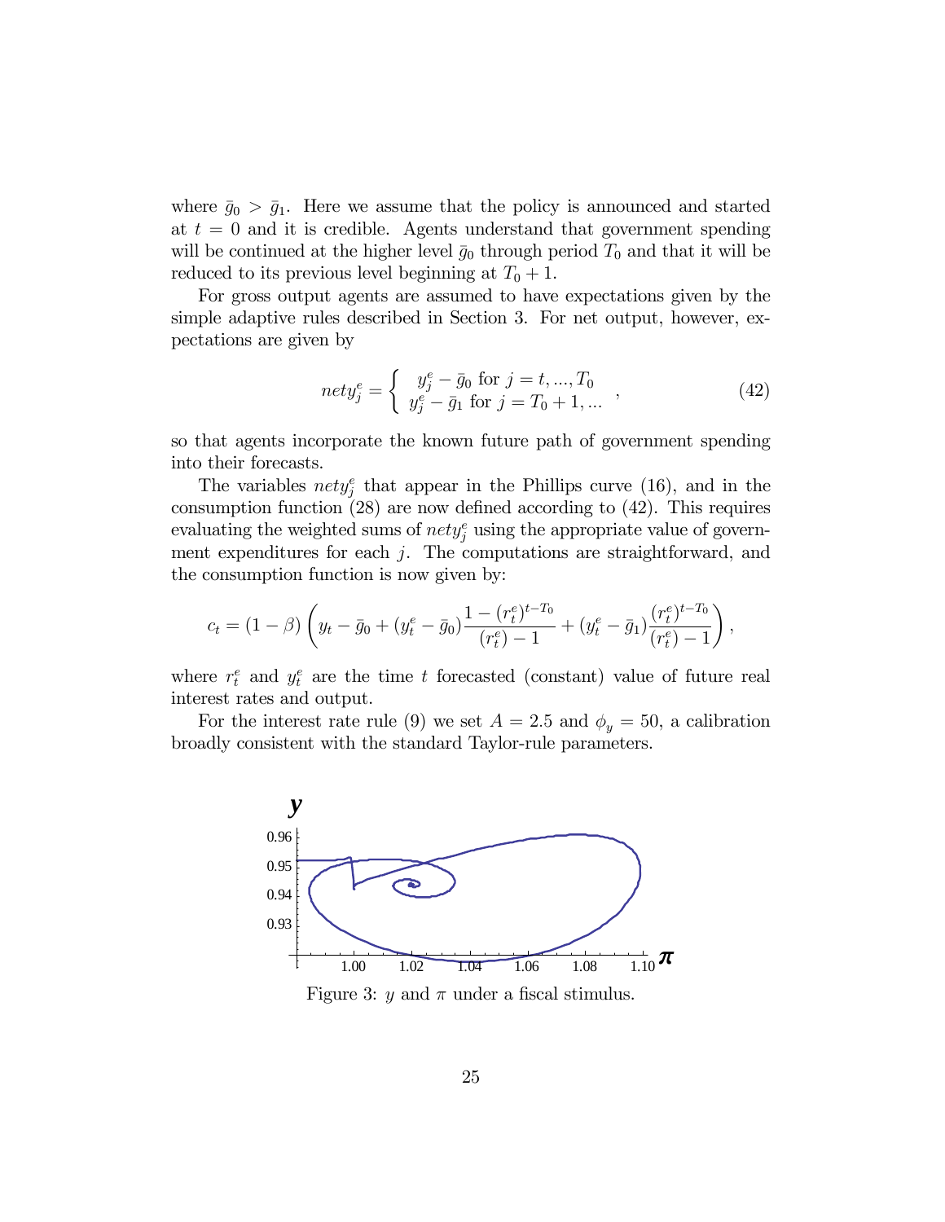where $\bar{g}_0 > \bar{g}_1$. Here we assume that the policy is announced and started at $t = 0$ and it is credible. Agents understand that government spending will be continued at the higher level $\bar{g}_0$ through period $T_0$ and that it will be reduced to its previous level beginning at $T_0 + 1$.

For gross output agents are assumed to have expectations given by the simple adaptive rules described in Section 3. For net output, however, expectations are given by

$$nety_j^e = \begin{cases} y_j^e - \bar{g}_0 \text{ for } j = t, ..., T_0 \\ y_j^e - \bar{g}_1 \text{ for } j = T_0 + 1, ... \end{cases}, \tag{42}$$

so that agents incorporate the known future path of government spending into their forecasts.

The variables $nety_j^e$ that appear in the Phillips curve (16), and in the consumption function (28) are now defined according to (42). This requires evaluating the weighted sums of $nety_j^e$ using the appropriate value of government expenditures for each $j$. The computations are straightforward, and the consumption function is now given by:

$$c_t = (1 - \beta)\left(y_t - \bar{g}_0 + (y_t^e - \bar{g}_0)\frac{1 - (r_t^e)^{t-T_0}}{(r_t^e) - 1} + (y_t^e - \bar{g}_1)\frac{(r_t^e)^{t-T_0}}{(r_t^e) - 1}\right),$$

where $r_t^e$ and $y_t^e$ are the time $t$ forecasted (constant) value of future real interest rates and output.

For the interest rate rule (9) we set $A = 2.5$ and $\phi_y = 50$, a calibration broadly consistent with the standard Taylor-rule parameters.

Figure 3: $y$ and $\pi$ under a fiscal stimulus.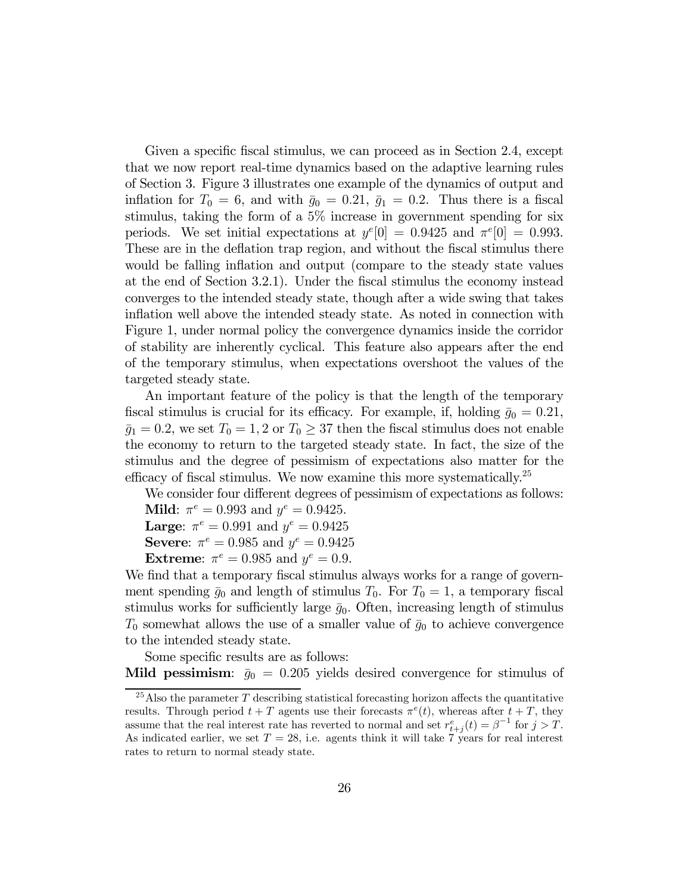Given a specific fiscal stimulus, we can proceed as in Section 2.4, except that we now report real-time dynamics based on the adaptive learning rules of Section 3. Figure 3 illustrates one example of the dynamics of output and inflation for $T_0 = 6$, and with $\bar{g}_0 = 0.21$, $\bar{g}_1 = 0.2$. Thus there is a fiscal stimulus, taking the form of a 5% increase in government spending for six periods. We set initial expectations at $y^e[0] = 0.9425$ and $\pi^e[0] = 0.993$. These are in the deflation trap region, and without the fiscal stimulus there would be falling inflation and output (compare to the steady state values at the end of Section 3.2.1). Under the fiscal stimulus the economy instead converges to the intended steady state, though after a wide swing that takes inflation well above the intended steady state. As noted in connection with Figure 1, under normal policy the convergence dynamics inside the corridor of stability are inherently cyclical. This feature also appears after the end of the temporary stimulus, when expectations overshoot the values of the targeted steady state.

An important feature of the policy is that the length of the temporary fiscal stimulus is crucial for its efficacy. For example, if, holding $\bar{g}_0 = 0.21$, $\bar{g}_1 = 0.2$, we set $T_0 = 1, 2$ or $T_0 \geq 37$ then the fiscal stimulus does not enable the economy to return to the targeted steady state. In fact, the size of the stimulus and the degree of pessimism of expectations also matter for the efficacy of fiscal stimulus. We now examine this more systematically.[25]

We consider four different degrees of pessimism of expectations as follows:

**Mild**: $\pi^e = 0.993$ and $y^e = 0.9425$.

**Large**: $\pi^e = 0.991$ and $y^e = 0.9425$

**Severe**: $\pi^e = 0.985$ and $y^e = 0.9425$

**Extreme**: $\pi^e = 0.985$ and $y^e = 0.9$.

We find that a temporary fiscal stimulus always works for a range of government spending $\bar{g}_0$ and length of stimulus $T_0$. For $T_0 = 1$, a temporary fiscal stimulus works for sufficiently large $\bar{g}_0$. Often, increasing length of stimulus $T_0$ somewhat allows the use of a smaller value of $\bar{g}_0$ to achieve convergence to the intended steady state.

Some specific results are as follows:

**Mild pessimism**: $\bar{g}_0 = 0.205$ yields desired convergence for stimulus of

[25] Also the parameter $T$ describing statistical forecasting horizon affects the quantitative results. Through period $t + T$ agents use their forecasts $\pi^e(t)$, whereas after $t + T$, they assume that the real interest rate has reverted to normal and set $r^e_{t+j}(t) = \beta^{-1}$ for $j > T$. As indicated earlier, we set $T = 28$, i.e. agents think it will take 7 years for real interest rates to return to normal steady state.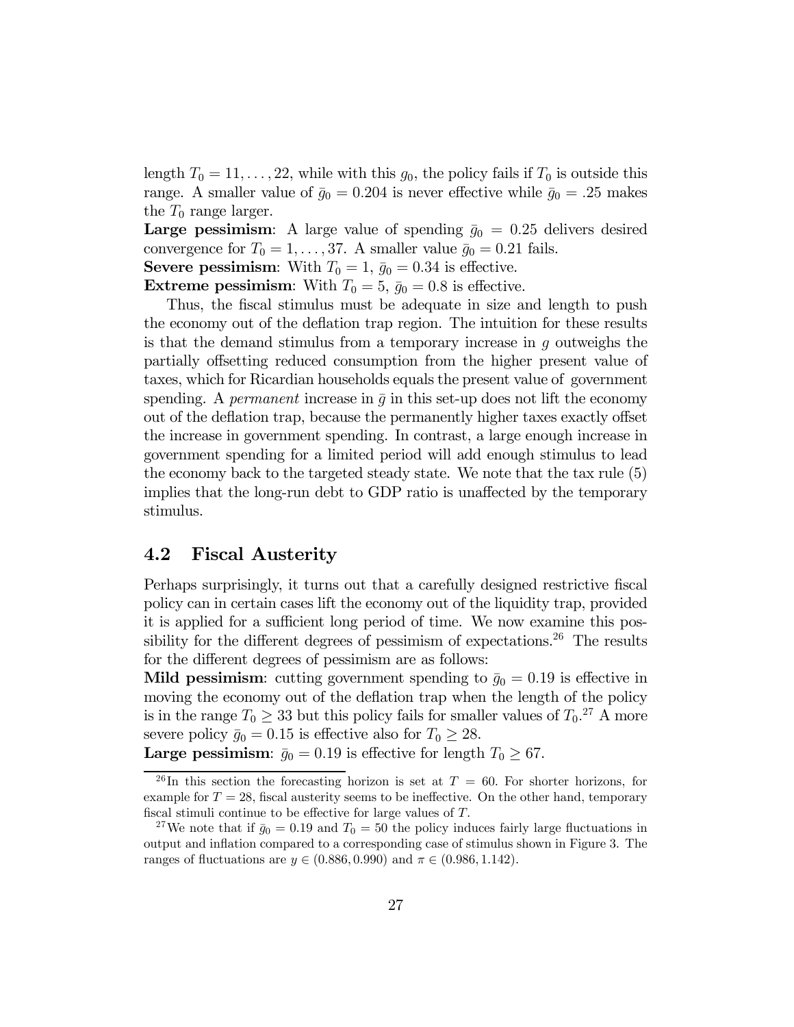length $T_0 = 11, \ldots, 22$, while with this $g_0$, the policy fails if $T_0$ is outside this range. A smaller value of $\bar{g}_0 = 0.204$ is never effective while $\bar{g}_0 = .25$ makes the $T_0$ range larger.

**Large pessimism**: A large value of spending $\bar{g}_0 = 0.25$ delivers desired convergence for $T_0 = 1, \ldots, 37$. A smaller value $\bar{g}_0 = 0.21$ fails.

**Severe pessimism**: With $T_0 = 1$, $\bar{g}_0 = 0.34$ is effective.

**Extreme pessimism**: With $T_0 = 5$, $\bar{g}_0 = 0.8$ is effective.

Thus, the fiscal stimulus must be adequate in size and length to push the economy out of the deflation trap region. The intuition for these results is that the demand stimulus from a temporary increase in $g$ outweighs the partially offsetting reduced consumption from the higher present value of taxes, which for Ricardian households equals the present value of government spending. A *permanent* increase in $\bar{g}$ in this set-up does not lift the economy out of the deflation trap, because the permanently higher taxes exactly offset the increase in government spending. In contrast, a large enough increase in government spending for a limited period will add enough stimulus to lead the economy back to the targeted steady state. We note that the tax rule (5) implies that the long-run debt to GDP ratio is unaffected by the temporary stimulus.

## 4.2 Fiscal Austerity

Perhaps surprisingly, it turns out that a carefully designed restrictive fiscal policy can in certain cases lift the economy out of the liquidity trap, provided it is applied for a sufficient long period of time. We now examine this possibility for the different degrees of pessimism of expectations.[26] The results for the different degrees of pessimism are as follows:

**Mild pessimism**: cutting government spending to $\bar{g}_0 = 0.19$ is effective in moving the economy out of the deflation trap when the length of the policy is in the range $T_0 \geq 33$ but this policy fails for smaller values of $T_0$.[27] A more severe policy $\bar{g}_0 = 0.15$ is effective also for $T_0 \geq 28$.

**Large pessimism**: $\bar{g}_0 = 0.19$ is effective for length $T_0 \geq 67$.

---

[26] In this section the forecasting horizon is set at $T = 60$. For shorter horizons, for example for $T = 28$, fiscal austerity seems to be ineffective. On the other hand, temporary fiscal stimuli continue to be effective for large values of $T$.

[27] We note that if $\bar{g}_0 = 0.19$ and $T_0 = 50$ the policy induces fairly large fluctuations in output and inflation compared to a corresponding case of stimulus shown in Figure 3. The ranges of fluctuations are $y \in (0.886, 0.990)$ and $\pi \in (0.986, 1.142)$.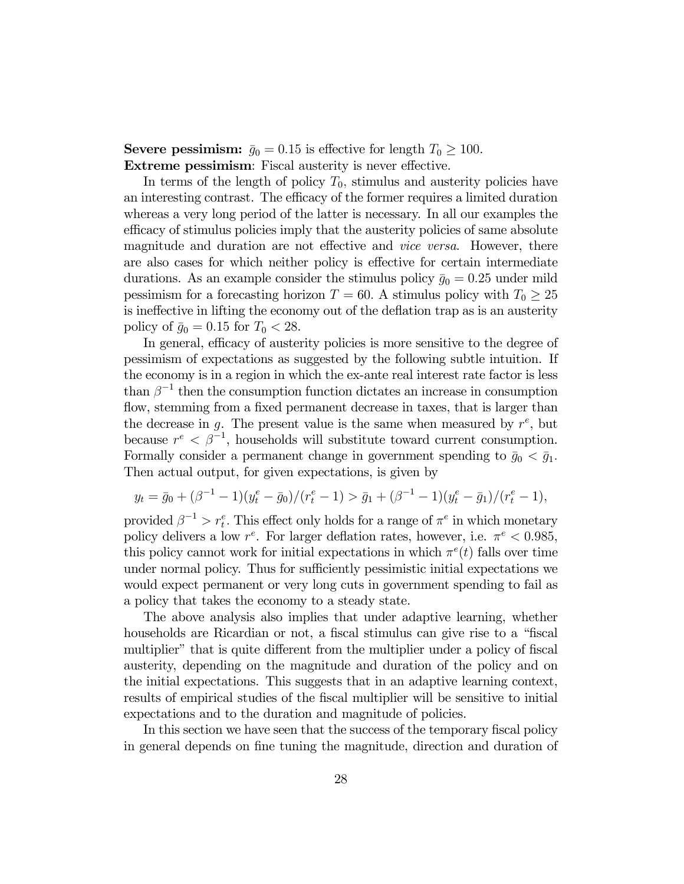**Severe pessimism:** $\bar{g}_0 = 0.15$ is effective for length $T_0 \geq 100$.
**Extreme pessimism**: Fiscal austerity is never effective.

In terms of the length of policy $T_0$, stimulus and austerity policies have an interesting contrast. The efficacy of the former requires a limited duration whereas a very long period of the latter is necessary. In all our examples the efficacy of stimulus policies imply that the austerity policies of same absolute magnitude and duration are not effective and *vice versa*. However, there are also cases for which neither policy is effective for certain intermediate durations. As an example consider the stimulus policy $\bar{g}_0 = 0.25$ under mild pessimism for a forecasting horizon $T = 60$. A stimulus policy with $T_0 \geq 25$ is ineffective in lifting the economy out of the deflation trap as is an austerity policy of $\bar{g}_0 = 0.15$ for $T_0 < 28$.

In general, efficacy of austerity policies is more sensitive to the degree of pessimism of expectations as suggested by the following subtle intuition. If the economy is in a region in which the ex-ante real interest rate factor is less than $\beta^{-1}$ then the consumption function dictates an increase in consumption flow, stemming from a fixed permanent decrease in taxes, that is larger than the decrease in $g$. The present value is the same when measured by $r^e$, but because $r^e < \beta^{-1}$, households will substitute toward current consumption. Formally consider a permanent change in government spending to $\bar{g}_0 < \bar{g}_1$. Then actual output, for given expectations, is given by

$$y_t = \bar{g}_0 + (\beta^{-1} - 1)(y_t^e - \bar{g}_0)/(r_t^e - 1) > \bar{g}_1 + (\beta^{-1} - 1)(y_t^e - \bar{g}_1)/(r_t^e - 1),$$

provided $\beta^{-1} > r_t^e$. This effect only holds for a range of $\pi^e$ in which monetary policy delivers a low $r^e$. For larger deflation rates, however, i.e. $\pi^e < 0.985$, this policy cannot work for initial expectations in which $\pi^e(t)$ falls over time under normal policy. Thus for sufficiently pessimistic initial expectations we would expect permanent or very long cuts in government spending to fail as a policy that takes the economy to a steady state.

The above analysis also implies that under adaptive learning, whether households are Ricardian or not, a fiscal stimulus can give rise to a "fiscal multiplier" that is quite different from the multiplier under a policy of fiscal austerity, depending on the magnitude and duration of the policy and on the initial expectations. This suggests that in an adaptive learning context, results of empirical studies of the fiscal multiplier will be sensitive to initial expectations and to the duration and magnitude of policies.

In this section we have seen that the success of the temporary fiscal policy in general depends on fine tuning the magnitude, direction and duration of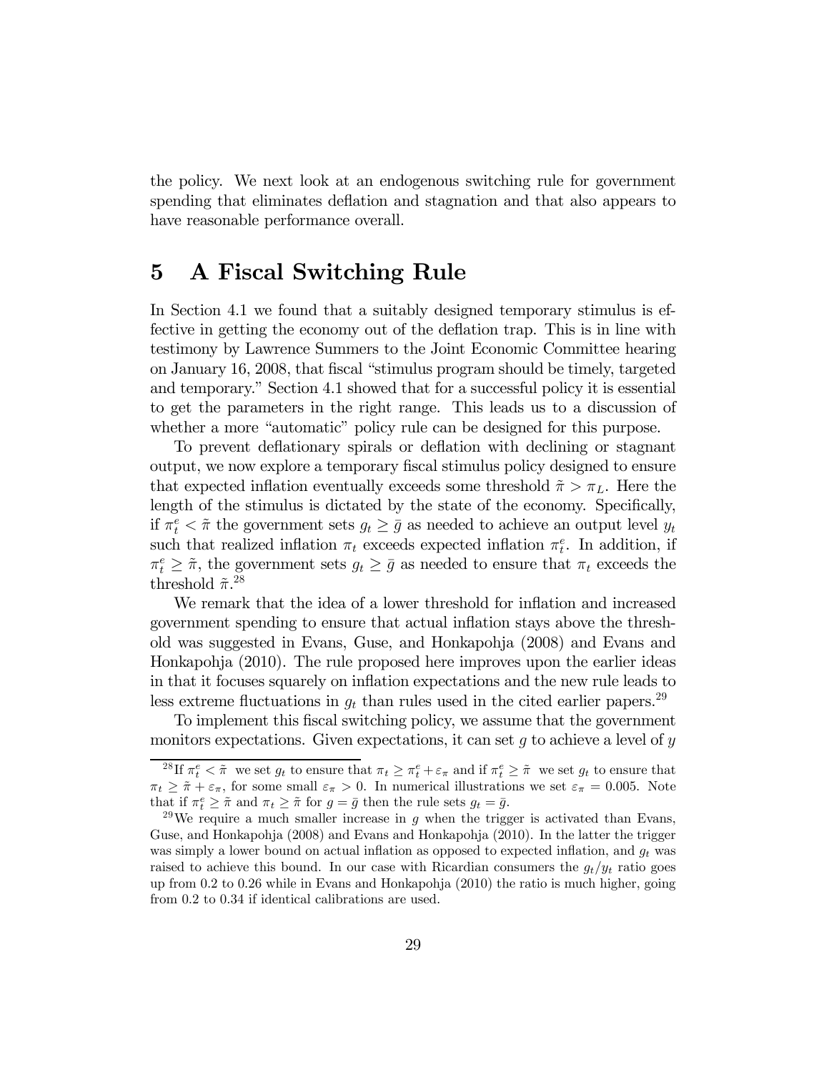the policy. We next look at an endogenous switching rule for government spending that eliminates deflation and stagnation and that also appears to have reasonable performance overall.

# 5 A Fiscal Switching Rule

In Section 4.1 we found that a suitably designed temporary stimulus is effective in getting the economy out of the deflation trap. This is in line with testimony by Lawrence Summers to the Joint Economic Committee hearing on January 16, 2008, that fiscal "stimulus program should be timely, targeted and temporary." Section 4.1 showed that for a successful policy it is essential to get the parameters in the right range. This leads us to a discussion of whether a more "automatic" policy rule can be designed for this purpose.

To prevent deflationary spirals or deflation with declining or stagnant output, we now explore a temporary fiscal stimulus policy designed to ensure that expected inflation eventually exceeds some threshold $\tilde{\pi} > \pi_L$. Here the length of the stimulus is dictated by the state of the economy. Specifically, if $\pi_t^e < \tilde{\pi}$ the government sets $g_t \geq \bar{g}$ as needed to achieve an output level $y_t$ such that realized inflation $\pi_t$ exceeds expected inflation $\pi_t^e$. In addition, if $\pi_t^e \geq \tilde{\pi}$, the government sets $g_t \geq \bar{g}$ as needed to ensure that $\pi_t$ exceeds the threshold $\tilde{\pi}$.[28]

We remark that the idea of a lower threshold for inflation and increased government spending to ensure that actual inflation stays above the threshold was suggested in Evans, Guse, and Honkapohja (2008) and Evans and Honkapohja (2010). The rule proposed here improves upon the earlier ideas in that it focuses squarely on inflation expectations and the new rule leads to less extreme fluctuations in $g_t$ than rules used in the cited earlier papers.[29]

To implement this fiscal switching policy, we assume that the government monitors expectations. Given expectations, it can set $g$ to achieve a level of $y$

---

[28] If $\pi_t^e < \tilde{\pi}$ we set $g_t$ to ensure that $\pi_t \geq \pi_t^e + \varepsilon_\pi$ and if $\pi_t^e \geq \tilde{\pi}$ we set $g_t$ to ensure that $\pi_t \geq \tilde{\pi} + \varepsilon_\pi$, for some small $\varepsilon_\pi > 0$. In numerical illustrations we set $\varepsilon_\pi = 0.005$. Note that if $\pi_t^e \geq \tilde{\pi}$ and $\pi_t \geq \tilde{\pi}$ for $g = \bar{g}$ then the rule sets $g_t = \bar{g}$.

[29] We require a much smaller increase in $g$ when the trigger is activated than Evans, Guse, and Honkapohja (2008) and Evans and Honkapohja (2010). In the latter the trigger was simply a lower bound on actual inflation as opposed to expected inflation, and $g_t$ was raised to achieve this bound. In our case with Ricardian consumers the $g_t/y_t$ ratio goes up from 0.2 to 0.26 while in Evans and Honkapohja (2010) the ratio is much higher, going from 0.2 to 0.34 if identical calibrations are used.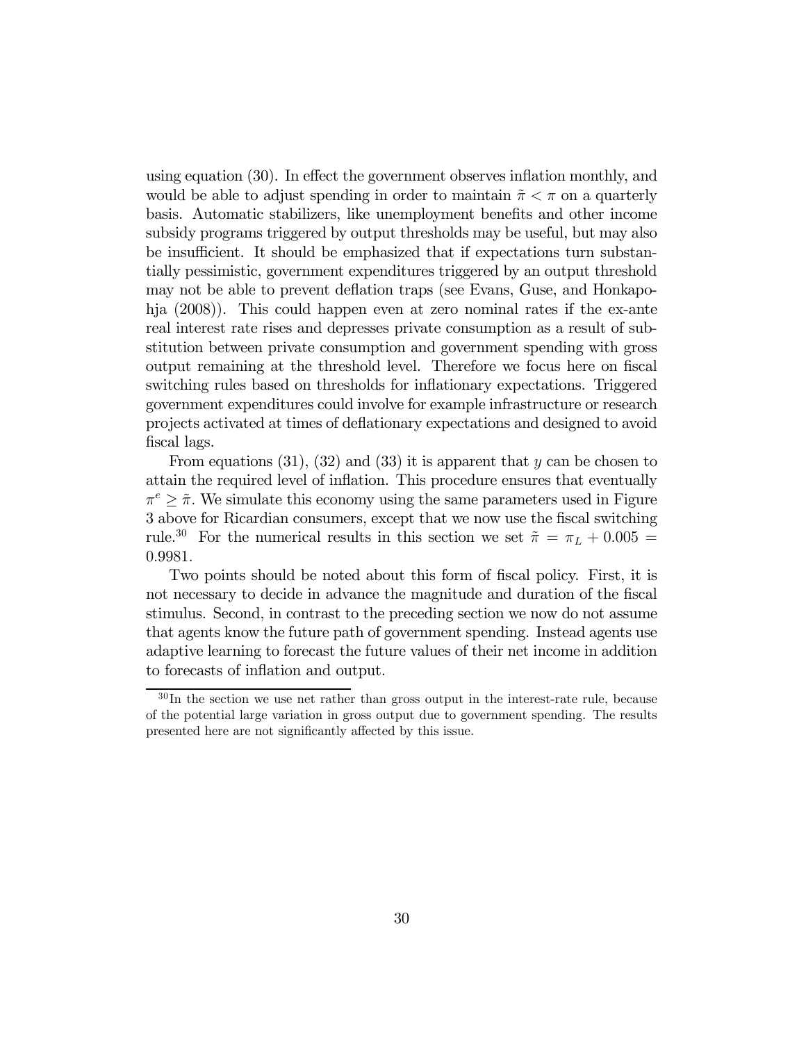using equation (30). In effect the government observes inflation monthly, and would be able to adjust spending in order to maintain $\tilde{\pi} < \pi$ on a quarterly basis. Automatic stabilizers, like unemployment benefits and other income subsidy programs triggered by output thresholds may be useful, but may also be insufficient. It should be emphasized that if expectations turn substantially pessimistic, government expenditures triggered by an output threshold may not be able to prevent deflation traps (see Evans, Guse, and Honkapohja (2008)). This could happen even at zero nominal rates if the ex-ante real interest rate rises and depresses private consumption as a result of substitution between private consumption and government spending with gross output remaining at the threshold level. Therefore we focus here on fiscal switching rules based on thresholds for inflationary expectations. Triggered government expenditures could involve for example infrastructure or research projects activated at times of deflationary expectations and designed to avoid fiscal lags.

From equations (31), (32) and (33) it is apparent that $y$ can be chosen to attain the required level of inflation. This procedure ensures that eventually $\pi^e \geq \tilde{\pi}$. We simulate this economy using the same parameters used in Figure 3 above for Ricardian consumers, except that we now use the fiscal switching rule.[30] For the numerical results in this section we set $\tilde{\pi} = \pi_L + 0.005 = 0.9981$.

Two points should be noted about this form of fiscal policy. First, it is not necessary to decide in advance the magnitude and duration of the fiscal stimulus. Second, in contrast to the preceding section we now do not assume that agents know the future path of government spending. Instead agents use adaptive learning to forecast the future values of their net income in addition to forecasts of inflation and output.

[30] In the section we use net rather than gross output in the interest-rate rule, because of the potential large variation in gross output due to government spending. The results presented here are not significantly affected by this issue.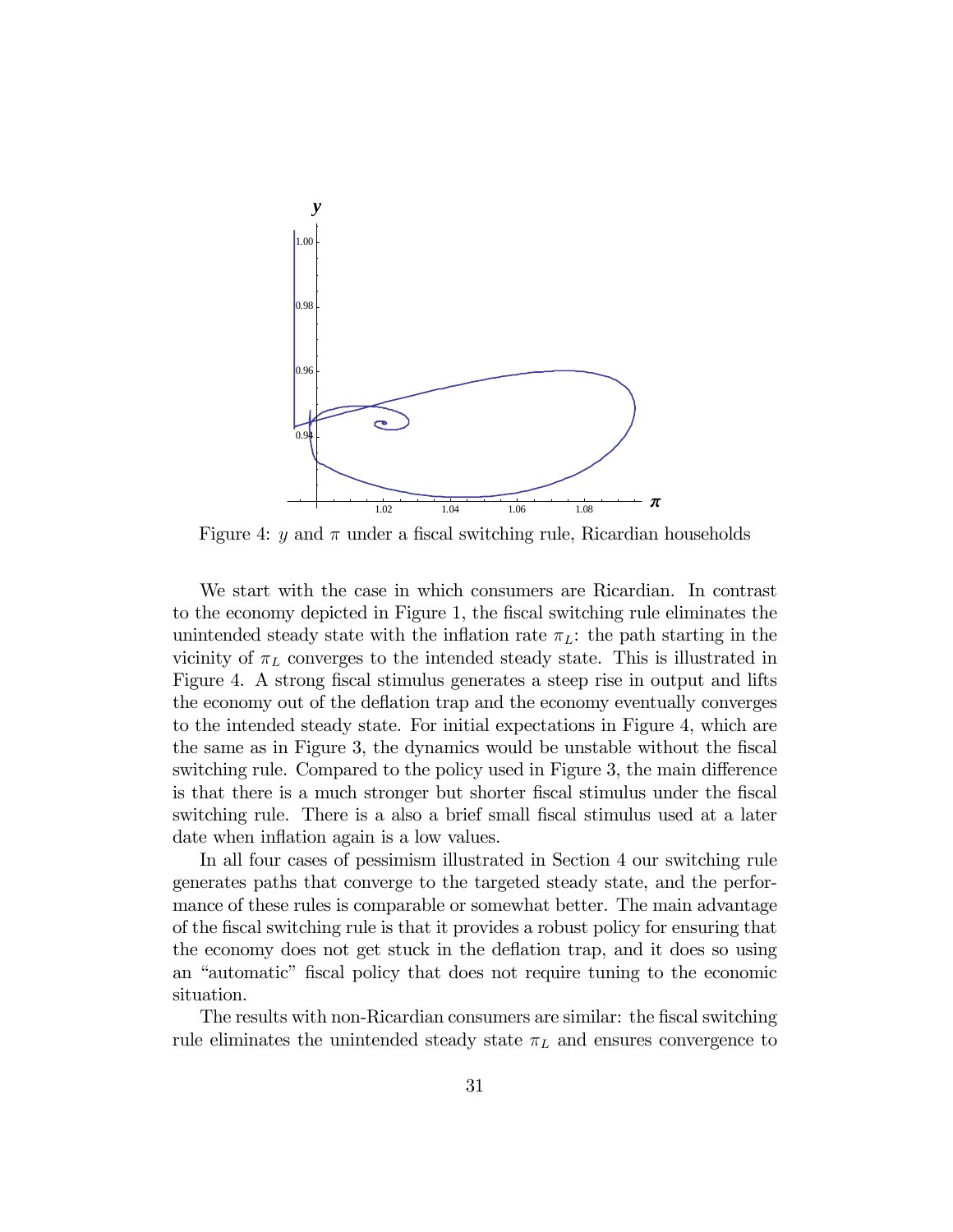Figure 4: $y$ and $\pi$ under a fiscal switching rule, Ricardian households

We start with the case in which consumers are Ricardian. In contrast to the economy depicted in Figure 1, the fiscal switching rule eliminates the unintended steady state with the inflation rate $\pi_L$: the path starting in the vicinity of $\pi_L$ converges to the intended steady state. This is illustrated in Figure 4. A strong fiscal stimulus generates a steep rise in output and lifts the economy out of the deflation trap and the economy eventually converges to the intended steady state. For initial expectations in Figure 4, which are the same as in Figure 3, the dynamics would be unstable without the fiscal switching rule. Compared to the policy used in Figure 3, the main difference is that there is a much stronger but shorter fiscal stimulus under the fiscal switching rule. There is a also a brief small fiscal stimulus used at a later date when inflation again is a low values.

In all four cases of pessimism illustrated in Section 4 our switching rule generates paths that converge to the targeted steady state, and the performance of these rules is comparable or somewhat better. The main advantage of the fiscal switching rule is that it provides a robust policy for ensuring that the economy does not get stuck in the deflation trap, and it does so using an "automatic" fiscal policy that does not require tuning to the economic situation.

The results with non-Ricardian consumers are similar: the fiscal switching rule eliminates the unintended steady state $\pi_L$ and ensures convergence to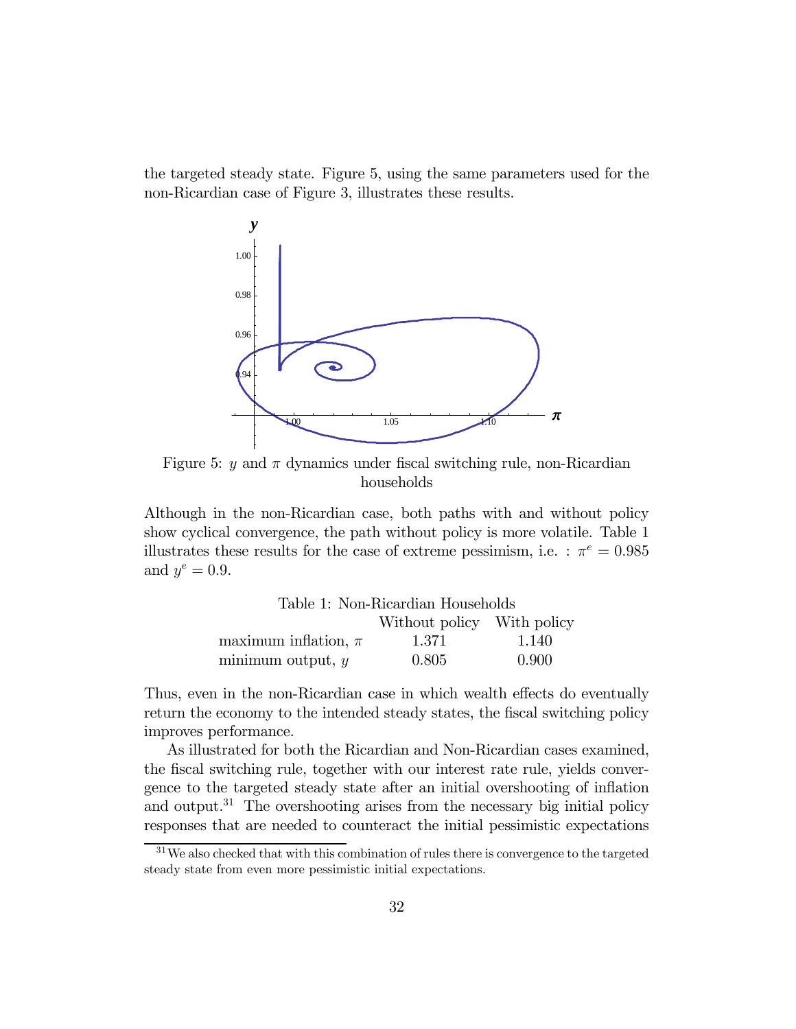the targeted steady state. Figure 5, using the same parameters used for the non-Ricardian case of Figure 3, illustrates these results.

Figure 5: $y$ and $\pi$ dynamics under fiscal switching rule, non-Ricardian households

Although in the non-Ricardian case, both paths with and without policy show cyclical convergence, the path without policy is more volatile. Table 1 illustrates these results for the case of extreme pessimism, i.e. : $\pi^e = 0.985$ and $y^e = 0.9$.

Table 1: Non-Ricardian Households

| | Without policy | With policy |
|---|---|---|
| maximum inflation, $\pi$ | 1.371 | 1.140 |
| minimum output, $y$ | 0.805 | 0.900 |

Thus, even in the non-Ricardian case in which wealth effects do eventually return the economy to the intended steady states, the fiscal switching policy improves performance.

As illustrated for both the Ricardian and Non-Ricardian cases examined, the fiscal switching rule, together with our interest rate rule, yields convergence to the targeted steady state after an initial overshooting of inflation and output.[31] The overshooting arises from the necessary big initial policy responses that are needed to counteract the initial pessimistic expectations

[31] We also checked that with this combination of rules there is convergence to the targeted steady state from even more pessimistic initial expectations.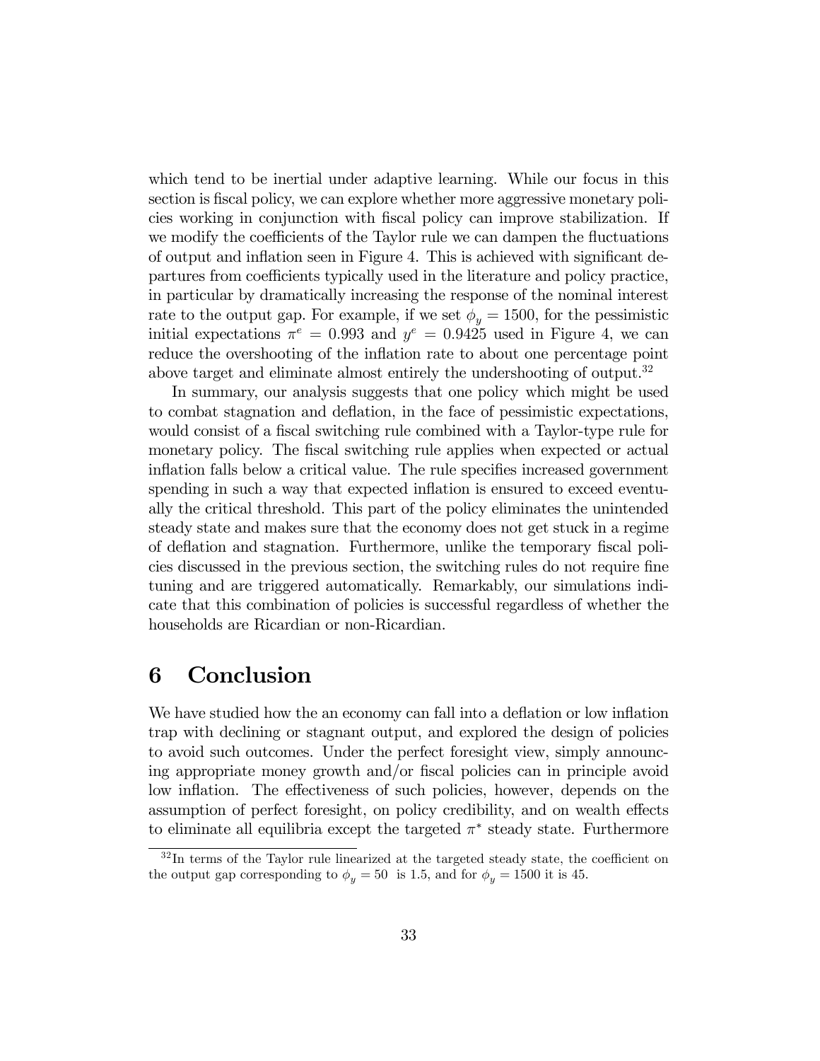which tend to be inertial under adaptive learning. While our focus in this section is fiscal policy, we can explore whether more aggressive monetary policies working in conjunction with fiscal policy can improve stabilization. If we modify the coefficients of the Taylor rule we can dampen the fluctuations of output and inflation seen in Figure 4. This is achieved with significant departures from coefficients typically used in the literature and policy practice, in particular by dramatically increasing the response of the nominal interest rate to the output gap. For example, if we set $\phi_y = 1500$, for the pessimistic initial expectations $\pi^e = 0.993$ and $y^e = 0.9425$ used in Figure 4, we can reduce the overshooting of the inflation rate to about one percentage point above target and eliminate almost entirely the undershooting of output.[32]

In summary, our analysis suggests that one policy which might be used to combat stagnation and deflation, in the face of pessimistic expectations, would consist of a fiscal switching rule combined with a Taylor-type rule for monetary policy. The fiscal switching rule applies when expected or actual inflation falls below a critical value. The rule specifies increased government spending in such a way that expected inflation is ensured to exceed eventually the critical threshold. This part of the policy eliminates the unintended steady state and makes sure that the economy does not get stuck in a regime of deflation and stagnation. Furthermore, unlike the temporary fiscal policies discussed in the previous section, the switching rules do not require fine tuning and are triggered automatically. Remarkably, our simulations indicate that this combination of policies is successful regardless of whether the households are Ricardian or non-Ricardian.

# 6 Conclusion

We have studied how the an economy can fall into a deflation or low inflation trap with declining or stagnant output, and explored the design of policies to avoid such outcomes. Under the perfect foresight view, simply announcing appropriate money growth and/or fiscal policies can in principle avoid low inflation. The effectiveness of such policies, however, depends on the assumption of perfect foresight, on policy credibility, and on wealth effects to eliminate all equilibria except the targeted $\pi^*$ steady state. Furthermore

[32] In terms of the Taylor rule linearized at the targeted steady state, the coefficient on the output gap corresponding to $\phi_y = 50$ is 1.5, and for $\phi_y = 1500$ it is 45.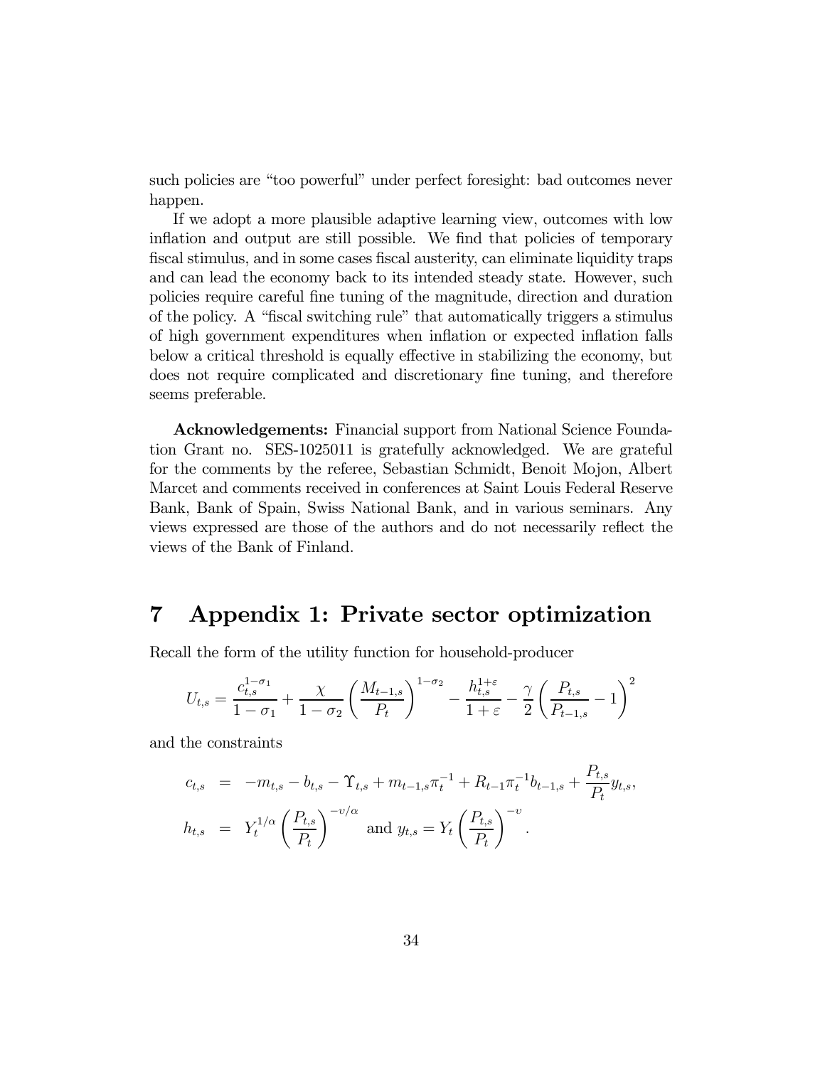such policies are "too powerful" under perfect foresight: bad outcomes never happen.

If we adopt a more plausible adaptive learning view, outcomes with low inflation and output are still possible. We find that policies of temporary fiscal stimulus, and in some cases fiscal austerity, can eliminate liquidity traps and can lead the economy back to its intended steady state. However, such policies require careful fine tuning of the magnitude, direction and duration of the policy. A "fiscal switching rule" that automatically triggers a stimulus of high government expenditures when inflation or expected inflation falls below a critical threshold is equally effective in stabilizing the economy, but does not require complicated and discretionary fine tuning, and therefore seems preferable.

**Acknowledgements:** Financial support from National Science Foundation Grant no. SES-1025011 is gratefully acknowledged. We are grateful for the comments by the referee, Sebastian Schmidt, Benoit Mojon, Albert Marcet and comments received in conferences at Saint Louis Federal Reserve Bank, Bank of Spain, Swiss National Bank, and in various seminars. Any views expressed are those of the authors and do not necessarily reflect the views of the Bank of Finland.

# 7 Appendix 1: Private sector optimization

Recall the form of the utility function for household-producer

$$U_{t,s} = \frac{c_{t,s}^{1-\sigma_1}}{1-\sigma_1} + \frac{\chi}{1-\sigma_2}\left(\frac{M_{t-1,s}}{P_t}\right)^{1-\sigma_2} - \frac{h_{t,s}^{1+\varepsilon}}{1+\varepsilon} - \frac{\gamma}{2}\left(\frac{P_{t,s}}{P_{t-1,s}} - 1\right)^2$$

and the constraints

$$\begin{aligned}
c_{t,s} &= -m_{t,s} - b_{t,s} - \Upsilon_{t,s} + m_{t-1,s}\pi_t^{-1} + R_{t-1}\pi_t^{-1}b_{t-1,s} + \frac{P_{t,s}}{P_t}y_{t,s}, \\
h_{t,s} &= Y_t^{1/\alpha}\left(\frac{P_{t,s}}{P_t}\right)^{-\upsilon/\alpha} \text{ and } y_{t,s} = Y_t\left(\frac{P_{t,s}}{P_t}\right)^{-\upsilon}.
\end{aligned}$$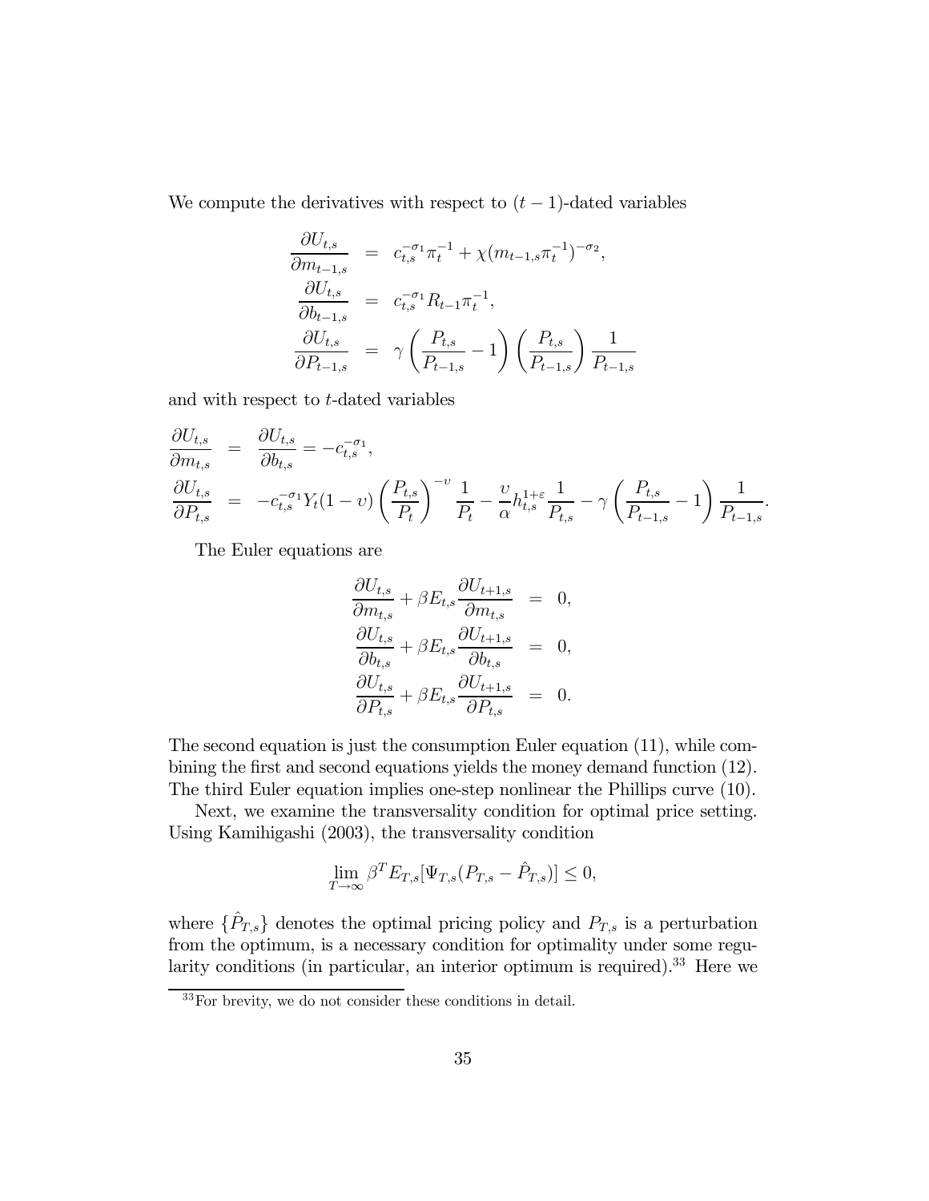We compute the derivatives with respect to $(t-1)$-dated variables

$$
\begin{aligned}
\frac{\partial U_{t,s}}{\partial m_{t-1,s}} &= c_{t,s}^{-\sigma_1}\pi_t^{-1} + \chi(m_{t-1,s}\pi_t^{-1})^{-\sigma_2}, \\
\frac{\partial U_{t,s}}{\partial b_{t-1,s}} &= c_{t,s}^{-\sigma_1} R_{t-1}\pi_t^{-1}, \\
\frac{\partial U_{t,s}}{\partial P_{t-1,s}} &= \gamma\left(\frac{P_{t,s}}{P_{t-1,s}} - 1\right)\left(\frac{P_{t,s}}{P_{t-1,s}}\right)\frac{1}{P_{t-1,s}}
\end{aligned}
$$

and with respect to $t$-dated variables

$$
\begin{aligned}
\frac{\partial U_{t,s}}{\partial m_{t,s}} &= \frac{\partial U_{t,s}}{\partial b_{t,s}} = -c_{t,s}^{-\sigma_1}, \\
\frac{\partial U_{t,s}}{\partial P_{t,s}} &= -c_{t,s}^{-\sigma_1} Y_t (1-\upsilon)\left(\frac{P_{t,s}}{P_t}\right)^{-\upsilon}\frac{1}{P_t} - \frac{\upsilon}{\alpha} h_{t,s}^{1+\varepsilon}\frac{1}{P_{t,s}} - \gamma\left(\frac{P_{t,s}}{P_{t-1,s}} - 1\right)\frac{1}{P_{t-1,s}}.
\end{aligned}
$$

The Euler equations are

$$
\begin{aligned}
\frac{\partial U_{t,s}}{\partial m_{t,s}} + \beta E_{t,s}\frac{\partial U_{t+1,s}}{\partial m_{t,s}} &= 0, \\
\frac{\partial U_{t,s}}{\partial b_{t,s}} + \beta E_{t,s}\frac{\partial U_{t+1,s}}{\partial b_{t,s}} &= 0, \\
\frac{\partial U_{t,s}}{\partial P_{t,s}} + \beta E_{t,s}\frac{\partial U_{t+1,s}}{\partial P_{t,s}} &= 0.
\end{aligned}
$$

The second equation is just the consumption Euler equation (11), while combining the first and second equations yields the money demand function (12). The third Euler equation implies one-step nonlinear the Phillips curve (10).

Next, we examine the transversality condition for optimal price setting. Using Kamihigashi (2003), the transversality condition

$$
\lim_{T\to\infty} \beta^T E_{T,s}[\Psi_{T,s}(P_{T,s} - \hat{P}_{T,s})] \leq 0,
$$

where $\{\hat{P}_{T,s}\}$ denotes the optimal pricing policy and $P_{T,s}$ is a perturbation from the optimum, is a necessary condition for optimality under some regularity conditions (in particular, an interior optimum is required).[33] Here we

[33] For brevity, we do not consider these conditions in detail.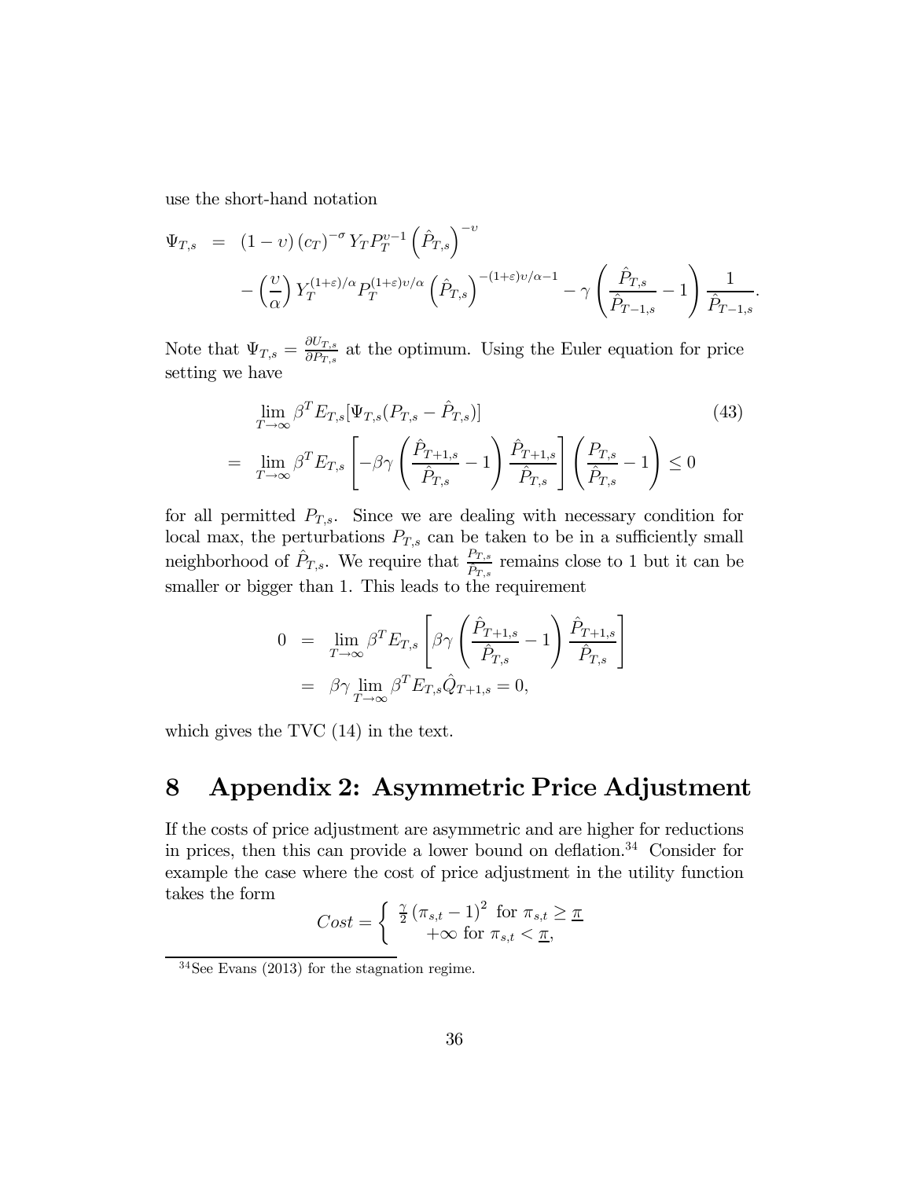use the short-hand notation

$$
\begin{aligned}
\Psi_{T,s} &= (1-\upsilon)(c_T)^{-\sigma} Y_T P_T^{\upsilon-1} \left(\hat{P}_{T,s}\right)^{-\upsilon} \\
&\quad - \left(\frac{\upsilon}{\alpha}\right) Y_T^{(1+\varepsilon)/\alpha} P_T^{(1+\varepsilon)\upsilon/\alpha} \left(\hat{P}_{T,s}\right)^{-(1+\varepsilon)\upsilon/\alpha-1} - \gamma \left(\frac{\hat{P}_{T,s}}{\hat{P}_{T-1,s}} - 1\right) \frac{1}{\hat{P}_{T-1,s}}.
\end{aligned}
$$

Note that $\Psi_{T,s} = \frac{\partial U_{T,s}}{\partial P_{T,s}}$ at the optimum. Using the Euler equation for price setting we have

$$
\begin{aligned}
& \lim_{T\to\infty} \beta^T E_{T,s}[\Psi_{T,s}(P_{T,s} - \hat{P}_{T,s})] \\
=\ & \lim_{T\to\infty} \beta^T E_{T,s}\left[-\beta\gamma\left(\frac{\hat{P}_{T+1,s}}{\hat{P}_{T,s}} - 1\right)\frac{\hat{P}_{T+1,s}}{\hat{P}_{T,s}}\right]\left(\frac{P_{T,s}}{\hat{P}_{T,s}} - 1\right) \leq 0
\end{aligned}
\tag{43}
$$

for all permitted $P_{T,s}$. Since we are dealing with necessary condition for local max, the perturbations $P_{T,s}$ can be taken to be in a sufficiently small neighborhood of $\hat{P}_{T,s}$. We require that $\frac{P_{T,s}}{\hat{P}_{T,s}}$ remains close to 1 but it can be smaller or bigger than 1. This leads to the requirement

$$
\begin{aligned}
0 &= \lim_{T\to\infty} \beta^T E_{T,s}\left[\beta\gamma\left(\frac{\hat{P}_{T+1,s}}{\hat{P}_{T,s}} - 1\right)\frac{\hat{P}_{T+1,s}}{\hat{P}_{T,s}}\right] \\
&= \beta\gamma \lim_{T\to\infty} \beta^T E_{T,s}\hat{Q}_{T+1,s} = 0,
\end{aligned}
$$

which gives the TVC (14) in the text.

# 8 Appendix 2: Asymmetric Price Adjustment

If the costs of price adjustment are asymmetric and are higher for reductions in prices, then this can provide a lower bound on deflation.[34] Consider for example the case where the cost of price adjustment in the utility function takes the form

$$
Cost = \begin{cases} \frac{\gamma}{2}(\pi_{s,t} - 1)^2 \text{ for } \pi_{s,t} \geq \underline{\pi} \\ +\infty \text{ for } \pi_{s,t} < \underline{\pi}, \end{cases}
$$

[34] See Evans (2013) for the stagnation regime.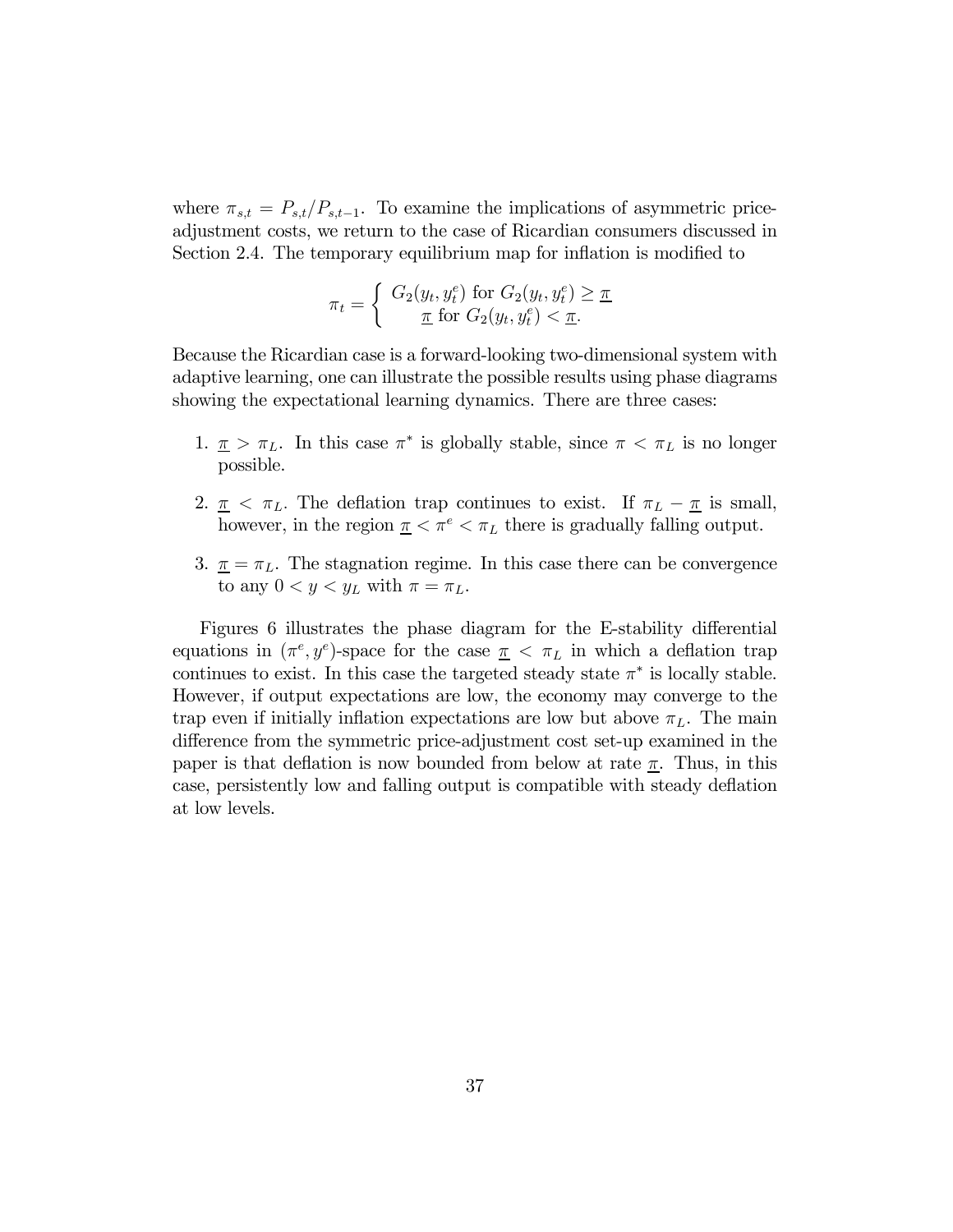where $\pi_{s,t} = P_{s,t}/P_{s,t-1}$. To examine the implications of asymmetric price-adjustment costs, we return to the case of Ricardian consumers discussed in Section 2.4. The temporary equilibrium map for inflation is modified to

$$\pi_t = \begin{cases} G_2(y_t, y_t^e) \text{ for } G_2(y_t, y_t^e) \geq \underline{\pi} \\ \underline{\pi} \text{ for } G_2(y_t, y_t^e) < \underline{\pi}. \end{cases}$$

Because the Ricardian case is a forward-looking two-dimensional system with adaptive learning, one can illustrate the possible results using phase diagrams showing the expectational learning dynamics. There are three cases:

1. $\underline{\pi} > \pi_L$. In this case $\pi^*$ is globally stable, since $\pi < \pi_L$ is no longer possible.
2. $\underline{\pi} < \pi_L$. The deflation trap continues to exist. If $\pi_L - \underline{\pi}$ is small, however, in the region $\underline{\pi} < \pi^e < \pi_L$ there is gradually falling output.
3. $\underline{\pi} = \pi_L$. The stagnation regime. In this case there can be convergence to any $0 < y < y_L$ with $\pi = \pi_L$.

Figures 6 illustrates the phase diagram for the E-stability differential equations in $(\pi^e, y^e)$-space for the case $\underline{\pi} < \pi_L$ in which a deflation trap continues to exist. In this case the targeted steady state $\pi^*$ is locally stable. However, if output expectations are low, the economy may converge to the trap even if initially inflation expectations are low but above $\pi_L$. The main difference from the symmetric price-adjustment cost set-up examined in the paper is that deflation is now bounded from below at rate $\underline{\pi}$. Thus, in this case, persistently low and falling output is compatible with steady deflation at low levels.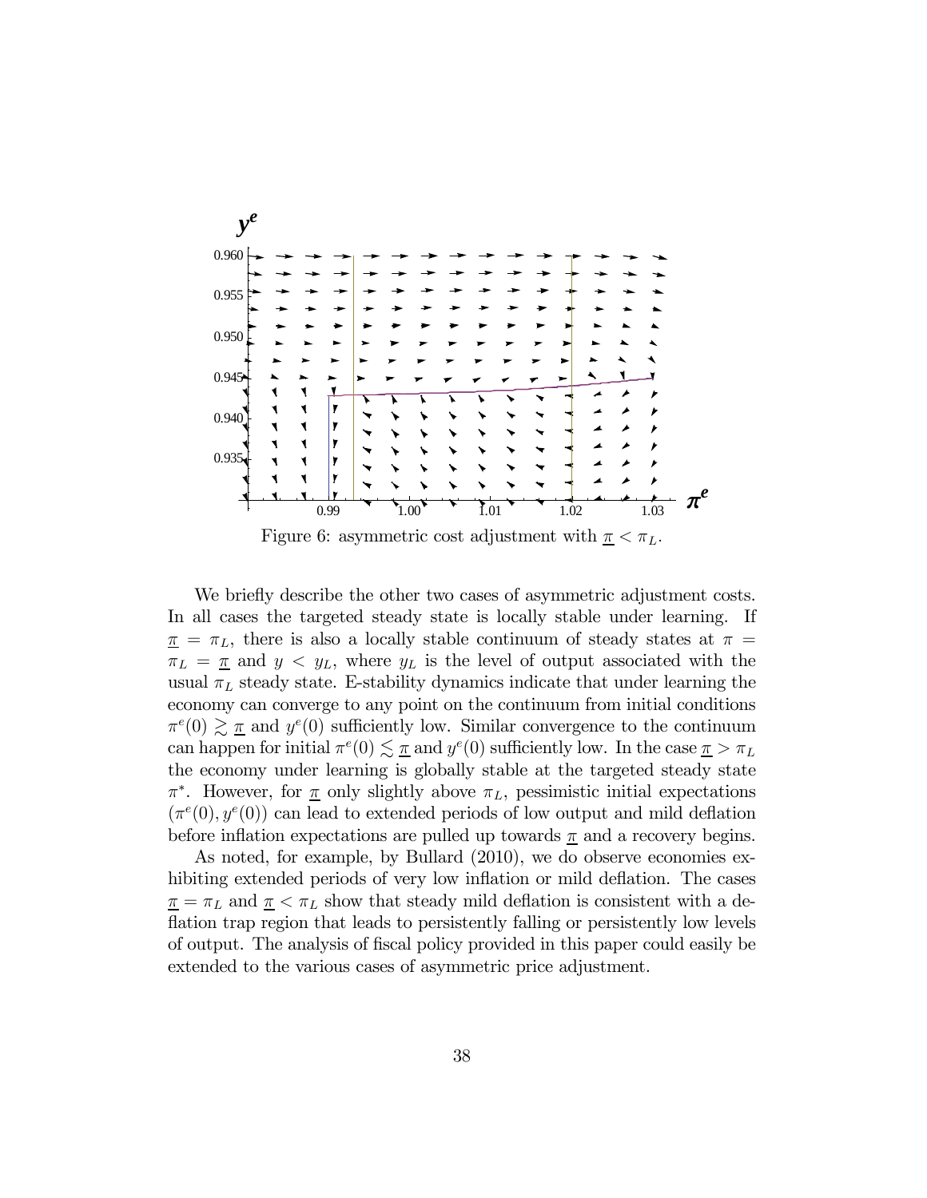Figure 6: asymmetric cost adjustment with $\underline{\pi} < \pi_L$.

We briefly describe the other two cases of asymmetric adjustment costs. In all cases the targeted steady state is locally stable under learning. If $\underline{\pi} = \pi_L$, there is also a locally stable continuum of steady states at $\pi = \pi_L = \underline{\pi}$ and $y < y_L$, where $y_L$ is the level of output associated with the usual $\pi_L$ steady state. E-stability dynamics indicate that under learning the economy can converge to any point on the continuum from initial conditions $\pi^e(0) \gtrsim \underline{\pi}$ and $y^e(0)$ sufficiently low. Similar convergence to the continuum can happen for initial $\pi^e(0) \lesssim \underline{\pi}$ and $y^e(0)$ sufficiently low. In the case $\underline{\pi} > \pi_L$ the economy under learning is globally stable at the targeted steady state $\pi^*$. However, for $\underline{\pi}$ only slightly above $\pi_L$, pessimistic initial expectations $(\pi^e(0), y^e(0))$ can lead to extended periods of low output and mild deflation before inflation expectations are pulled up towards $\underline{\pi}$ and a recovery begins.

As noted, for example, by Bullard (2010), we do observe economies exhibiting extended periods of very low inflation or mild deflation. The cases $\underline{\pi} = \pi_L$ and $\underline{\pi} < \pi_L$ show that steady mild deflation is consistent with a deflation trap region that leads to persistently falling or persistently low levels of output. The analysis of fiscal policy provided in this paper could easily be extended to the various cases of asymmetric price adjustment.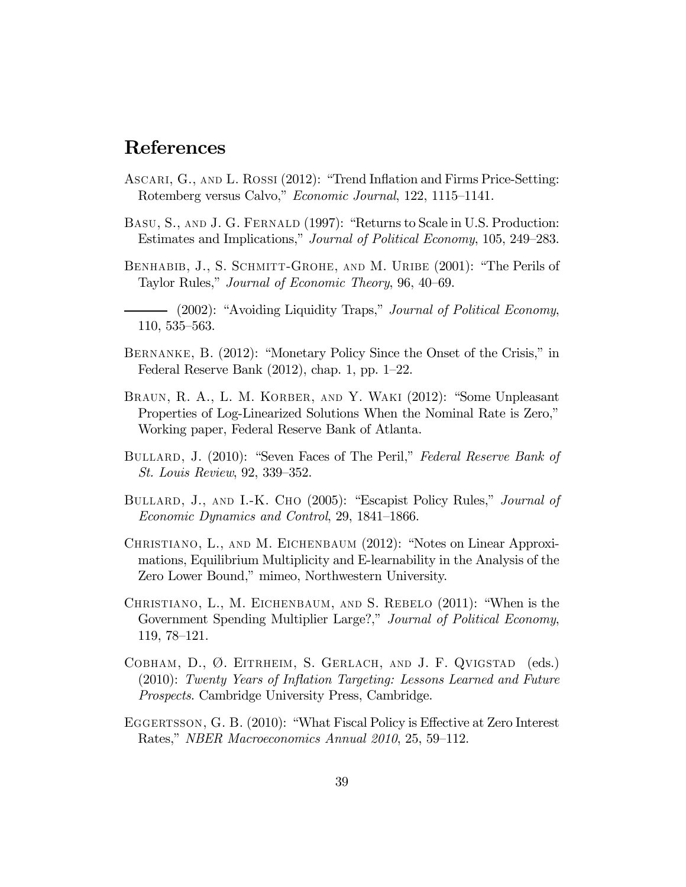# References

Ascari, G., and L. Rossi (2012): "Trend Inflation and Firms Price-Setting: Rotemberg versus Calvo," *Economic Journal*, 122, 1115–1141.

Basu, S., and J. G. Fernald (1997): "Returns to Scale in U.S. Production: Estimates and Implications," *Journal of Political Economy*, 105, 249–283.

Benhabib, J., S. Schmitt-Grohe, and M. Uribe (2001): "The Perils of Taylor Rules," *Journal of Economic Theory*, 96, 40–69.

——— (2002): "Avoiding Liquidity Traps," *Journal of Political Economy*, 110, 535–563.

Bernanke, B. (2012): "Monetary Policy Since the Onset of the Crisis," in Federal Reserve Bank (2012), chap. 1, pp. 1–22.

Braun, R. A., L. M. Korber, and Y. Waki (2012): "Some Unpleasant Properties of Log-Linearized Solutions When the Nominal Rate is Zero," Working paper, Federal Reserve Bank of Atlanta.

Bullard, J. (2010): "Seven Faces of The Peril," *Federal Reserve Bank of St. Louis Review*, 92, 339–352.

Bullard, J., and I.-K. Cho (2005): "Escapist Policy Rules," *Journal of Economic Dynamics and Control*, 29, 1841–1866.

Christiano, L., and M. Eichenbaum (2012): "Notes on Linear Approximations, Equilibrium Multiplicity and E-learnability in the Analysis of the Zero Lower Bound," mimeo, Northwestern University.

Christiano, L., M. Eichenbaum, and S. Rebelo (2011): "When is the Government Spending Multiplier Large?," *Journal of Political Economy*, 119, 78–121.

Cobham, D., Ø. Eitrheim, S. Gerlach, and J. F. Qvigstad (eds.) (2010): *Twenty Years of Inflation Targeting: Lessons Learned and Future Prospects*. Cambridge University Press, Cambridge.

Eggertsson, G. B. (2010): "What Fiscal Policy is Effective at Zero Interest Rates," *NBER Macroeconomics Annual 2010*, 25, 59–112.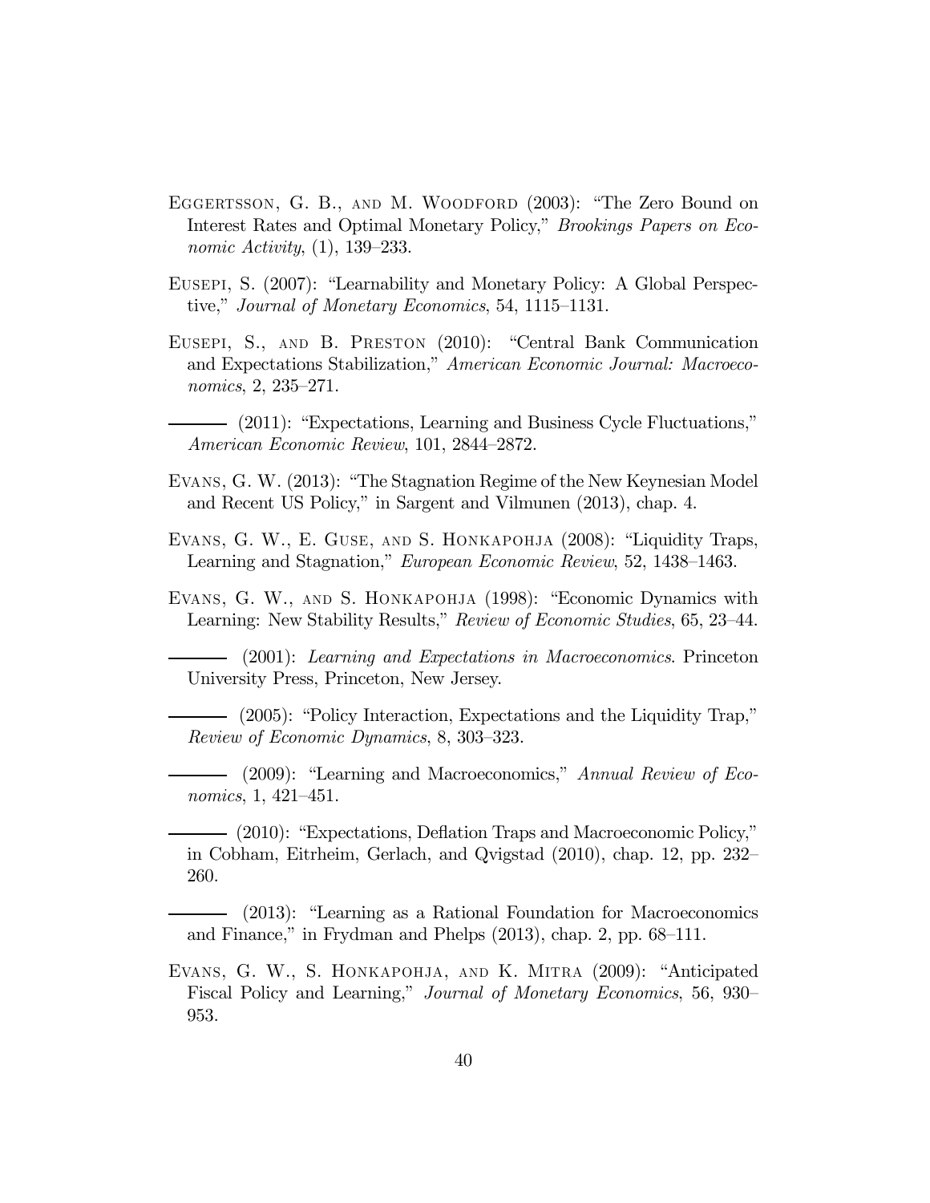Eggertsson, G. B., and M. Woodford (2003): "The Zero Bound on Interest Rates and Optimal Monetary Policy," *Brookings Papers on Economic Activity*, (1), 139–233.

Eusepi, S. (2007): "Learnability and Monetary Policy: A Global Perspective," *Journal of Monetary Economics*, 54, 1115–1131.

Eusepi, S., and B. Preston (2010): "Central Bank Communication and Expectations Stabilization," *American Economic Journal: Macroeconomics*, 2, 235–271.

——— (2011): "Expectations, Learning and Business Cycle Fluctuations," *American Economic Review*, 101, 2844–2872.

Evans, G. W. (2013): "The Stagnation Regime of the New Keynesian Model and Recent US Policy," in Sargent and Vilmunen (2013), chap. 4.

Evans, G. W., E. Guse, and S. Honkapohja (2008): "Liquidity Traps, Learning and Stagnation," *European Economic Review*, 52, 1438–1463.

Evans, G. W., and S. Honkapohja (1998): "Economic Dynamics with Learning: New Stability Results," *Review of Economic Studies*, 65, 23–44.

——— (2001): *Learning and Expectations in Macroeconomics*. Princeton University Press, Princeton, New Jersey.

——— (2005): "Policy Interaction, Expectations and the Liquidity Trap," *Review of Economic Dynamics*, 8, 303–323.

——— (2009): "Learning and Macroeconomics," *Annual Review of Economics*, 1, 421–451.

——— (2010): "Expectations, Deflation Traps and Macroeconomic Policy," in Cobham, Eitrheim, Gerlach, and Qvigstad (2010), chap. 12, pp. 232–260.

——— (2013): "Learning as a Rational Foundation for Macroeconomics and Finance," in Frydman and Phelps (2013), chap. 2, pp. 68–111.

Evans, G. W., S. Honkapohja, and K. Mitra (2009): "Anticipated Fiscal Policy and Learning," *Journal of Monetary Economics*, 56, 930–953.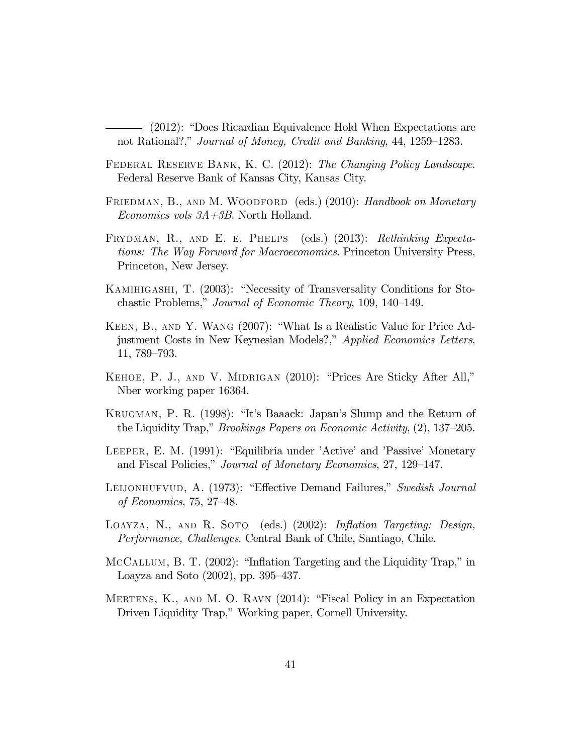——— (2012): "Does Ricardian Equivalence Hold When Expectations are not Rational?," *Journal of Money, Credit and Banking*, 44, 1259–1283.

Federal Reserve Bank, K. C. (2012): *The Changing Policy Landscape*. Federal Reserve Bank of Kansas City, Kansas City.

Friedman, B., and M. Woodford (eds.) (2010): *Handbook on Monetary Economics vols 3A+3B*. North Holland.

Frydman, R., and E. e. Phelps (eds.) (2013): *Rethinking Expectations: The Way Forward for Macroeconomics*. Princeton University Press, Princeton, New Jersey.

Kamihigashi, T. (2003): "Necessity of Transversality Conditions for Stochastic Problems," *Journal of Economic Theory*, 109, 140–149.

Keen, B., and Y. Wang (2007): "What Is a Realistic Value for Price Adjustment Costs in New Keynesian Models?," *Applied Economics Letters*, 11, 789–793.

Kehoe, P. J., and V. Midrigan (2010): "Prices Are Sticky After All," Nber working paper 16364.

Krugman, P. R. (1998): "It's Baaack: Japan's Slump and the Return of the Liquidity Trap," *Brookings Papers on Economic Activity*, (2), 137–205.

Leeper, E. M. (1991): "Equilibria under 'Active' and 'Passive' Monetary and Fiscal Policies," *Journal of Monetary Economics*, 27, 129–147.

Leijonhufvud, A. (1973): "Effective Demand Failures," *Swedish Journal of Economics*, 75, 27–48.

Loayza, N., and R. Soto (eds.) (2002): *Inflation Targeting: Design, Performance, Challenges*. Central Bank of Chile, Santiago, Chile.

McCallum, B. T. (2002): "Inflation Targeting and the Liquidity Trap," in Loayza and Soto (2002), pp. 395–437.

Mertens, K., and M. O. Ravn (2014): "Fiscal Policy in an Expectation Driven Liquidity Trap," Working paper, Cornell University.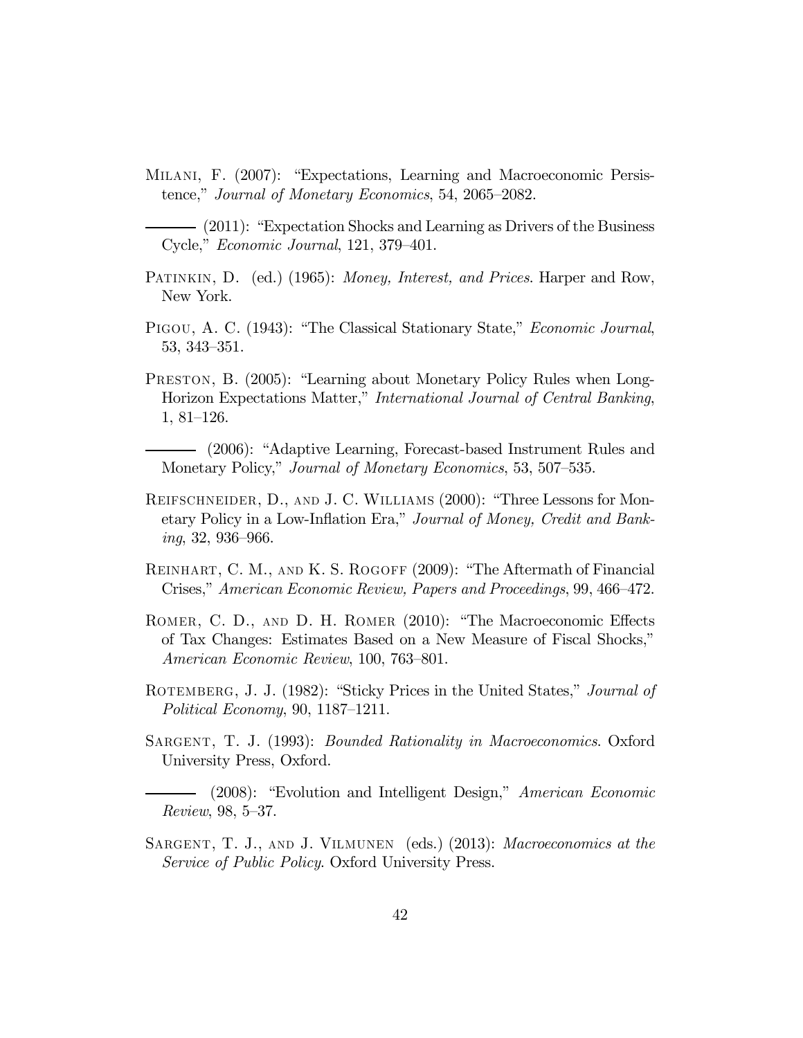Milani, F. (2007): "Expectations, Learning and Macroeconomic Persistence," *Journal of Monetary Economics*, 54, 2065–2082.

——— (2011): "Expectation Shocks and Learning as Drivers of the Business Cycle," *Economic Journal*, 121, 379–401.

Patinkin, D. (ed.) (1965): *Money, Interest, and Prices*. Harper and Row, New York.

Pigou, A. C. (1943): "The Classical Stationary State," *Economic Journal*, 53, 343–351.

Preston, B. (2005): "Learning about Monetary Policy Rules when Long-Horizon Expectations Matter," *International Journal of Central Banking*, 1, 81–126.

——— (2006): "Adaptive Learning, Forecast-based Instrument Rules and Monetary Policy," *Journal of Monetary Economics*, 53, 507–535.

Reifschneider, D., and J. C. Williams (2000): "Three Lessons for Monetary Policy in a Low-Inflation Era," *Journal of Money, Credit and Banking*, 32, 936–966.

Reinhart, C. M., and K. S. Rogoff (2009): "The Aftermath of Financial Crises," *American Economic Review, Papers and Proceedings*, 99, 466–472.

Romer, C. D., and D. H. Romer (2010): "The Macroeconomic Effects of Tax Changes: Estimates Based on a New Measure of Fiscal Shocks," *American Economic Review*, 100, 763–801.

Rotemberg, J. J. (1982): "Sticky Prices in the United States," *Journal of Political Economy*, 90, 1187–1211.

Sargent, T. J. (1993): *Bounded Rationality in Macroeconomics*. Oxford University Press, Oxford.

——— (2008): "Evolution and Intelligent Design," *American Economic Review*, 98, 5–37.

Sargent, T. J., and J. Vilmunen (eds.) (2013): *Macroeconomics at the Service of Public Policy*. Oxford University Press.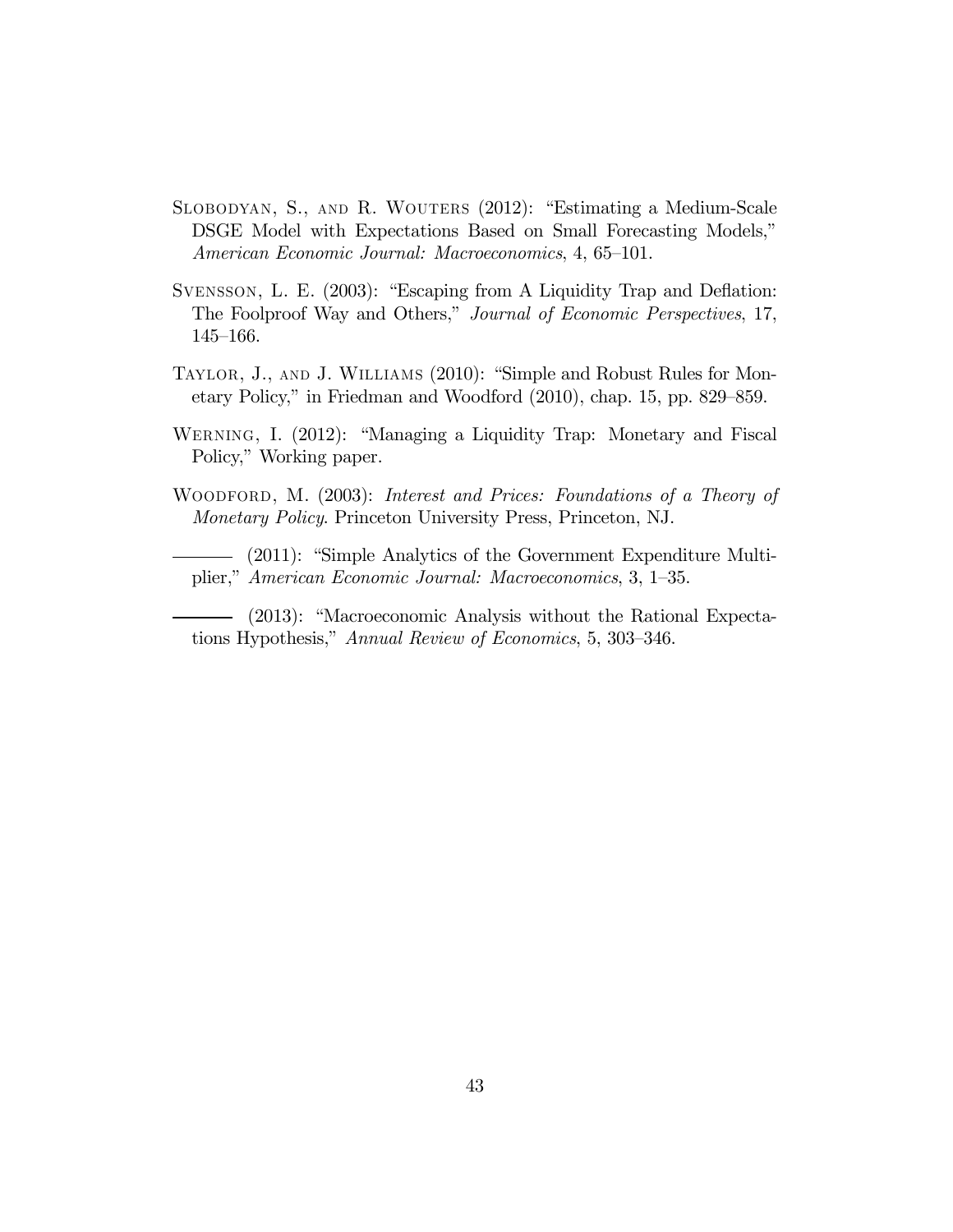SLOBODYAN, S., AND R. WOUTERS (2012): "Estimating a Medium-Scale DSGE Model with Expectations Based on Small Forecasting Models," *American Economic Journal: Macroeconomics*, 4, 65–101.

SVENSSON, L. E. (2003): "Escaping from A Liquidity Trap and Deflation: The Foolproof Way and Others," *Journal of Economic Perspectives*, 17, 145–166.

TAYLOR, J., AND J. WILLIAMS (2010): "Simple and Robust Rules for Monetary Policy," in Friedman and Woodford (2010), chap. 15, pp. 829–859.

WERNING, I. (2012): "Managing a Liquidity Trap: Monetary and Fiscal Policy," Working paper.

WOODFORD, M. (2003): *Interest and Prices: Foundations of a Theory of Monetary Policy*. Princeton University Press, Princeton, NJ.

——— (2011): "Simple Analytics of the Government Expenditure Multiplier," *American Economic Journal: Macroeconomics*, 3, 1–35.

——— (2013): "Macroeconomic Analysis without the Rational Expectations Hypothesis," *Annual Review of Economics*, 5, 303–346.